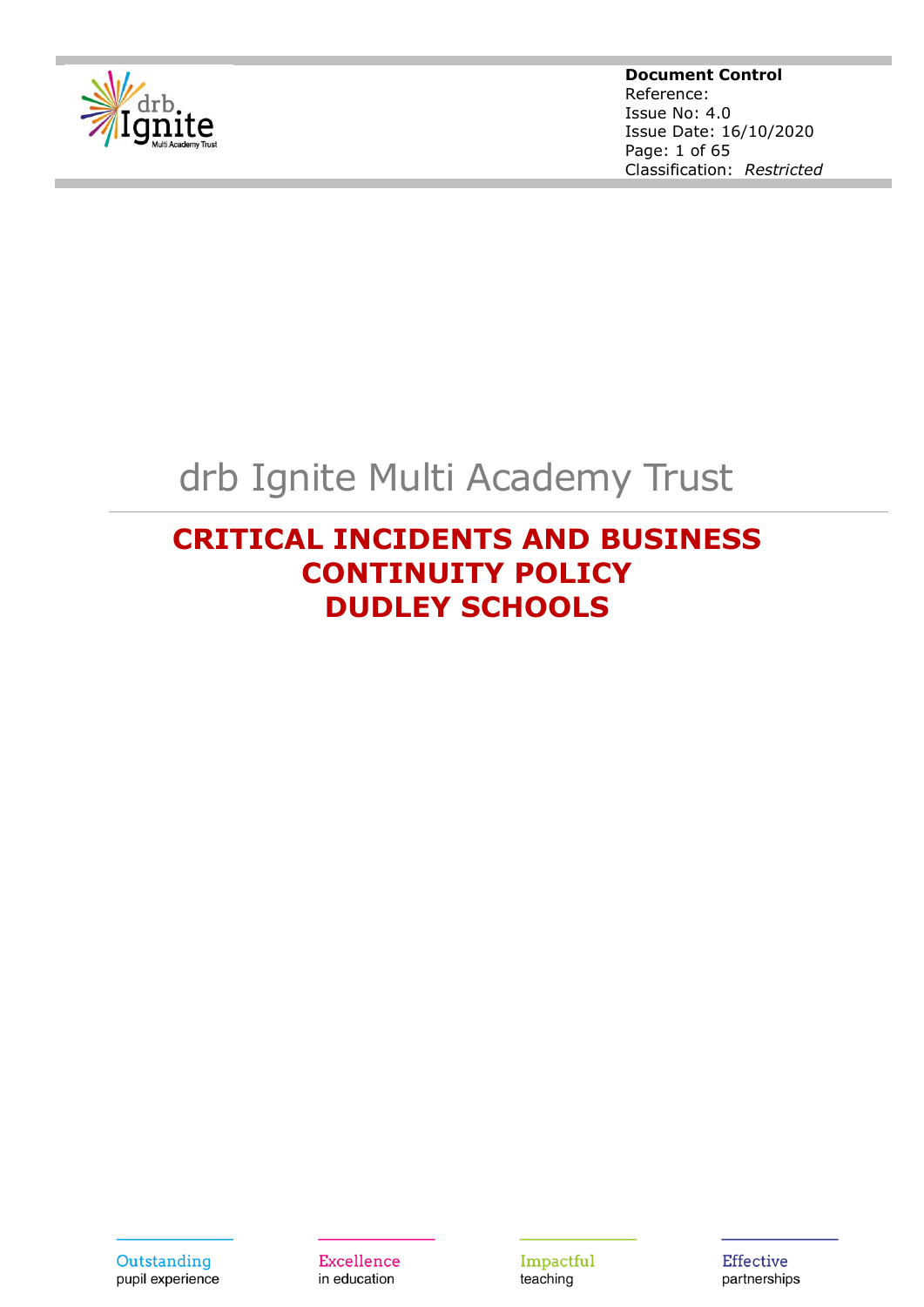**Document Control**
Reference:
Issue No: 4.0
Issue Date: 16/10/2020
Classification: *Restricted*

# drb Ignite Multi Academy Trust

## CRITICAL INCIDENTS AND BUSINESS CONTINUITY POLICY DUDLEY SCHOOLS

Outstanding pupil experience

Excellence in education

Impactful teaching

Effective partnerships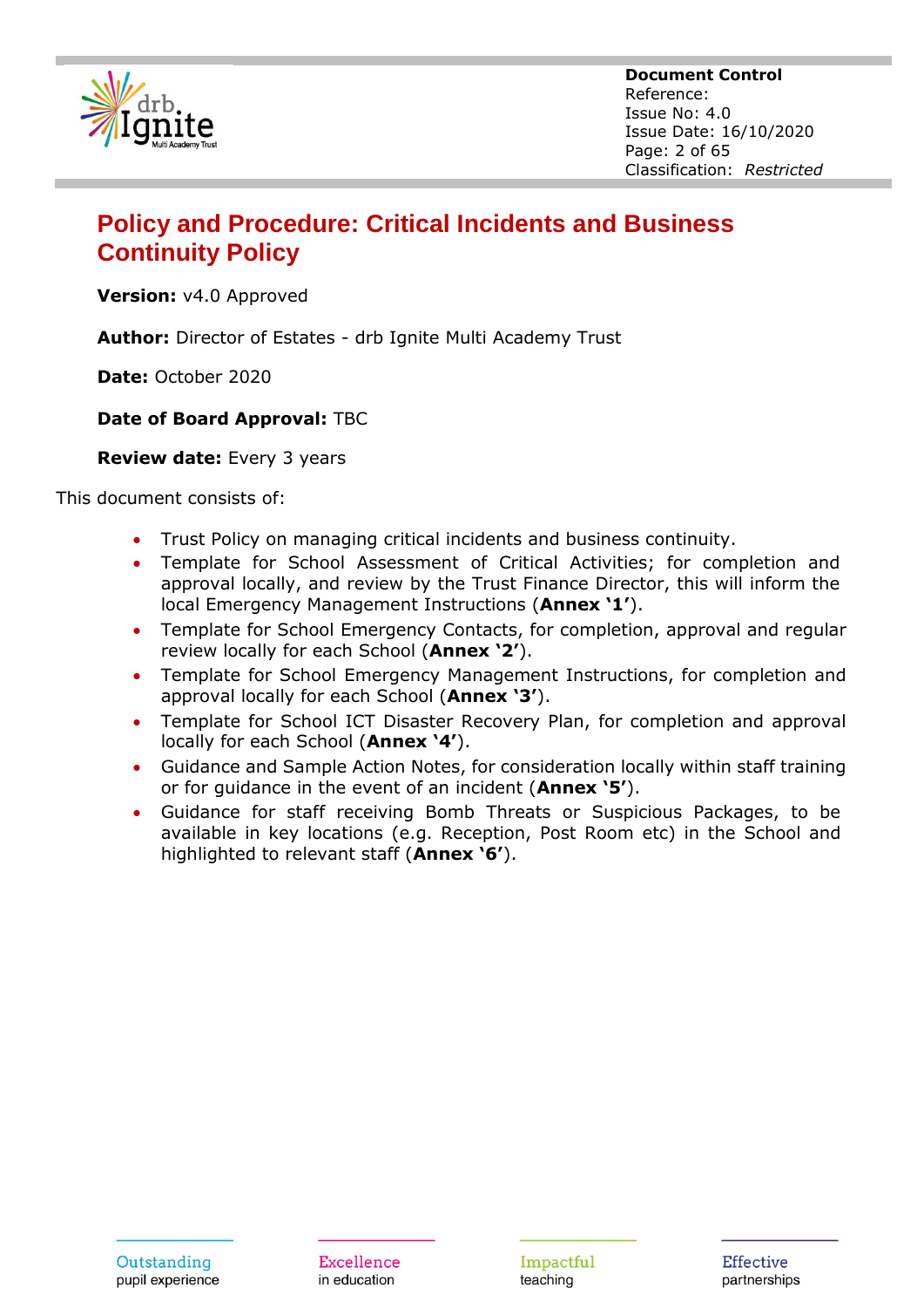# Policy and Procedure: Critical Incidents and Business Continuity Policy

**Version:** v4.0 Approved

**Author:** Director of Estates - drb Ignite Multi Academy Trust

**Date:** October 2020

**Date of Board Approval:** TBC

**Review date:** Every 3 years

This document consists of:

- Trust Policy on managing critical incidents and business continuity.
- Template for School Assessment of Critical Activities; for completion and approval locally, and review by the Trust Finance Director, this will inform the local Emergency Management Instructions (**Annex '1'**).
- Template for School Emergency Contacts, for completion, approval and regular review locally for each School (**Annex '2'**).
- Template for School Emergency Management Instructions, for completion and approval locally for each School (**Annex '3'**).
- Template for School ICT Disaster Recovery Plan, for completion and approval locally for each School (**Annex '4'**).
- Guidance and Sample Action Notes, for consideration locally within staff training or for guidance in the event of an incident (**Annex '5'**).
- Guidance for staff receiving Bomb Threats or Suspicious Packages, to be available in key locations (e.g. Reception, Post Room etc) in the School and highlighted to relevant staff (**Annex '6'**).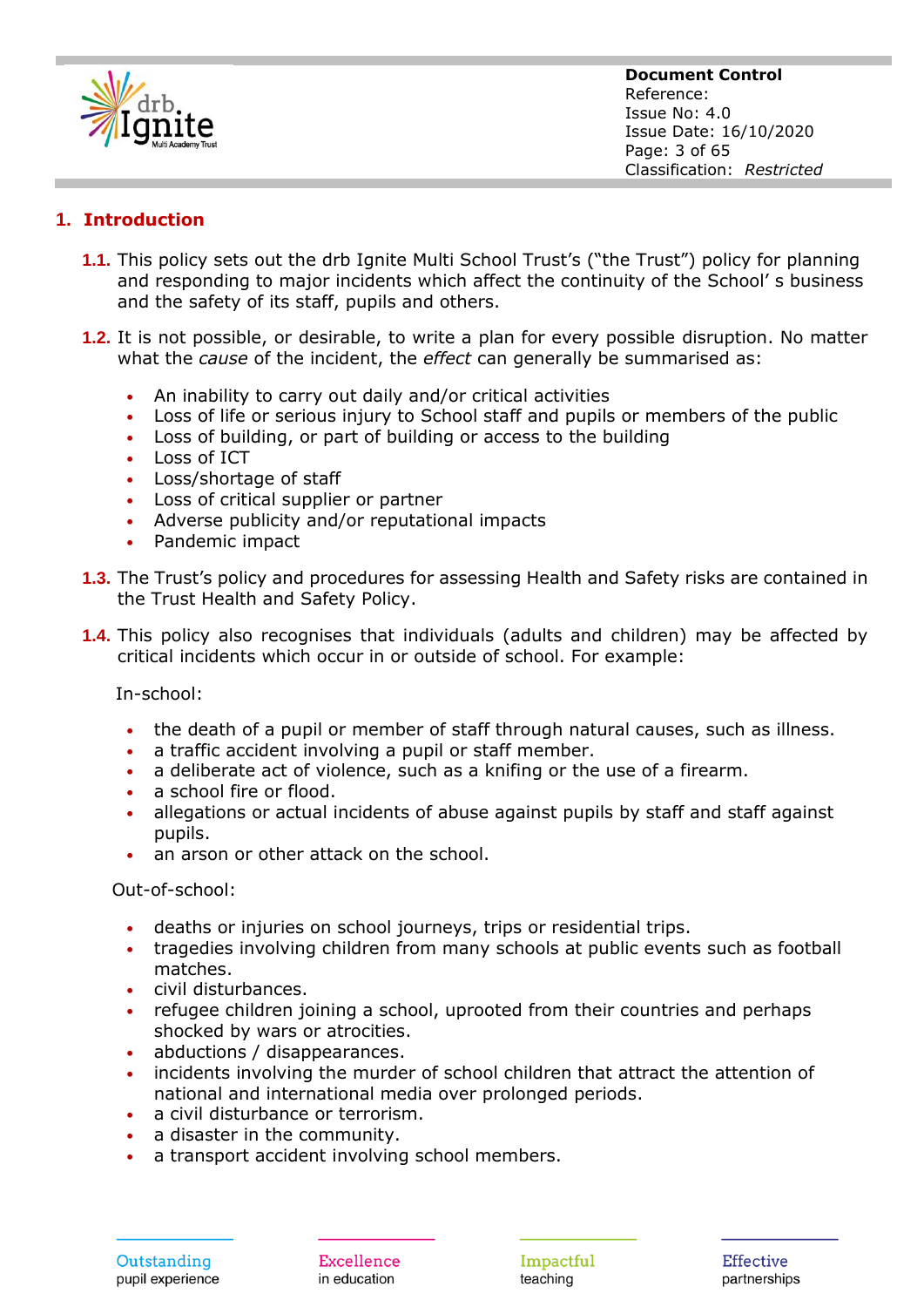## 1. Introduction

**1.1.** This policy sets out the drb Ignite Multi School Trust's ("the Trust") policy for planning and responding to major incidents which affect the continuity of the School' s business and the safety of its staff, pupils and others.

**1.2.** It is not possible, or desirable, to write a plan for every possible disruption. No matter what the *cause* of the incident, the *effect* can generally be summarised as:

- An inability to carry out daily and/or critical activities
- Loss of life or serious injury to School staff and pupils or members of the public
- Loss of building, or part of building or access to the building
- Loss of ICT
- Loss/shortage of staff
- Loss of critical supplier or partner
- Adverse publicity and/or reputational impacts
- Pandemic impact

**1.3.** The Trust's policy and procedures for assessing Health and Safety risks are contained in the Trust Health and Safety Policy.

**1.4.** This policy also recognises that individuals (adults and children) may be affected by critical incidents which occur in or outside of school. For example:

In-school:

- the death of a pupil or member of staff through natural causes, such as illness.
- a traffic accident involving a pupil or staff member.
- a deliberate act of violence, such as a knifing or the use of a firearm.
- a school fire or flood.
- allegations or actual incidents of abuse against pupils by staff and staff against pupils.
- an arson or other attack on the school.

Out-of-school:

- deaths or injuries on school journeys, trips or residential trips.
- tragedies involving children from many schools at public events such as football matches.
- civil disturbances.
- refugee children joining a school, uprooted from their countries and perhaps shocked by wars or atrocities.
- abductions / disappearances.
- incidents involving the murder of school children that attract the attention of national and international media over prolonged periods.
- a civil disturbance or terrorism.
- a disaster in the community.
- a transport accident involving school members.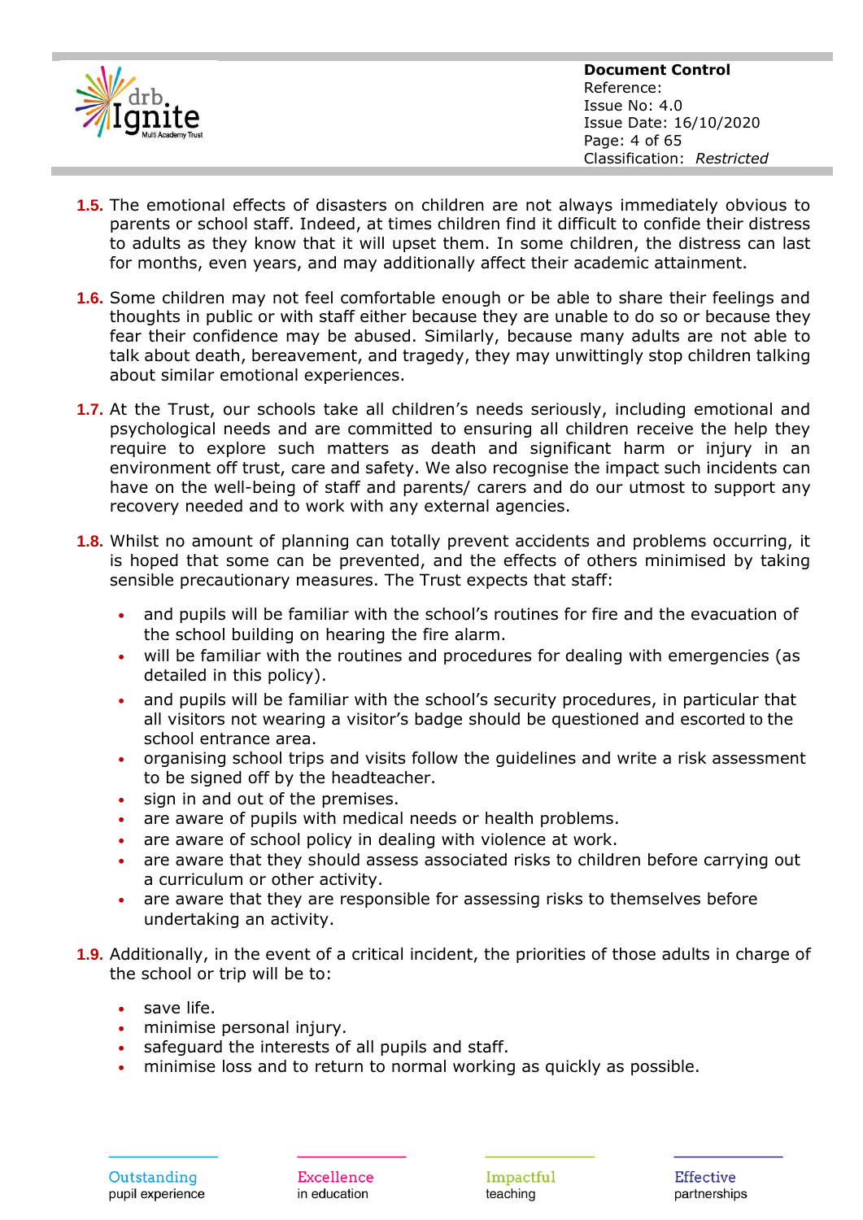**1.5.** The emotional effects of disasters on children are not always immediately obvious to parents or school staff. Indeed, at times children find it difficult to confide their distress to adults as they know that it will upset them. In some children, the distress can last for months, even years, and may additionally affect their academic attainment.

**1.6.** Some children may not feel comfortable enough or be able to share their feelings and thoughts in public or with staff either because they are unable to do so or because they fear their confidence may be abused. Similarly, because many adults are not able to talk about death, bereavement, and tragedy, they may unwittingly stop children talking about similar emotional experiences.

**1.7.** At the Trust, our schools take all children's needs seriously, including emotional and psychological needs and are committed to ensuring all children receive the help they require to explore such matters as death and significant harm or injury in an environment off trust, care and safety. We also recognise the impact such incidents can have on the well-being of staff and parents/ carers and do our utmost to support any recovery needed and to work with any external agencies.

**1.8.** Whilst no amount of planning can totally prevent accidents and problems occurring, it is hoped that some can be prevented, and the effects of others minimised by taking sensible precautionary measures. The Trust expects that staff:

- and pupils will be familiar with the school's routines for fire and the evacuation of the school building on hearing the fire alarm.
- will be familiar with the routines and procedures for dealing with emergencies (as detailed in this policy).
- and pupils will be familiar with the school's security procedures, in particular that all visitors not wearing a visitor's badge should be questioned and escorted to the school entrance area.
- organising school trips and visits follow the guidelines and write a risk assessment to be signed off by the headteacher.
- sign in and out of the premises.
- are aware of pupils with medical needs or health problems.
- are aware of school policy in dealing with violence at work.
- are aware that they should assess associated risks to children before carrying out a curriculum or other activity.
- are aware that they are responsible for assessing risks to themselves before undertaking an activity.

**1.9.** Additionally, in the event of a critical incident, the priorities of those adults in charge of the school or trip will be to:

- save life.
- minimise personal injury.
- safeguard the interests of all pupils and staff.
- minimise loss and to return to normal working as quickly as possible.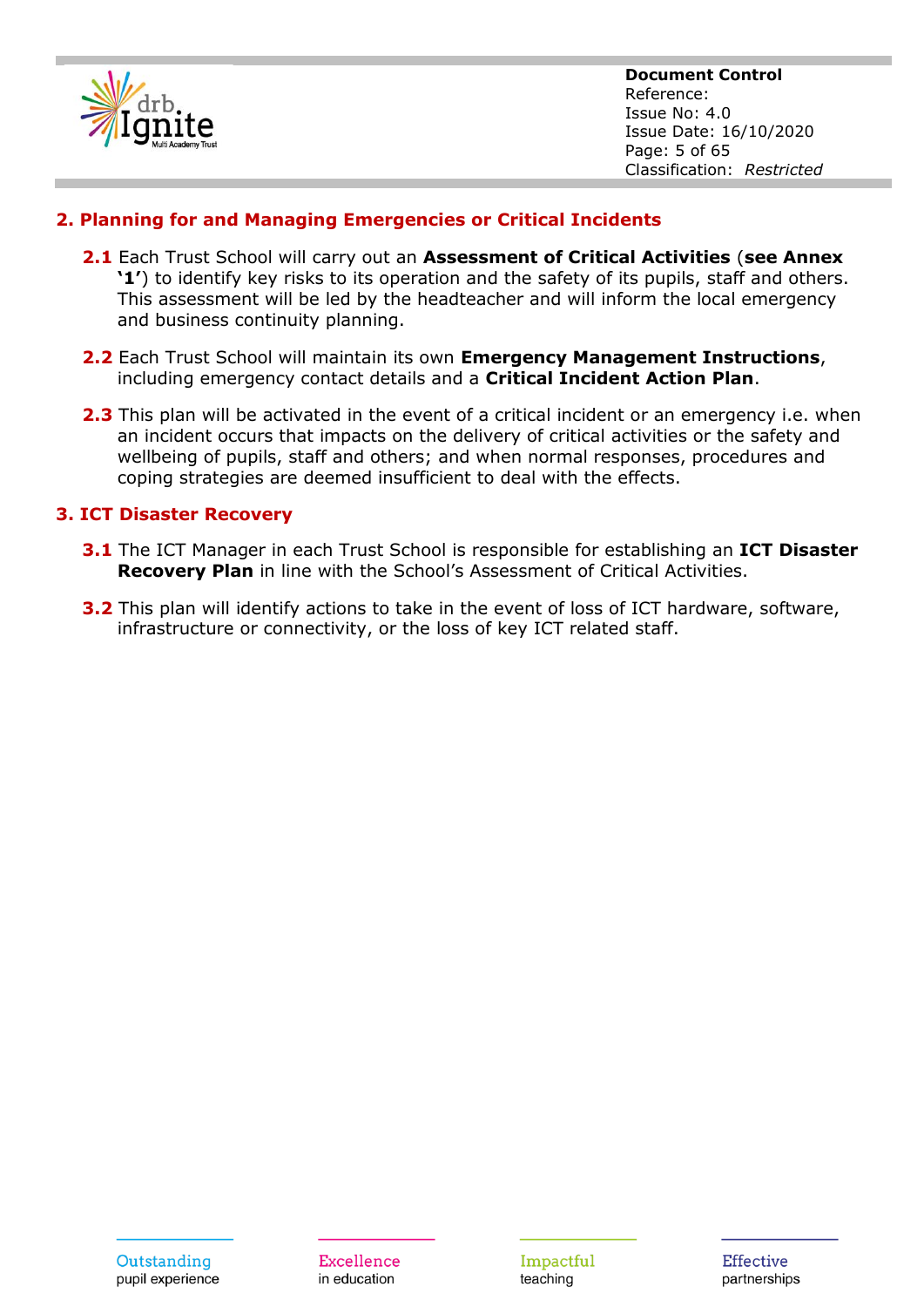## 2. Planning for and Managing Emergencies or Critical Incidents

**2.1** Each Trust School will carry out an **Assessment of Critical Activities** (**see Annex '1'**) to identify key risks to its operation and the safety of its pupils, staff and others. This assessment will be led by the headteacher and will inform the local emergency and business continuity planning.

**2.2** Each Trust School will maintain its own **Emergency Management Instructions**, including emergency contact details and a **Critical Incident Action Plan**.

**2.3** This plan will be activated in the event of a critical incident or an emergency i.e. when an incident occurs that impacts on the delivery of critical activities or the safety and wellbeing of pupils, staff and others; and when normal responses, procedures and coping strategies are deemed insufficient to deal with the effects.

## 3. ICT Disaster Recovery

**3.1** The ICT Manager in each Trust School is responsible for establishing an **ICT Disaster Recovery Plan** in line with the School's Assessment of Critical Activities.

**3.2** This plan will identify actions to take in the event of loss of ICT hardware, software, infrastructure or connectivity, or the loss of key ICT related staff.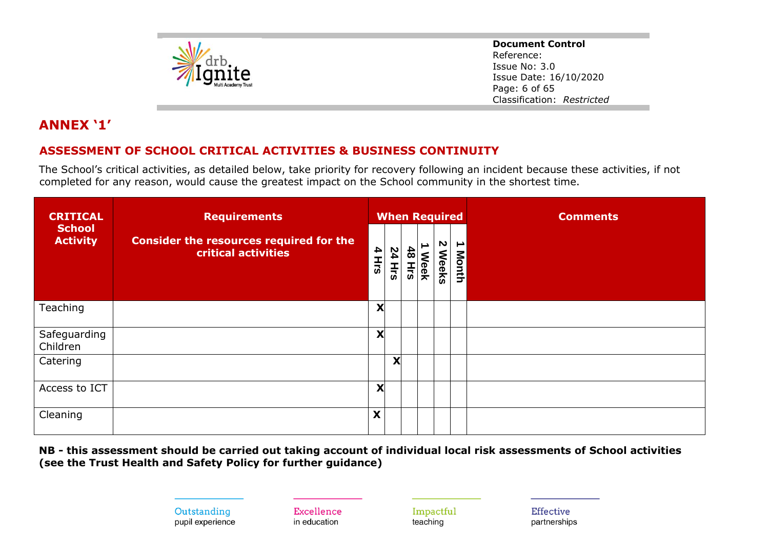## ANNEX '1'

### ASSESSMENT OF SCHOOL CRITICAL ACTIVITIES & BUSINESS CONTINUITY

The School's critical activities, as detailed below, take priority for recovery following an incident because these activities, if not completed for any reason, would cause the greatest impact on the School community in the shortest time.

| CRITICAL School Activity | Requirements<br>Consider the resources required for the critical activities | When Required | | | | | | Comments |
|---|---|---|---|---|---|---|---|---|
| | | 4 Hrs | 24 Hrs | 48 Hrs | 1 Week | 2 Weeks | 1 Month | |
| Teaching | | X | | | | | | |
| Safeguarding Children | | X | | | | | | |
| Catering | | | X | | | | | |
| Access to ICT | | X | | | | | | |
| Cleaning | | X | | | | | | |

**NB - this assessment should be carried out taking account of individual local risk assessments of School activities (see the Trust Health and Safety Policy for further guidance)**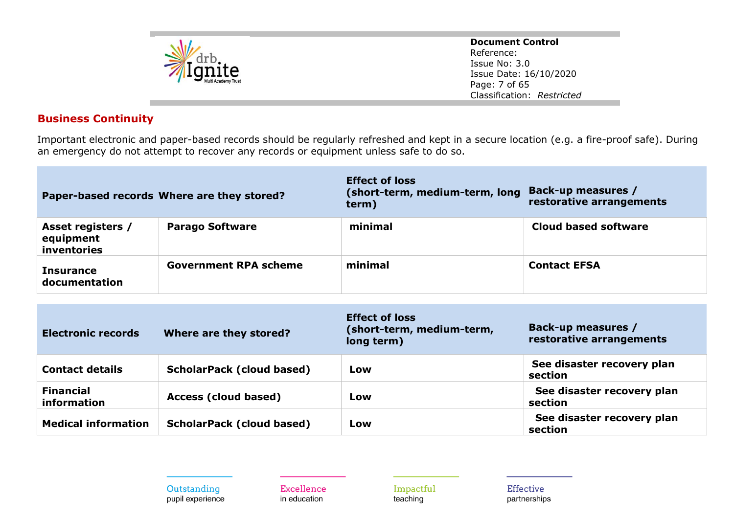## Business Continuity

Important electronic and paper-based records should be regularly refreshed and kept in a secure location (e.g. a fire-proof safe). During an emergency do not attempt to recover any records or equipment unless safe to do so.

| Paper-based records | Where are they stored? | Effect of loss (short-term, medium-term, long term) | Back-up measures / restorative arrangements |
|---|---|---|---|
| **Asset registers / equipment inventories** | **Parago Software** | **minimal** | **Cloud based software** |
| **Insurance documentation** | **Government RPA scheme** | **minimal** | **Contact EFSA** |

| Electronic records | Where are they stored? | Effect of loss (short-term, medium-term, long term) | Back-up measures / restorative arrangements |
|---|---|---|---|
| **Contact details** | **ScholarPack (cloud based)** | **Low** | **See disaster recovery plan section** |
| **Financial information** | **Access (cloud based)** | **Low** | **See disaster recovery plan section** |
| **Medical information** | **ScholarPack (cloud based)** | **Low** | **See disaster recovery plan section** |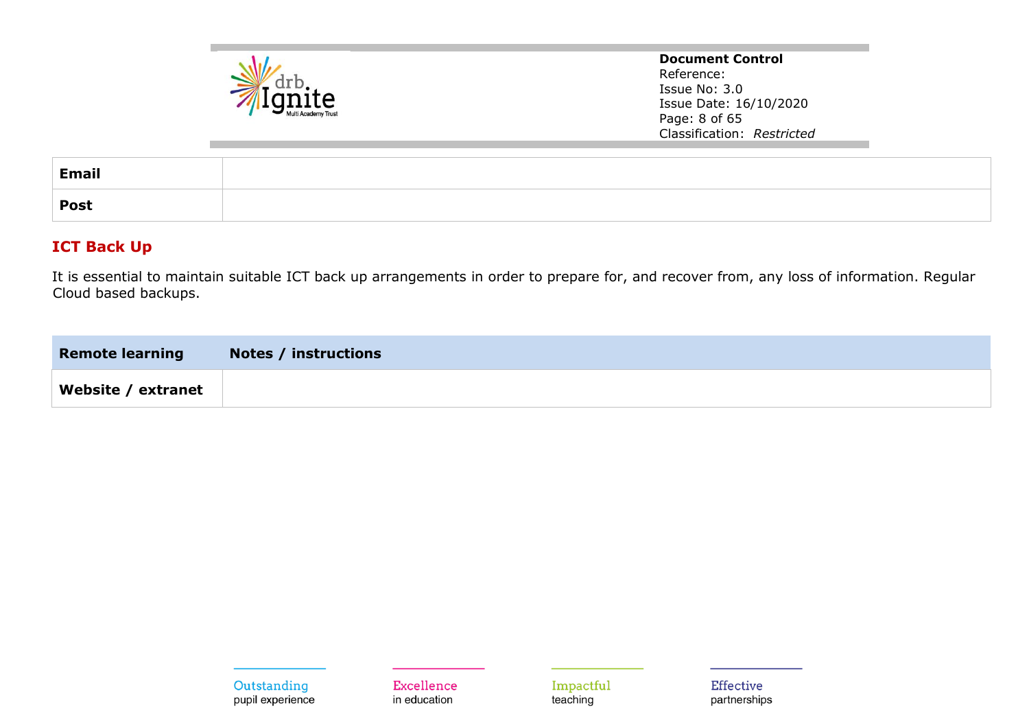| Email | |
|---|---|
| Post | |

## ICT Back Up

It is essential to maintain suitable ICT back up arrangements in order to prepare for, and recover from, any loss of information. Regular Cloud based backups.

| Remote learning | Notes / instructions |
|---|---|
| Website / extranet | |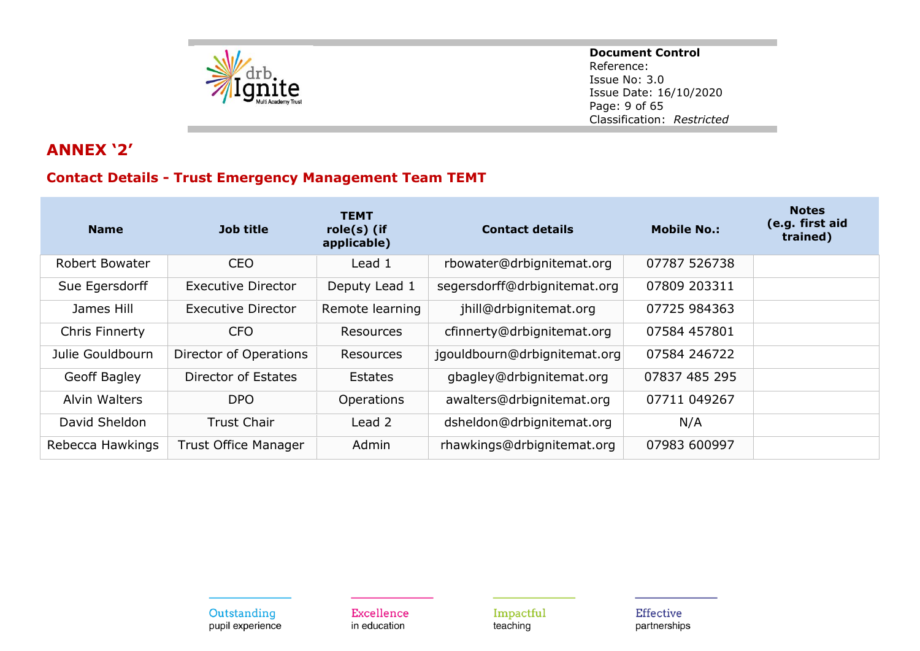## ANNEX '2'

### Contact Details - Trust Emergency Management Team TEMT

| Name | Job title | TEMT role(s) (if applicable) | Contact details | Mobile No.: | Notes (e.g. first aid trained) |
|---|---|---|---|---|---|
| Robert Bowater | CEO | Lead 1 | rbowater@drbignitemat.org | 07787 526738 | |
| Sue Egersdorff | Executive Director | Deputy Lead 1 | segersdorff@drbignitemat.org | 07809 203311 | |
| James Hill | Executive Director | Remote learning | jhill@drbignitemat.org | 07725 984363 | |
| Chris Finnerty | CFO | Resources | cfinnerty@drbignitemat.org | 07584 457801 | |
| Julie Gouldbourn | Director of Operations | Resources | jgouldbourn@drbignitemat.org | 07584 246722 | |
| Geoff Bagley | Director of Estates | Estates | gbagley@drbignitemat.org | 07837 485 295 | |
| Alvin Walters | DPO | Operations | awalters@drbignitemat.org | 07711 049267 | |
| David Sheldon | Trust Chair | Lead 2 | dsheldon@drbignitemat.org | N/A | |
| Rebecca Hawkings | Trust Office Manager | Admin | rhawkings@drbignitemat.org | 07983 600997 | |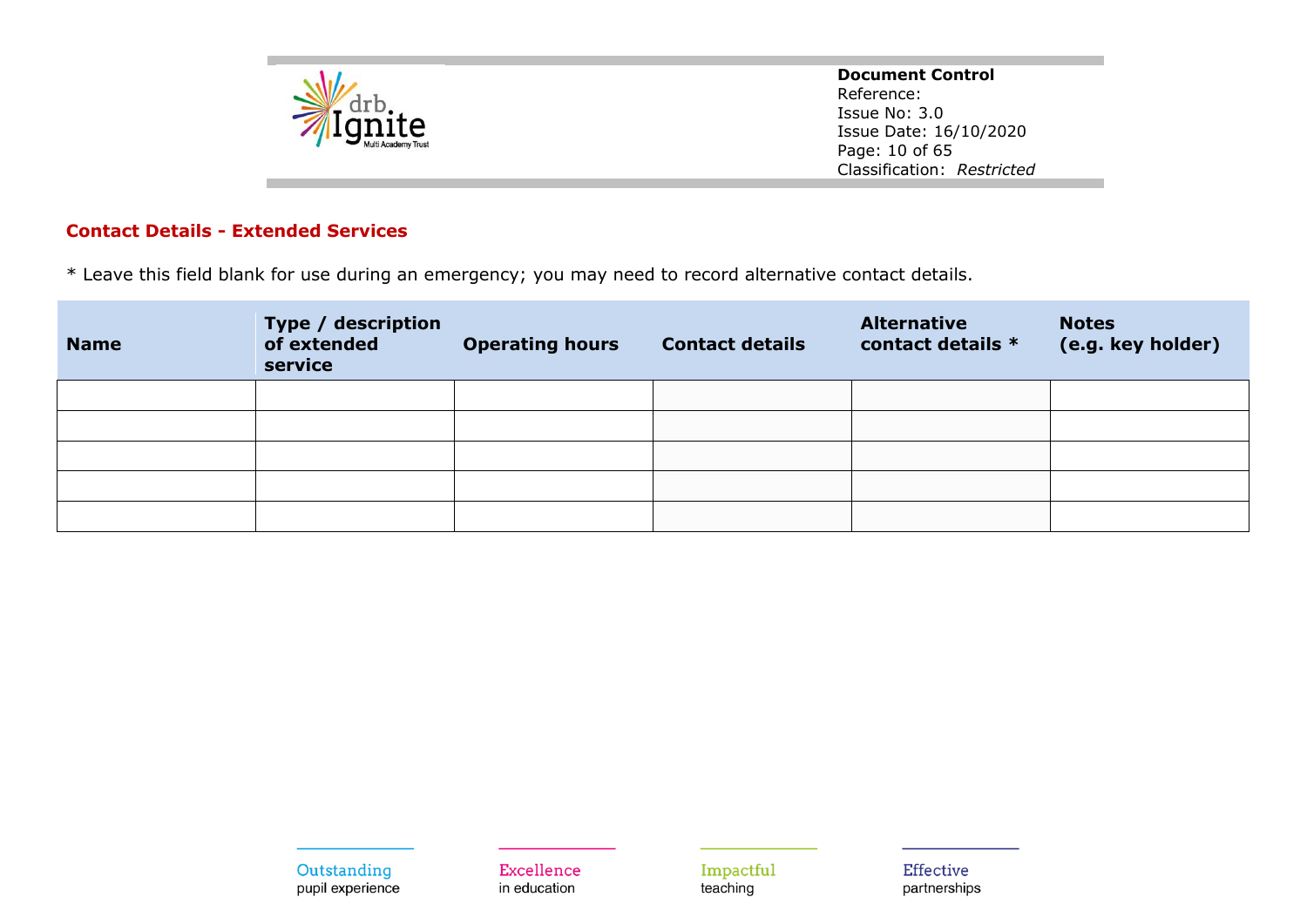## Contact Details - Extended Services

* Leave this field blank for use during an emergency; you may need to record alternative contact details.

| Name | Type / description of extended service | Operating hours | Contact details | Alternative contact details * | Notes (e.g. key holder) |
|---|---|---|---|---|---|
| | | | | | |
| | | | | | |
| | | | | | |
| | | | | | |
| | | | | | |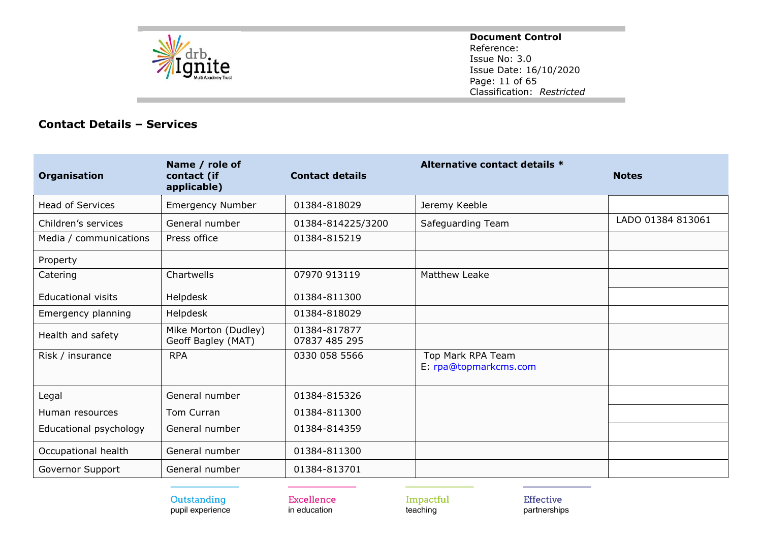## Contact Details – Services

| Organisation | Name / role of contact (if applicable) | Contact details | Alternative contact details * | Notes |
|---|---|---|---|---|
| Head of Services | Emergency Number | 01384-818029 | Jeremy Keeble | |
| Children's services | General number | 01384-814225/3200 | Safeguarding Team | LADO 01384 813061 |
| Media / communications | Press office | 01384-815219 | | |
| Property | | | | |
| Catering | Chartwells | 07970 913119 | Matthew Leake | |
| Educational visits | Helpdesk | 01384-811300 | | |
| Emergency planning | Helpdesk | 01384-818029 | | |
| Health and safety | Mike Morton (Dudley)<br>Geoff Bagley (MAT) | 01384-817877<br>07837 485 295 | | |
| Risk / insurance | RPA | 0330 058 5566 | Top Mark RPA Team<br>E: rpa@topmarkcms.com | |
| Legal | General number | 01384-815326 | | |
| Human resources | Tom Curran | 01384-811300 | | |
| Educational psychology | General number | 01384-814359 | | |
| Occupational health | General number | 01384-811300 | | |
| Governor Support | General number | 01384-813701 | | |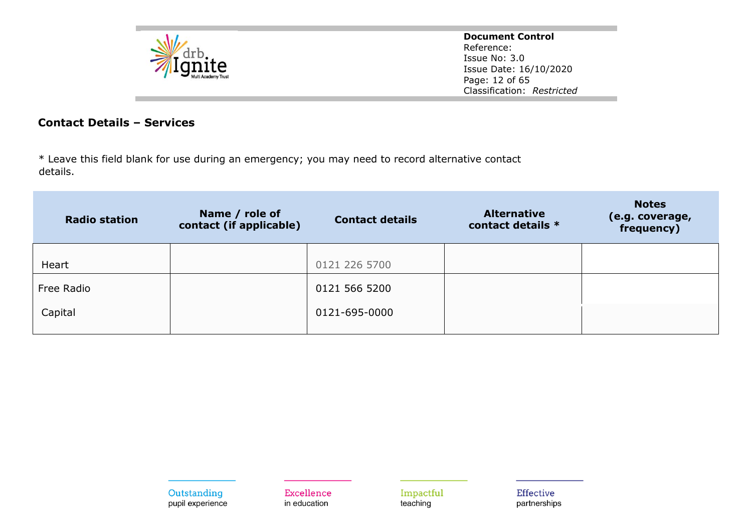## Contact Details – Services

* Leave this field blank for use during an emergency; you may need to record alternative contact details.

| Radio station | Name / role of contact (if applicable) | Contact details | Alternative contact details * | Notes (e.g. coverage, frequency) |
|---|---|---|---|---|
| Heart | | 0121 226 5700 | | |
| Free Radio | | 0121 566 5200 | | |
| Capital | | 0121-695-0000 | | |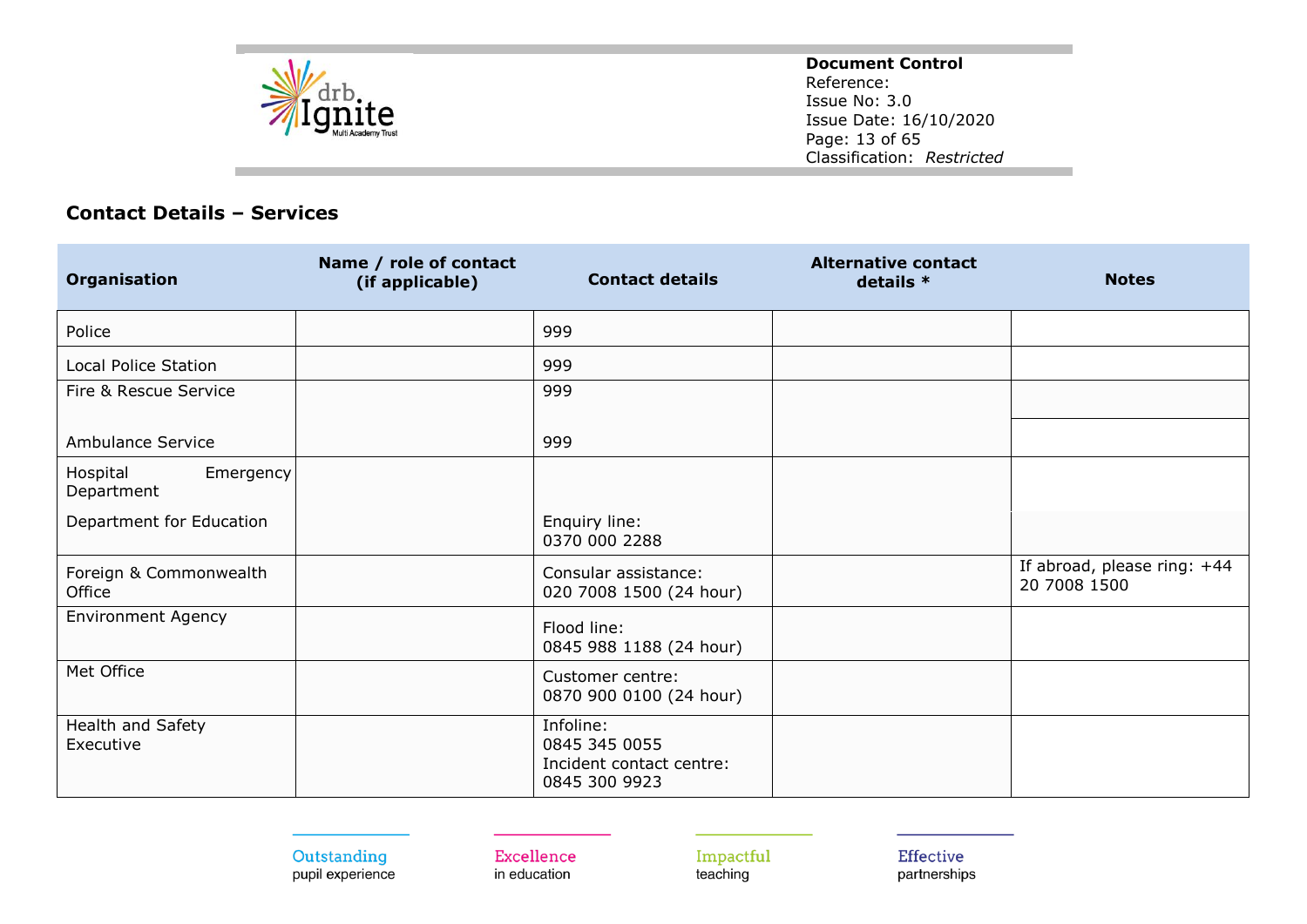## Contact Details – Services

| Organisation | Name / role of contact (if applicable) | Contact details | Alternative contact details * | Notes |
|---|---|---|---|---|
| Police | | 999 | | |
| Local Police Station | | 999 | | |
| Fire & Rescue Service | | 999 | | |
| Ambulance Service | | 999 | | |
| Hospital Emergency Department | | | | |
| Department for Education | | Enquiry line: 0370 000 2288 | | |
| Foreign & Commonwealth Office | | Consular assistance: 020 7008 1500 (24 hour) | | If abroad, please ring: +44 20 7008 1500 |
| Environment Agency | | Flood line: 0845 988 1188 (24 hour) | | |
| Met Office | | Customer centre: 0870 900 0100 (24 hour) | | |
| Health and Safety Executive | | Infoline: 0845 345 0055 Incident contact centre: 0845 300 9923 | | |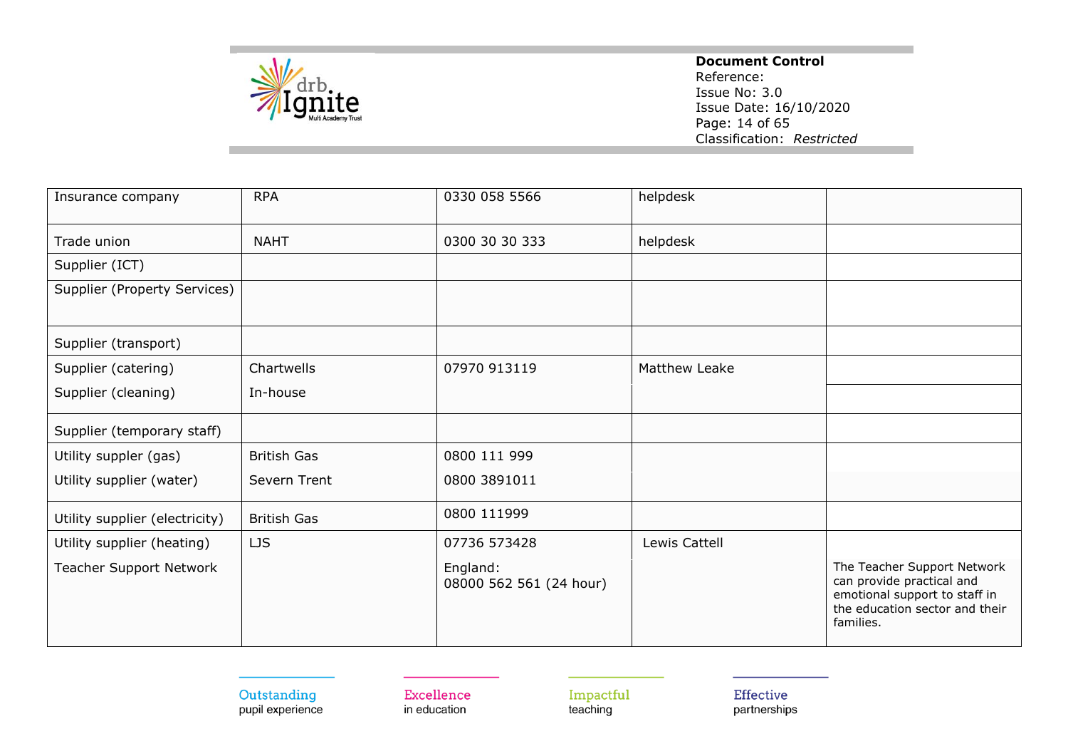| | | | | |
|---|---|---|---|---|
| Insurance company | RPA | 0330 058 5566 | helpdesk | |
| Trade union | NAHT | 0300 30 30 333 | helpdesk | |
| Supplier (ICT) | | | | |
| Supplier (Property Services) | | | | |
| Supplier (transport) | | | | |
| Supplier (catering) | Chartwells | 07970 913119 | Matthew Leake | |
| Supplier (cleaning) | In-house | | | |
| Supplier (temporary staff) | | | | |
| Utility suppler (gas) | British Gas | 0800 111 999 | | |
| Utility supplier (water) | Severn Trent | 0800 3891011 | | |
| Utility supplier (electricity) | British Gas | 0800 111999 | | |
| Utility supplier (heating) | LJS | 07736 573428 | Lewis Cattell | |
| Teacher Support Network | | England: 08000 562 561 (24 hour) | | The Teacher Support Network can provide practical and emotional support to staff in the education sector and their families. |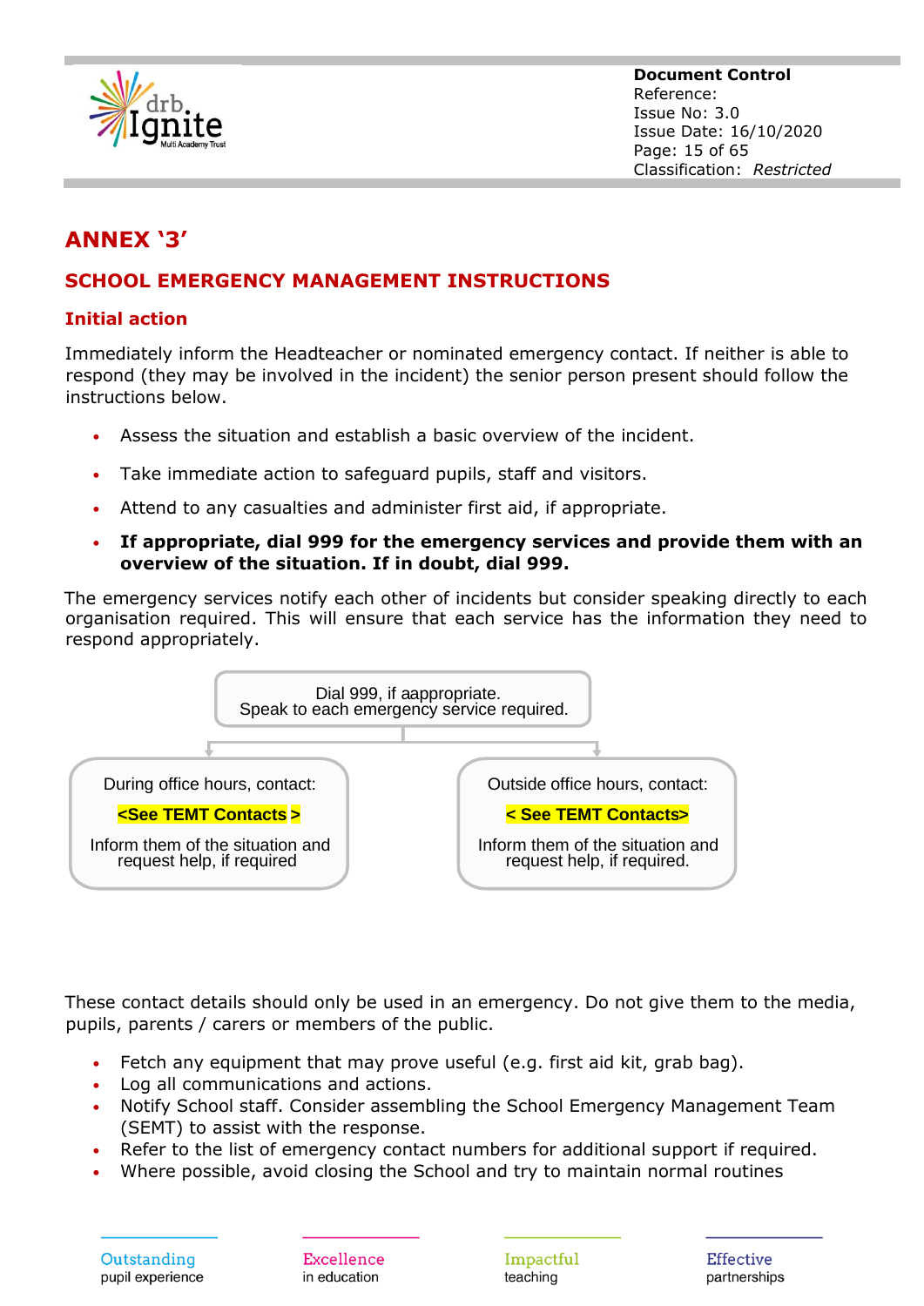# ANNEX '3'

## SCHOOL EMERGENCY MANAGEMENT INSTRUCTIONS

### Initial action

Immediately inform the Headteacher or nominated emergency contact. If neither is able to respond (they may be involved in the incident) the senior person present should follow the instructions below.

- Assess the situation and establish a basic overview of the incident.
- Take immediate action to safeguard pupils, staff and visitors.
- Attend to any casualties and administer first aid, if appropriate.
- **If appropriate, dial 999 for the emergency services and provide them with an overview of the situation. If in doubt, dial 999.**

The emergency services notify each other of incidents but consider speaking directly to each organisation required. This will ensure that each service has the information they need to respond appropriately.

Dial 999, if aappropriate.
Speak to each emergency service required.

| During office hours, contact: | Outside office hours, contact: |
|---|---|
| **<See TEMT Contacts >** | **< See TEMT Contacts>** |
| Inform them of the situation and request help, if required | Inform them of the situation and request help, if required. |

These contact details should only be used in an emergency. Do not give them to the media, pupils, parents / carers or members of the public.

- Fetch any equipment that may prove useful (e.g. first aid kit, grab bag).
- Log all communications and actions.
- Notify School staff. Consider assembling the School Emergency Management Team (SEMT) to assist with the response.
- Refer to the list of emergency contact numbers for additional support if required.
- Where possible, avoid closing the School and try to maintain normal routines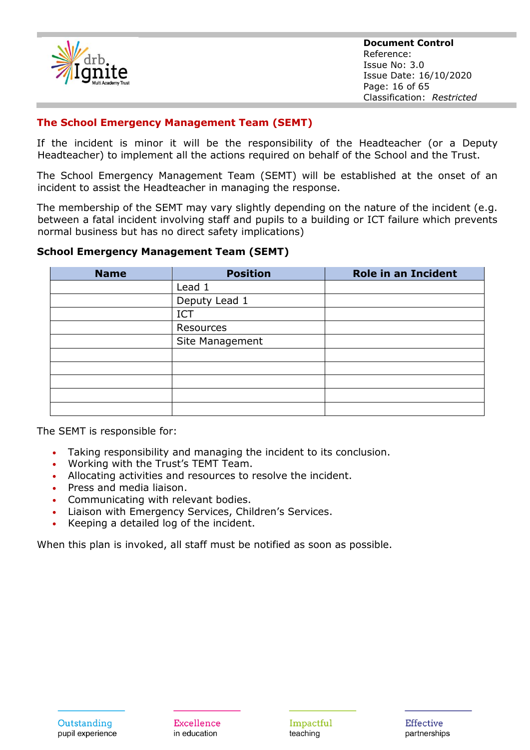## The School Emergency Management Team (SEMT)

If the incident is minor it will be the responsibility of the Headteacher (or a Deputy Headteacher) to implement all the actions required on behalf of the School and the Trust.

The School Emergency Management Team (SEMT) will be established at the onset of an incident to assist the Headteacher in managing the response.

The membership of the SEMT may vary slightly depending on the nature of the incident (e.g. between a fatal incident involving staff and pupils to a building or ICT failure which prevents normal business but has no direct safety implications)

**School Emergency Management Team (SEMT)**

| Name | Position | Role in an Incident |
|---|---|---|
| | Lead 1 | |
| | Deputy Lead 1 | |
| | ICT | |
| | Resources | |
| | Site Management | |
| | | |
| | | |
| | | |
| | | |
| | | |

The SEMT is responsible for:

- Taking responsibility and managing the incident to its conclusion.
- Working with the Trust's TEMT Team.
- Allocating activities and resources to resolve the incident.
- Press and media liaison.
- Communicating with relevant bodies.
- Liaison with Emergency Services, Children's Services.
- Keeping a detailed log of the incident.

When this plan is invoked, all staff must be notified as soon as possible.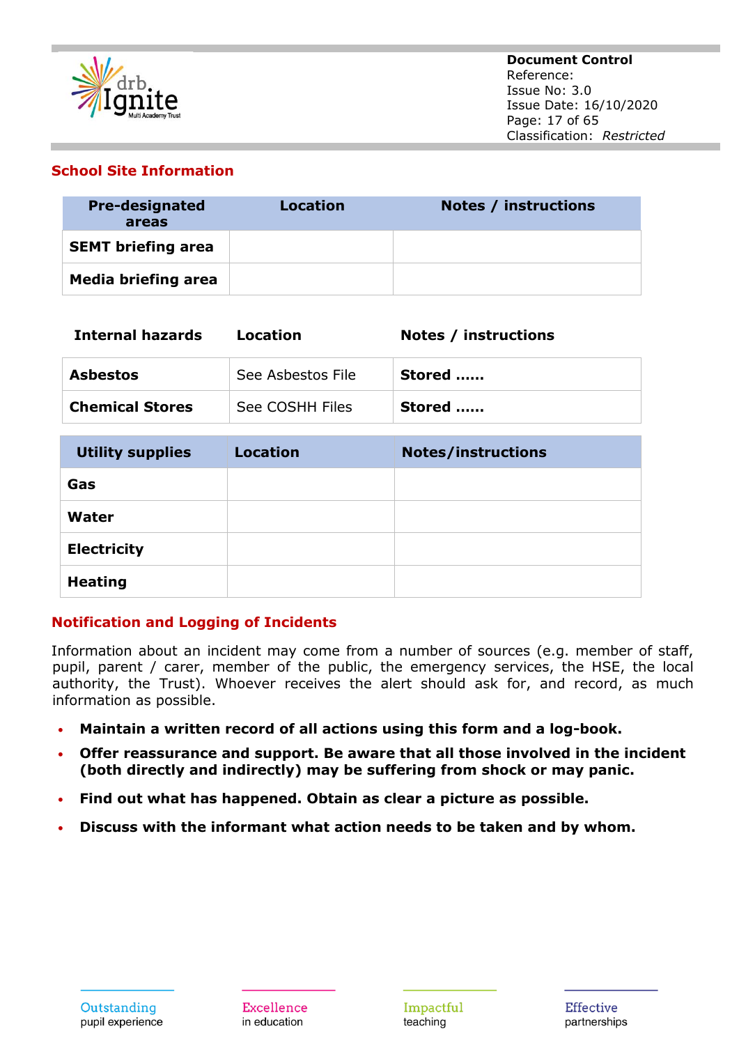## School Site Information

| Pre-designated areas | Location | Notes / instructions |
|---|---|---|
| **SEMT briefing area** | | |
| **Media briefing area** | | |

| Internal hazards | Location | Notes / instructions |
|---|---|---|
| **Asbestos** | See Asbestos File | **Stored ……** |
| **Chemical Stores** | See COSHH Files | **Stored ……** |

| Utility supplies | Location | Notes/instructions |
|---|---|---|
| **Gas** | | |
| **Water** | | |
| **Electricity** | | |
| **Heating** | | |

## Notification and Logging of Incidents

Information about an incident may come from a number of sources (e.g. member of staff, pupil, parent / carer, member of the public, the emergency services, the HSE, the local authority, the Trust). Whoever receives the alert should ask for, and record, as much information as possible.

- **Maintain a written record of all actions using this form and a log-book.**
- **Offer reassurance and support. Be aware that all those involved in the incident (both directly and indirectly) may be suffering from shock or may panic.**
- **Find out what has happened. Obtain as clear a picture as possible.**
- **Discuss with the informant what action needs to be taken and by whom.**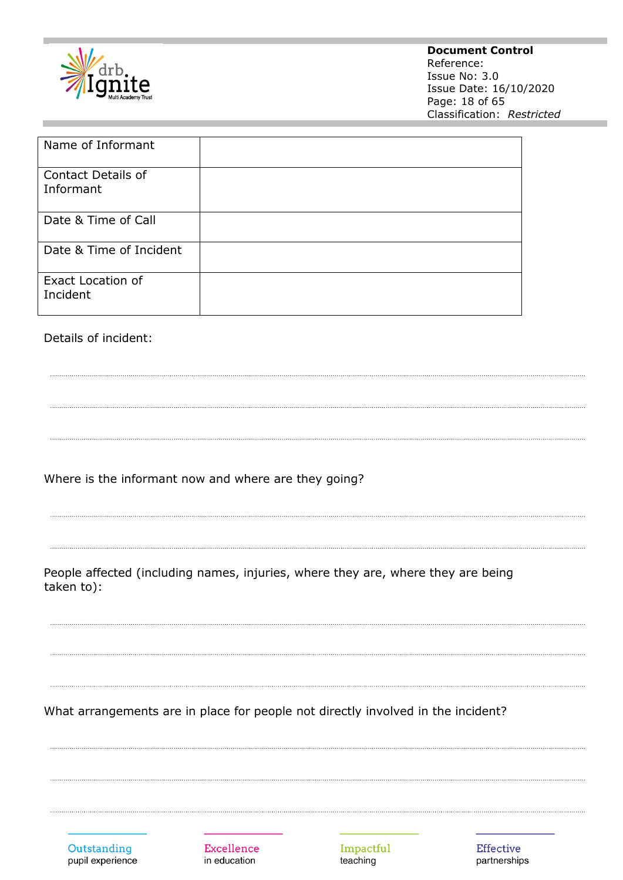| Name of Informant | |
|---|---|
| Contact Details of Informant | |
| Date & Time of Call | |
| Date & Time of Incident | |
| Exact Location of Incident | |

Details of incident:

.............................................................................................................................................

.............................................................................................................................................

.............................................................................................................................................

Where is the informant now and where are they going?

.............................................................................................................................................

.............................................................................................................................................

People affected (including names, injuries, where they are, where they are being taken to):

.............................................................................................................................................

.............................................................................................................................................

.............................................................................................................................................

What arrangements are in place for people not directly involved in the incident?

.............................................................................................................................................

.............................................................................................................................................

.............................................................................................................................................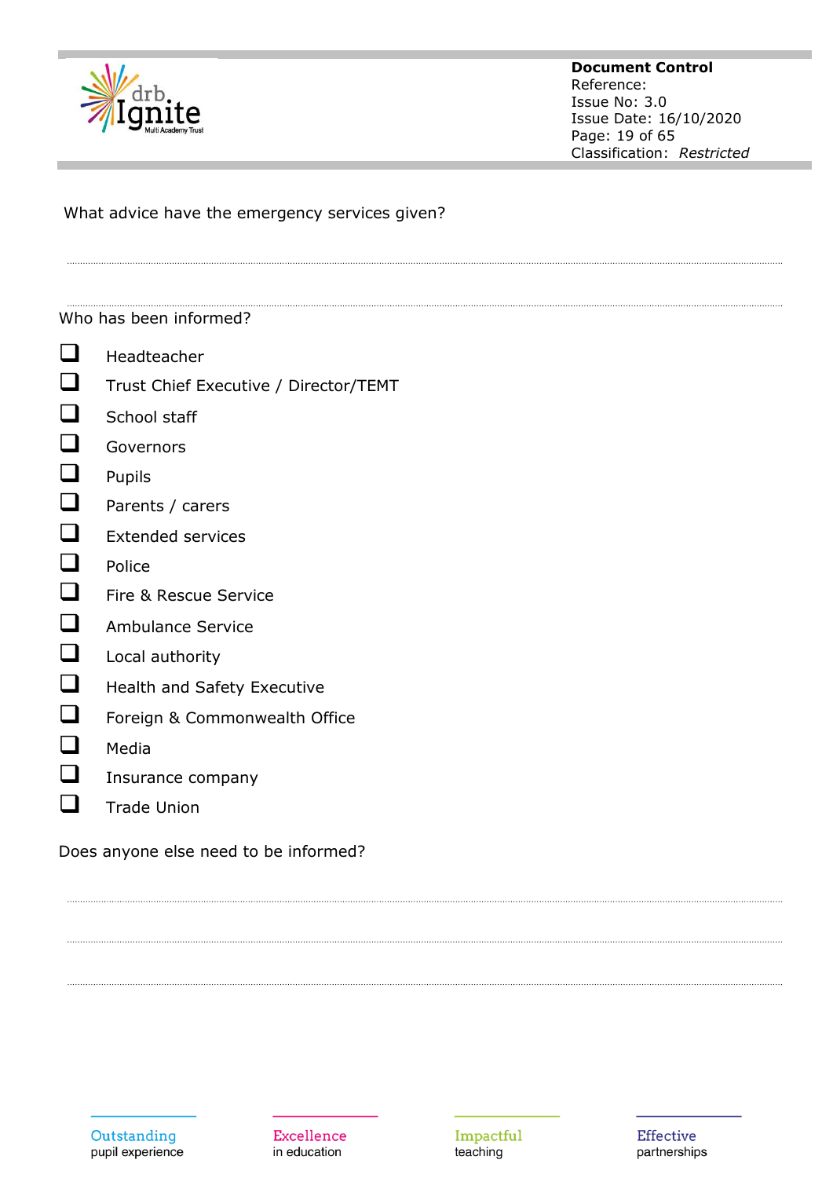What advice have the emergency services given?

..............................................................................................................................................

..............................................................................................................................................

Who has been informed?

- [ ] Headteacher
- [ ] Trust Chief Executive / Director/TEMT
- [ ] School staff
- [ ] Governors
- [ ] Pupils
- [ ] Parents / carers
- [ ] Extended services
- [ ] Police
- [ ] Fire & Rescue Service
- [ ] Ambulance Service
- [ ] Local authority
- [ ] Health and Safety Executive
- [ ] Foreign & Commonwealth Office
- [ ] Media
- [ ] Insurance company
- [ ] Trade Union

Does anyone else need to be informed?

..............................................................................................................................................

..............................................................................................................................................

..............................................................................................................................................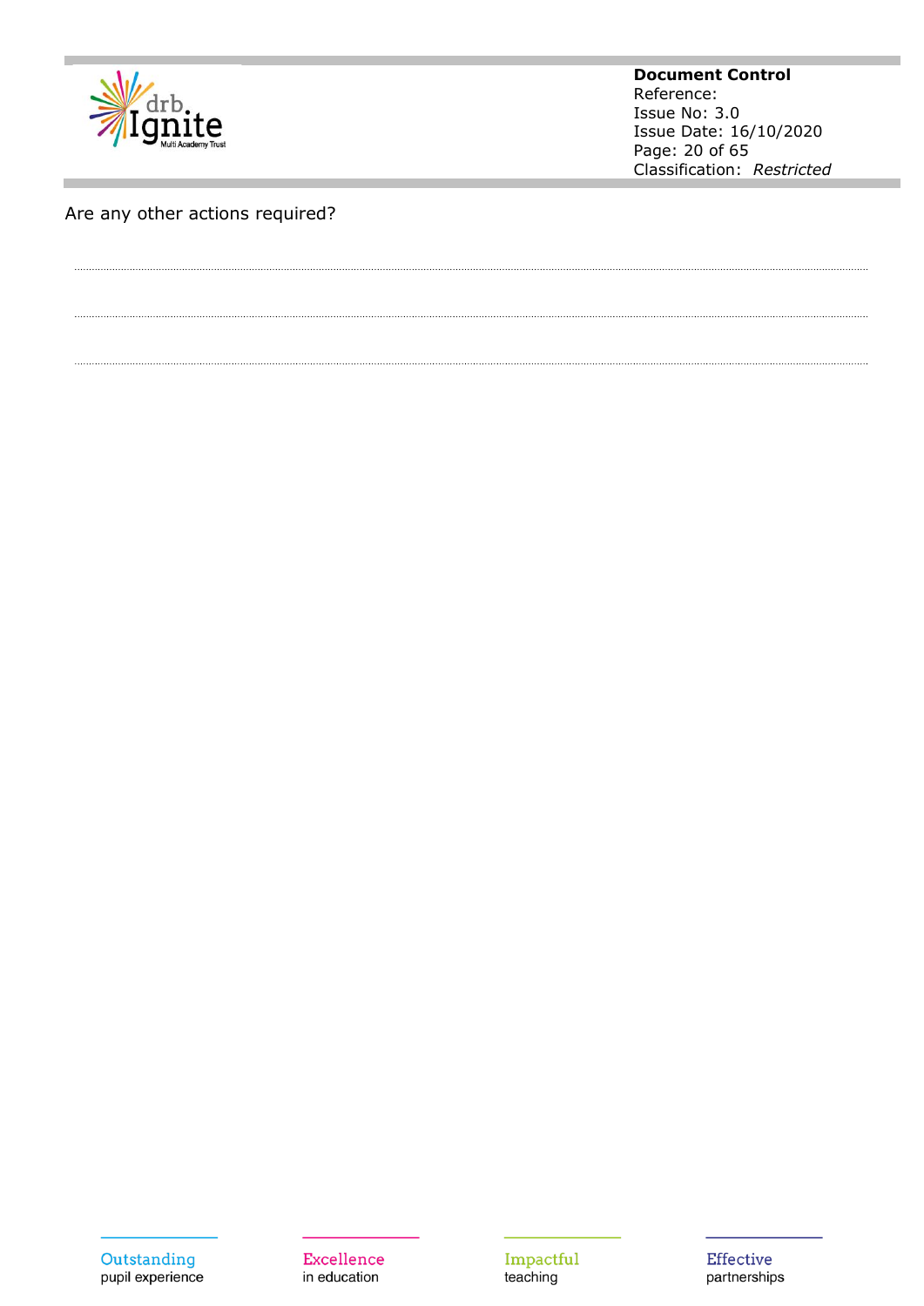Are any other actions required?

................................................................................................................................................................................................................

................................................................................................................................................................................................................

................................................................................................................................................................................................................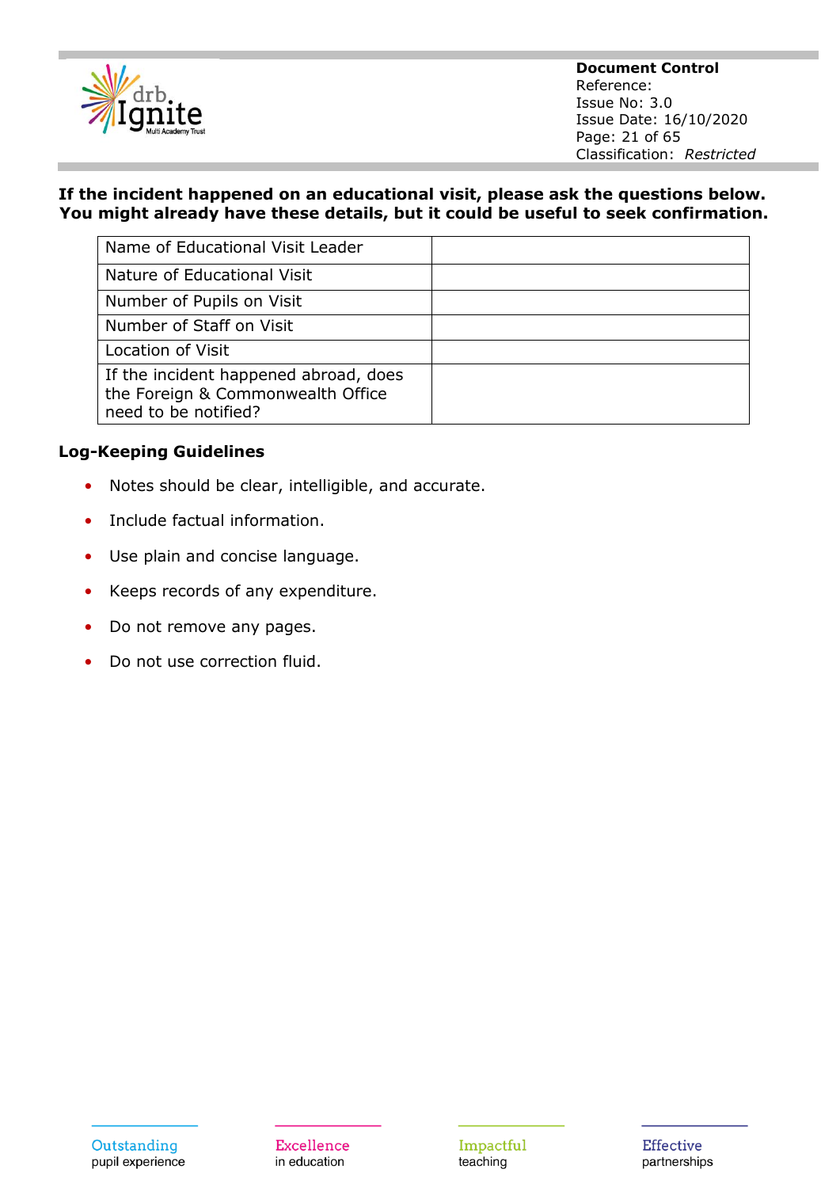**If the incident happened on an educational visit, please ask the questions below. You might already have these details, but it could be useful to seek confirmation.**

| Name of Educational Visit Leader | |
|---|---|
| Nature of Educational Visit | |
| Number of Pupils on Visit | |
| Number of Staff on Visit | |
| Location of Visit | |
| If the incident happened abroad, does the Foreign & Commonwealth Office need to be notified? | |

**Log-Keeping Guidelines**

- Notes should be clear, intelligible, and accurate.
- Include factual information.
- Use plain and concise language.
- Keeps records of any expenditure.
- Do not remove any pages.
- Do not use correction fluid.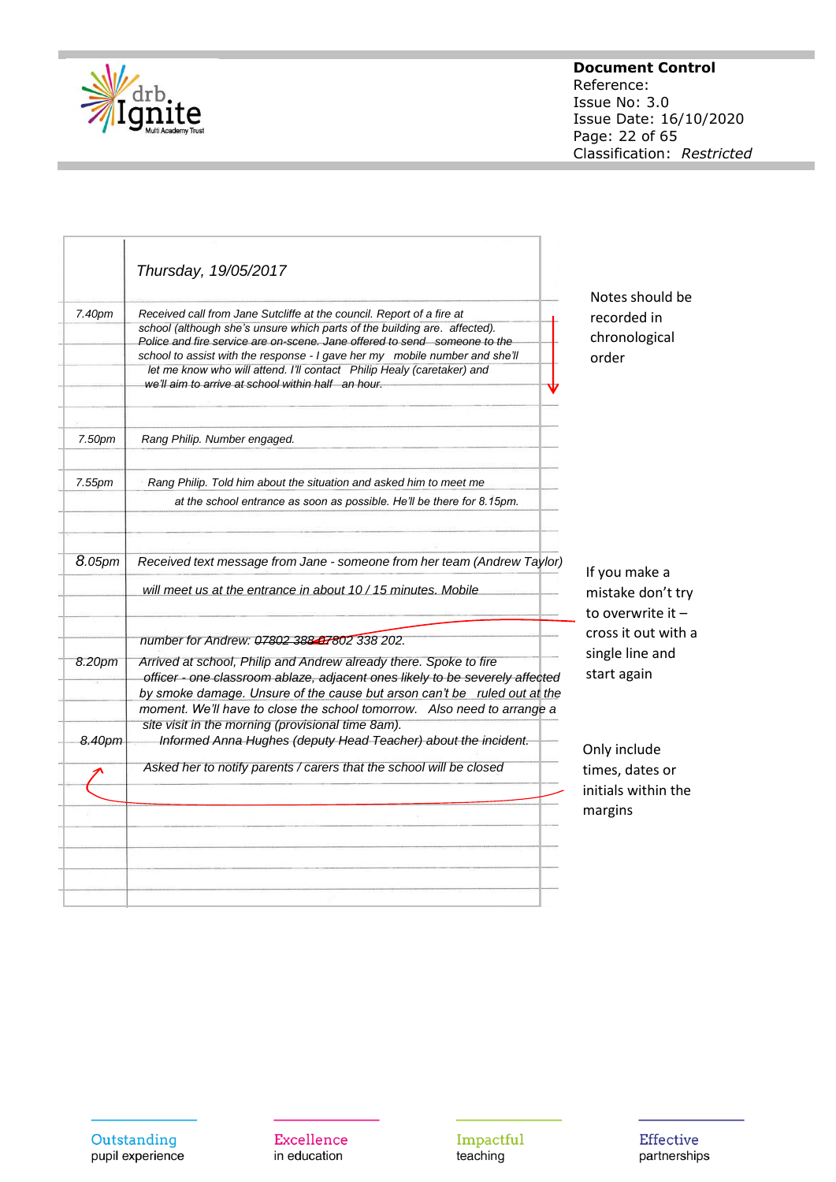| | Thursday, 19/05/2017 |
|---|---|
| 7.40pm | Received call from Jane Sutcliffe at the council. Report of a fire at school (although she's unsure which parts of the building are affected). Police and fire service are on-scene. Jane offered to send someone to the school to assist with the response - I gave her my mobile number and she'll let me know who will attend. I'll contact Philip Healy (caretaker) and we'll aim to arrive at school within half an hour. |
| 7.50pm | Rang Philip. Number engaged. |
| 7.55pm | Rang Philip. Told him about the situation and asked him to meet me at the school entrance as soon as possible. He'll be there for 8.15pm. |
| 8.05pm | Received text message from Jane - someone from her team (Andrew Taylor) will meet us at the entrance in about 10 / 15 minutes. Mobile number for Andrew: ~~07802 388~~ 07802 338 202. |
| 8.20pm | Arrived at school, Philip and Andrew already there. Spoke to fire officer - one classroom ablaze, adjacent ones likely to be severely affected by smoke damage. Unsure of the cause but arson can't be ruled out at the moment. We'll have to close the school tomorrow. Also need to arrange a site visit in the morning (provisional time 8am). |
| 8.40pm | Informed Anna Hughes (deputy Head Teacher) about the incident. Asked her to notify parents / carers that the school will be closed |

Notes should be recorded in chronological order

If you make a mistake don't try to overwrite it – cross it out with a single line and start again

Only include times, dates or initials within the margins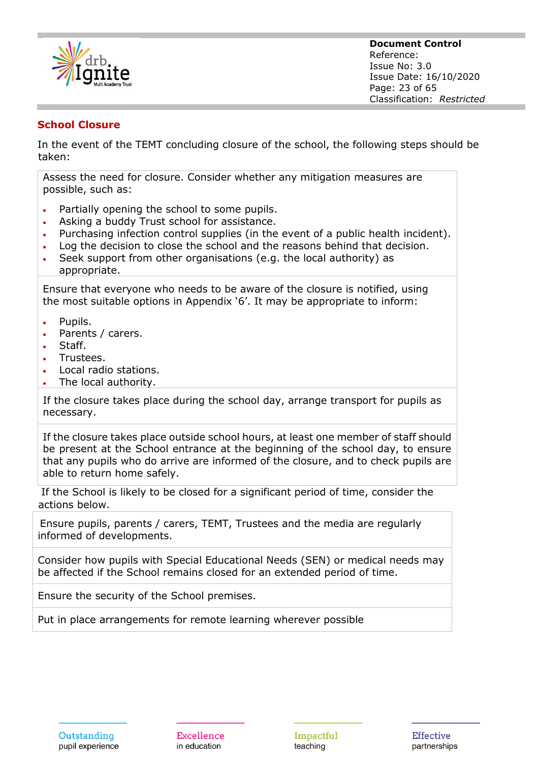## School Closure

In the event of the TEMT concluding closure of the school, the following steps should be taken:

| |
|---|
| Assess the need for closure. Consider whether any mitigation measures are possible, such as:<br>• Partially opening the school to some pupils.<br>• Asking a buddy Trust school for assistance.<br>• Purchasing infection control supplies (in the event of a public health incident).<br>• Log the decision to close the school and the reasons behind that decision.<br>• Seek support from other organisations (e.g. the local authority) as appropriate. |
| Ensure that everyone who needs to be aware of the closure is notified, using the most suitable options in Appendix '6'. It may be appropriate to inform:<br>• Pupils.<br>• Parents / carers.<br>• Staff.<br>• Trustees.<br>• Local radio stations.<br>• The local authority. |
| If the closure takes place during the school day, arrange transport for pupils as necessary. |
| If the closure takes place outside school hours, at least one member of staff should be present at the School entrance at the beginning of the school day, to ensure that any pupils who do arrive are informed of the closure, and to check pupils are able to return home safely. |

If the School is likely to be closed for a significant period of time, consider the actions below.

| |
|---|
| Ensure pupils, parents / carers, TEMT, Trustees and the media are regularly informed of developments. |
| Consider how pupils with Special Educational Needs (SEN) or medical needs may be affected if the School remains closed for an extended period of time. |
| Ensure the security of the School premises. |
| Put in place arrangements for remote learning wherever possible |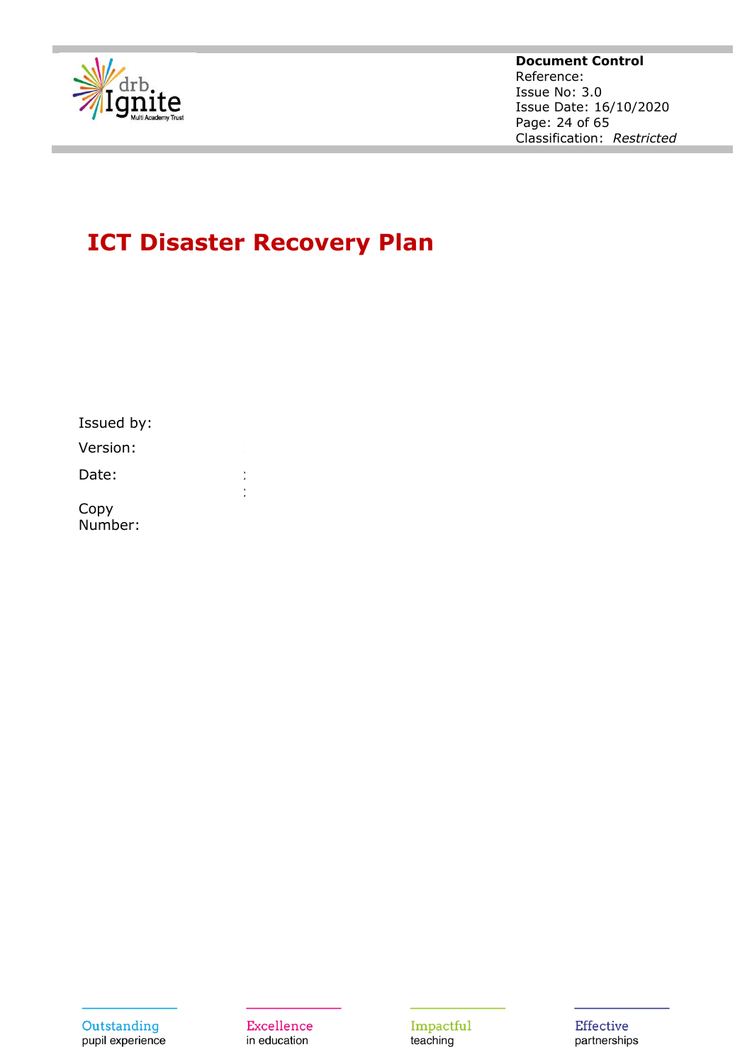# ICT Disaster Recovery Plan

Issued by:

Version:

Date:

Copy Number: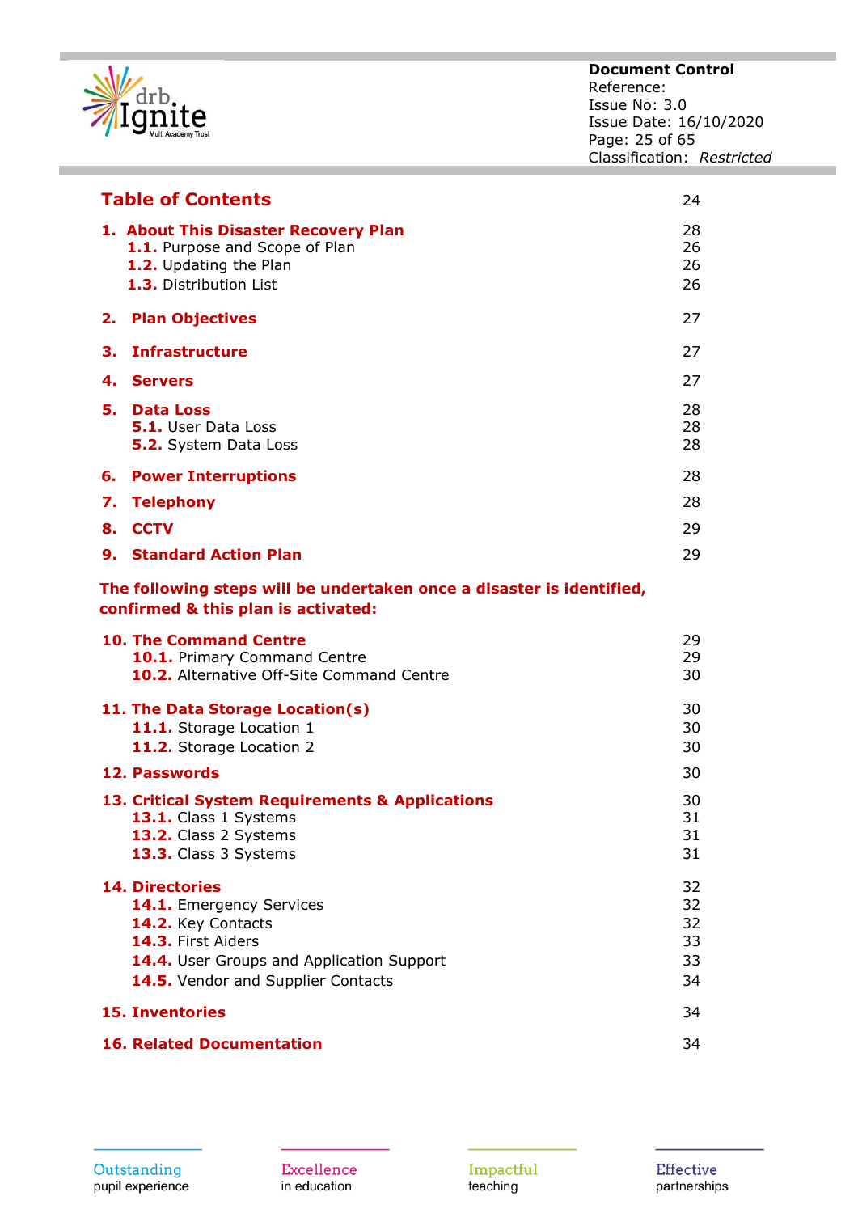## Table of Contents 24

| | |
|---|---|
| **1. About This Disaster Recovery Plan** | 28 |
| **1.1.** Purpose and Scope of Plan | 26 |
| **1.2.** Updating the Plan | 26 |
| **1.3.** Distribution List | 26 |
| **2. Plan Objectives** | 27 |
| **3. Infrastructure** | 27 |
| **4. Servers** | 27 |
| **5. Data Loss** | 28 |
| **5.1.** User Data Loss | 28 |
| **5.2.** System Data Loss | 28 |
| **6. Power Interruptions** | 28 |
| **7. Telephony** | 28 |
| **8. CCTV** | 29 |
| **9. Standard Action Plan** | 29 |

**The following steps will be undertaken once a disaster is identified, confirmed & this plan is activated:**

| | |
|---|---|
| **10. The Command Centre** | 29 |
| **10.1.** Primary Command Centre | 29 |
| **10.2.** Alternative Off-Site Command Centre | 30 |
| **11. The Data Storage Location(s)** | 30 |
| **11.1.** Storage Location 1 | 30 |
| **11.2.** Storage Location 2 | 30 |
| **12. Passwords** | 30 |
| **13. Critical System Requirements & Applications** | 30 |
| **13.1.** Class 1 Systems | 31 |
| **13.2.** Class 2 Systems | 31 |
| **13.3.** Class 3 Systems | 31 |
| **14. Directories** | 32 |
| **14.1.** Emergency Services | 32 |
| **14.2.** Key Contacts | 32 |
| **14.3.** First Aiders | 33 |
| **14.4.** User Groups and Application Support | 33 |
| **14.5.** Vendor and Supplier Contacts | 34 |
| **15. Inventories** | 34 |
| **16. Related Documentation** | 34 |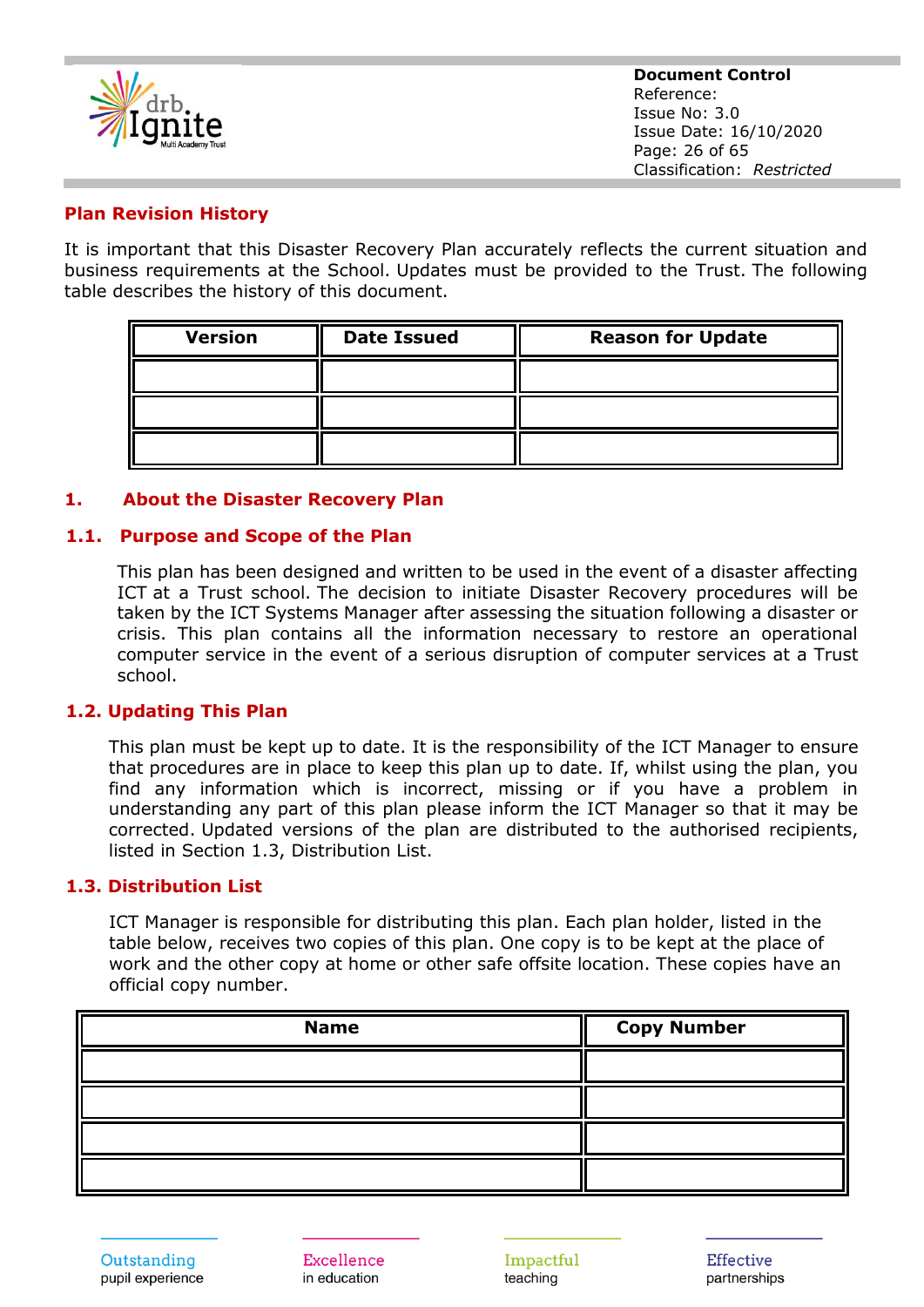## Plan Revision History

It is important that this Disaster Recovery Plan accurately reflects the current situation and business requirements at the School. Updates must be provided to the Trust. The following table describes the history of this document.

| Version | Date Issued | Reason for Update |
|---|---|---|
| | | |
| | | |
| | | |

## 1. About the Disaster Recovery Plan

### 1.1. Purpose and Scope of the Plan

This plan has been designed and written to be used in the event of a disaster affecting ICT at a Trust school. The decision to initiate Disaster Recovery procedures will be taken by the ICT Systems Manager after assessing the situation following a disaster or crisis. This plan contains all the information necessary to restore an operational computer service in the event of a serious disruption of computer services at a Trust school.

### 1.2. Updating This Plan

This plan must be kept up to date. It is the responsibility of the ICT Manager to ensure that procedures are in place to keep this plan up to date. If, whilst using the plan, you find any information which is incorrect, missing or if you have a problem in understanding any part of this plan please inform the ICT Manager so that it may be corrected. Updated versions of the plan are distributed to the authorised recipients, listed in Section 1.3, Distribution List.

### 1.3. Distribution List

ICT Manager is responsible for distributing this plan. Each plan holder, listed in the table below, receives two copies of this plan. One copy is to be kept at the place of work and the other copy at home or other safe offsite location. These copies have an official copy number.

| Name | Copy Number |
|---|---|
| | |
| | |
| | |
| | |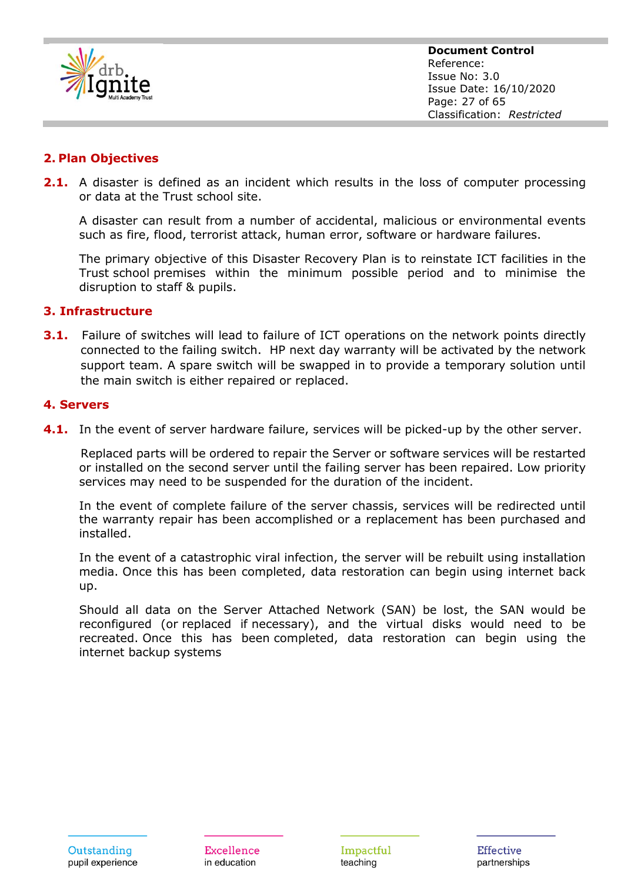## 2. Plan Objectives

**2.1.** A disaster is defined as an incident which results in the loss of computer processing or data at the Trust school site.

A disaster can result from a number of accidental, malicious or environmental events such as fire, flood, terrorist attack, human error, software or hardware failures.

The primary objective of this Disaster Recovery Plan is to reinstate ICT facilities in the Trust school premises within the minimum possible period and to minimise the disruption to staff & pupils.

## 3. Infrastructure

**3.1.** Failure of switches will lead to failure of ICT operations on the network points directly connected to the failing switch. HP next day warranty will be activated by the network support team. A spare switch will be swapped in to provide a temporary solution until the main switch is either repaired or replaced.

## 4. Servers

**4.1.** In the event of server hardware failure, services will be picked-up by the other server.

Replaced parts will be ordered to repair the Server or software services will be restarted or installed on the second server until the failing server has been repaired. Low priority services may need to be suspended for the duration of the incident.

In the event of complete failure of the server chassis, services will be redirected until the warranty repair has been accomplished or a replacement has been purchased and installed.

In the event of a catastrophic viral infection, the server will be rebuilt using installation media. Once this has been completed, data restoration can begin using internet back up.

Should all data on the Server Attached Network (SAN) be lost, the SAN would be reconfigured (or replaced if necessary), and the virtual disks would need to be recreated. Once this has been completed, data restoration can begin using the internet backup systems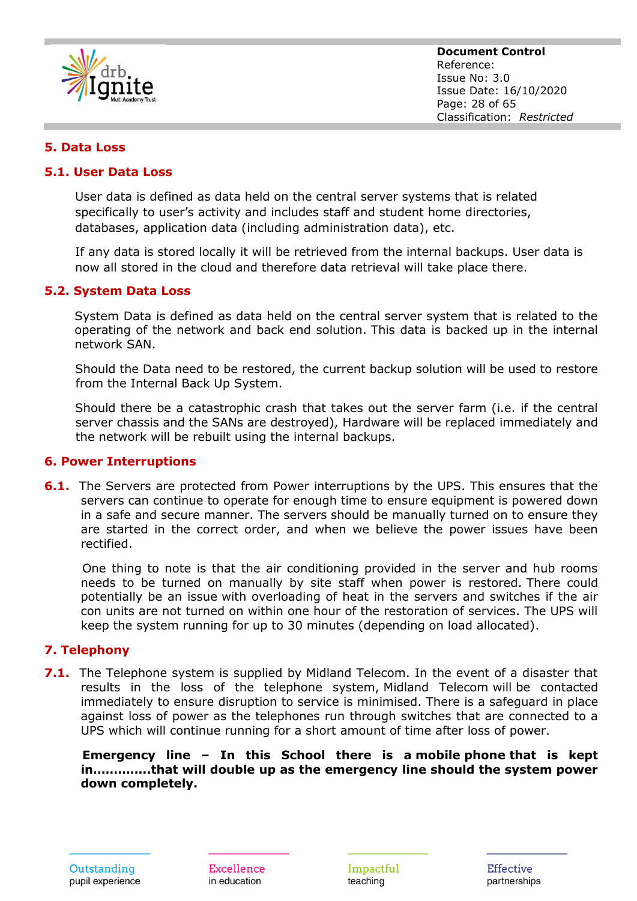## 5. Data Loss

### 5.1. User Data Loss

User data is defined as data held on the central server systems that is related specifically to user's activity and includes staff and student home directories, databases, application data (including administration data), etc.

If any data is stored locally it will be retrieved from the internal backups. User data is now all stored in the cloud and therefore data retrieval will take place there.

### 5.2. System Data Loss

System Data is defined as data held on the central server system that is related to the operating of the network and back end solution. This data is backed up in the internal network SAN.

Should the Data need to be restored, the current backup solution will be used to restore from the Internal Back Up System.

Should there be a catastrophic crash that takes out the server farm (i.e. if the central server chassis and the SANs are destroyed), Hardware will be replaced immediately and the network will be rebuilt using the internal backups.

## 6. Power Interruptions

**6.1.** The Servers are protected from Power interruptions by the UPS. This ensures that the servers can continue to operate for enough time to ensure equipment is powered down in a safe and secure manner. The servers should be manually turned on to ensure they are started in the correct order, and when we believe the power issues have been rectified.

One thing to note is that the air conditioning provided in the server and hub rooms needs to be turned on manually by site staff when power is restored. There could potentially be an issue with overloading of heat in the servers and switches if the air con units are not turned on within one hour of the restoration of services. The UPS will keep the system running for up to 30 minutes (depending on load allocated).

## 7. Telephony

**7.1.** The Telephone system is supplied by Midland Telecom. In the event of a disaster that results in the loss of the telephone system, Midland Telecom will be contacted immediately to ensure disruption to service is minimised. There is a safeguard in place against loss of power as the telephones run through switches that are connected to a UPS which will continue running for a short amount of time after loss of power.

**Emergency line – In this School there is a mobile phone that is kept in.............that will double up as the emergency line should the system power down completely.**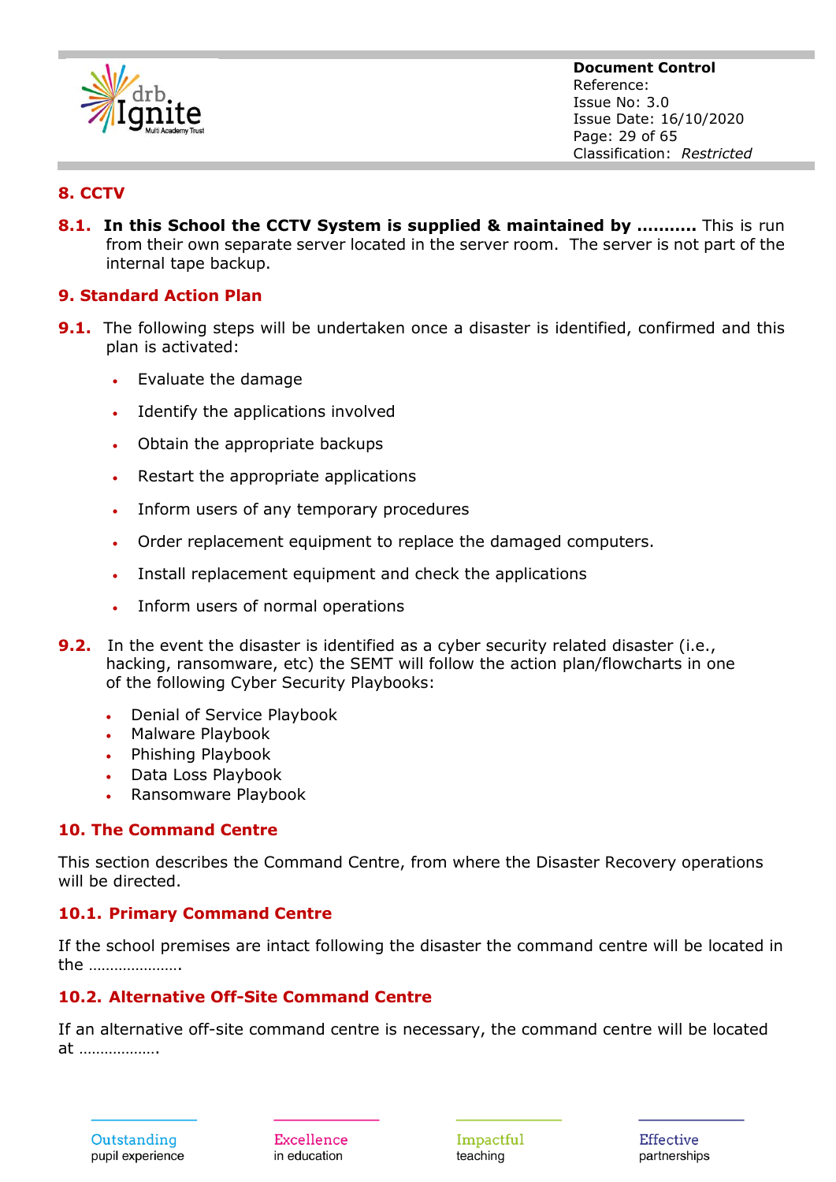## 8. CCTV

**8.1. In this School the CCTV System is supplied & maintained by ………..** This is run from their own separate server located in the server room. The server is not part of the internal tape backup.

## 9. Standard Action Plan

**9.1.** The following steps will be undertaken once a disaster is identified, confirmed and this plan is activated:

- Evaluate the damage
- Identify the applications involved
- Obtain the appropriate backups
- Restart the appropriate applications
- Inform users of any temporary procedures
- Order replacement equipment to replace the damaged computers.
- Install replacement equipment and check the applications
- Inform users of normal operations

**9.2.** In the event the disaster is identified as a cyber security related disaster (i.e., hacking, ransomware, etc) the SEMT will follow the action plan/flowcharts in one of the following Cyber Security Playbooks:

- Denial of Service Playbook
- Malware Playbook
- Phishing Playbook
- Data Loss Playbook
- Ransomware Playbook

## 10. The Command Centre

This section describes the Command Centre, from where the Disaster Recovery operations will be directed.

### 10.1. Primary Command Centre

If the school premises are intact following the disaster the command centre will be located in the ………………….

### 10.2. Alternative Off-Site Command Centre

If an alternative off-site command centre is necessary, the command centre will be located at ……………….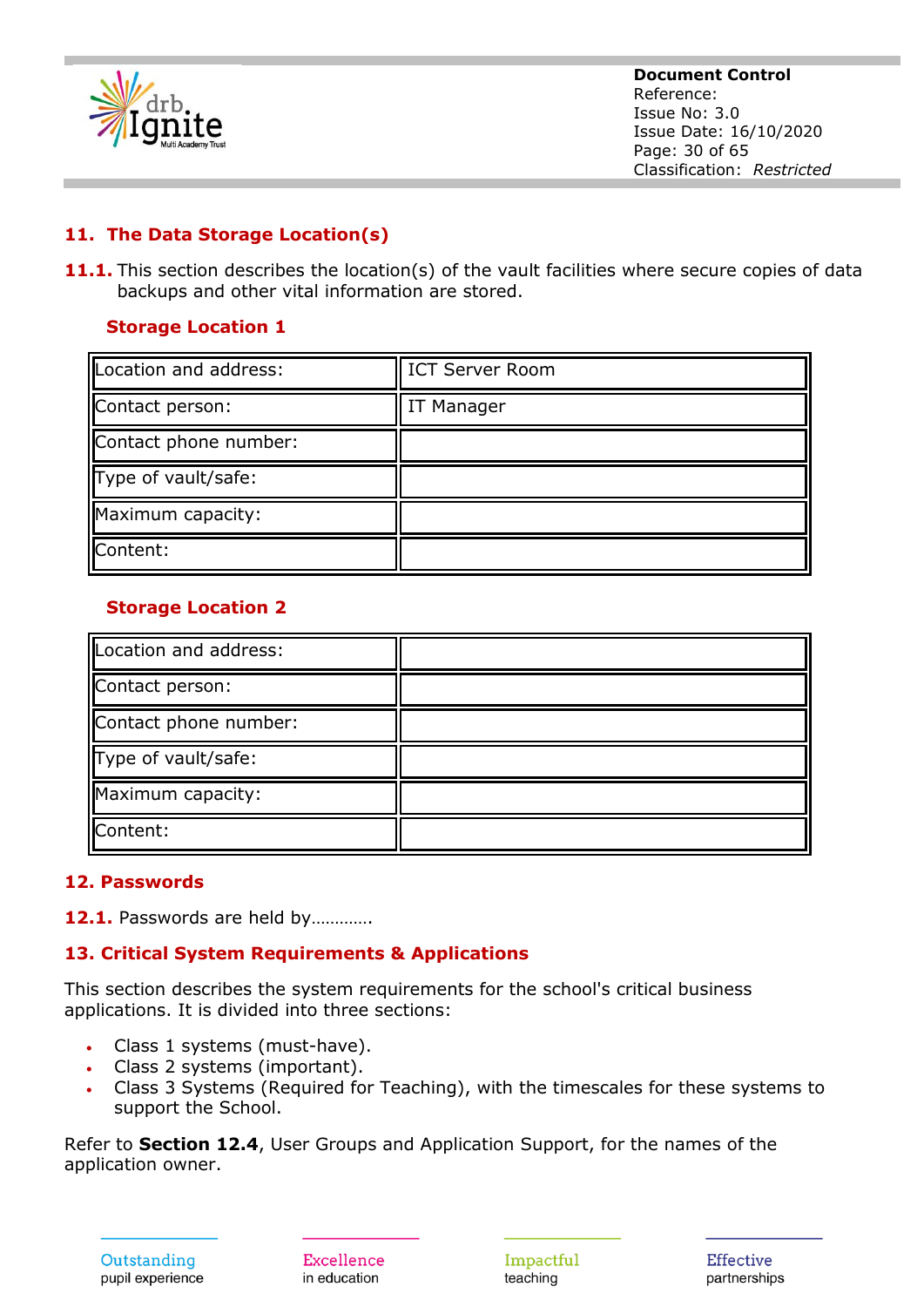## 11. The Data Storage Location(s)

**11.1.** This section describes the location(s) of the vault facilities where secure copies of data backups and other vital information are stored.

### Storage Location 1

| Location and address: | ICT Server Room |
|---|---|
| Contact person: | IT Manager |
| Contact phone number: | |
| Type of vault/safe: | |
| Maximum capacity: | |
| Content: | |

### Storage Location 2

| Location and address: | |
|---|---|
| Contact person: | |
| Contact phone number: | |
| Type of vault/safe: | |
| Maximum capacity: | |
| Content: | |

## 12. Passwords

**12.1.** Passwords are held by…………

## 13. Critical System Requirements & Applications

This section describes the system requirements for the school's critical business applications. It is divided into three sections:

- Class 1 systems (must-have).
- Class 2 systems (important).
- Class 3 Systems (Required for Teaching), with the timescales for these systems to support the School.

Refer to **Section 12.4**, User Groups and Application Support, for the names of the application owner.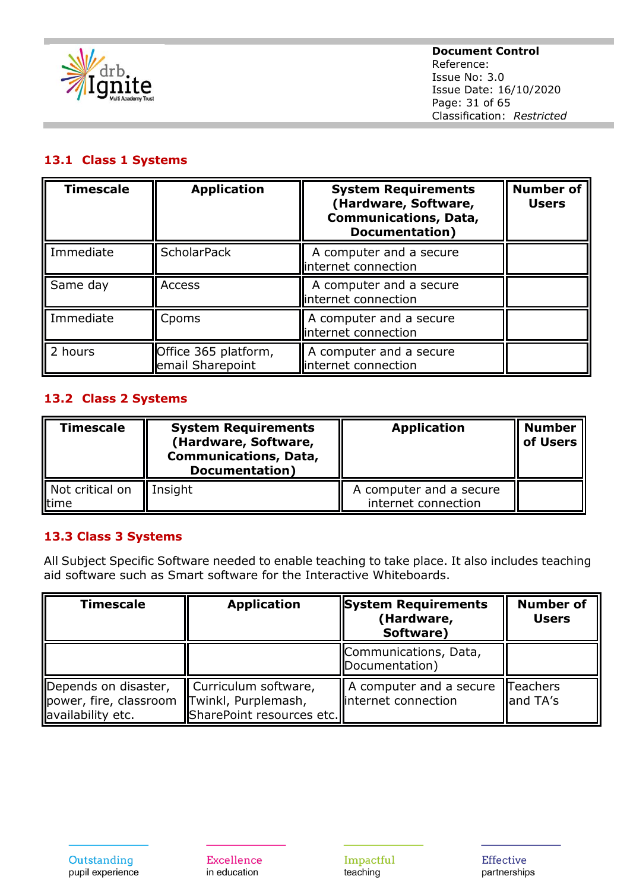### 13.1 Class 1 Systems

| Timescale | Application | System Requirements (Hardware, Software, Communications, Data, Documentation) | Number of Users |
|---|---|---|---|
| Immediate | ScholarPack | A computer and a secure internet connection | |
| Same day | Access | A computer and a secure internet connection | |
| Immediate | Cpoms | A computer and a secure internet connection | |
| 2 hours | Office 365 platform, email Sharepoint | A computer and a secure internet connection | |

### 13.2 Class 2 Systems

| Timescale | System Requirements (Hardware, Software, Communications, Data, Documentation) | Application | Number of Users |
|---|---|---|---|
| Not critical on time | Insight | A computer and a secure internet connection | |

### 13.3 Class 3 Systems

All Subject Specific Software needed to enable teaching to take place. It also includes teaching aid software such as Smart software for the Interactive Whiteboards.

| Timescale | Application | System Requirements (Hardware, Software) | Number of Users |
|---|---|---|---|
| | | Communications, Data, Documentation) | |
| Depends on disaster, power, fire, classroom availability etc. | Curriculum software, Twinkl, Purplemash, SharePoint resources etc. | A computer and a secure internet connection | Teachers and TA's |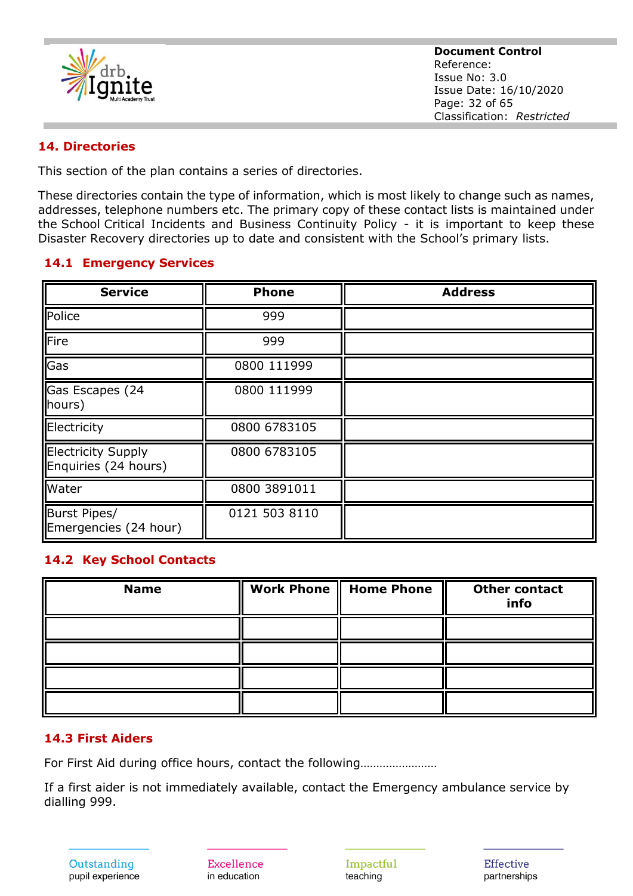## 14. Directories

This section of the plan contains a series of directories.

These directories contain the type of information, which is most likely to change such as names, addresses, telephone numbers etc. The primary copy of these contact lists is maintained under the School Critical Incidents and Business Continuity Policy - it is important to keep these Disaster Recovery directories up to date and consistent with the School's primary lists.

### 14.1 Emergency Services

| Service | Phone | Address |
|---|---|---|
| Police | 999 | |
| Fire | 999 | |
| Gas | 0800 111999 | |
| Gas Escapes (24 hours) | 0800 111999 | |
| Electricity | 0800 6783105 | |
| Electricity Supply Enquiries (24 hours) | 0800 6783105 | |
| Water | 0800 3891011 | |
| Burst Pipes/ Emergencies (24 hour) | 0121 503 8110 | |

### 14.2 Key School Contacts

| Name | Work Phone | Home Phone | Other contact info |
|---|---|---|---|
| | | | |
| | | | |
| | | | |
| | | | |

### 14.3 First Aiders

For First Aid during office hours, contact the following……………………

If a first aider is not immediately available, contact the Emergency ambulance service by dialling 999.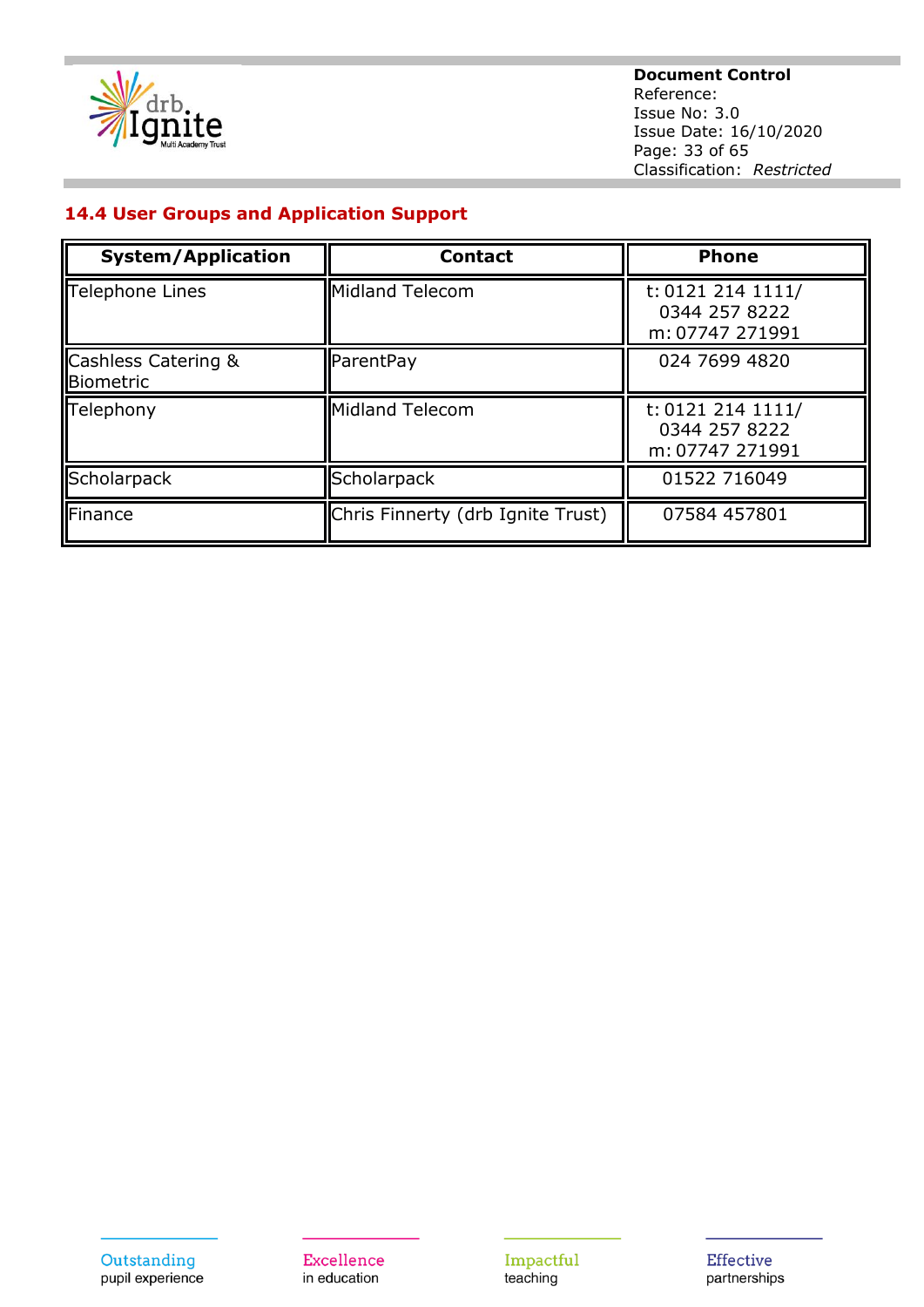## 14.4 User Groups and Application Support

| System/Application | Contact | Phone |
|---|---|---|
| Telephone Lines | Midland Telecom | t: 0121 214 1111/ 0344 257 8222 m: 07747 271991 |
| Cashless Catering & Biometric | ParentPay | 024 7699 4820 |
| Telephony | Midland Telecom | t: 0121 214 1111/ 0344 257 8222 m: 07747 271991 |
| Scholarpack | Scholarpack | 01522 716049 |
| Finance | Chris Finnerty (drb Ignite Trust) | 07584 457801 |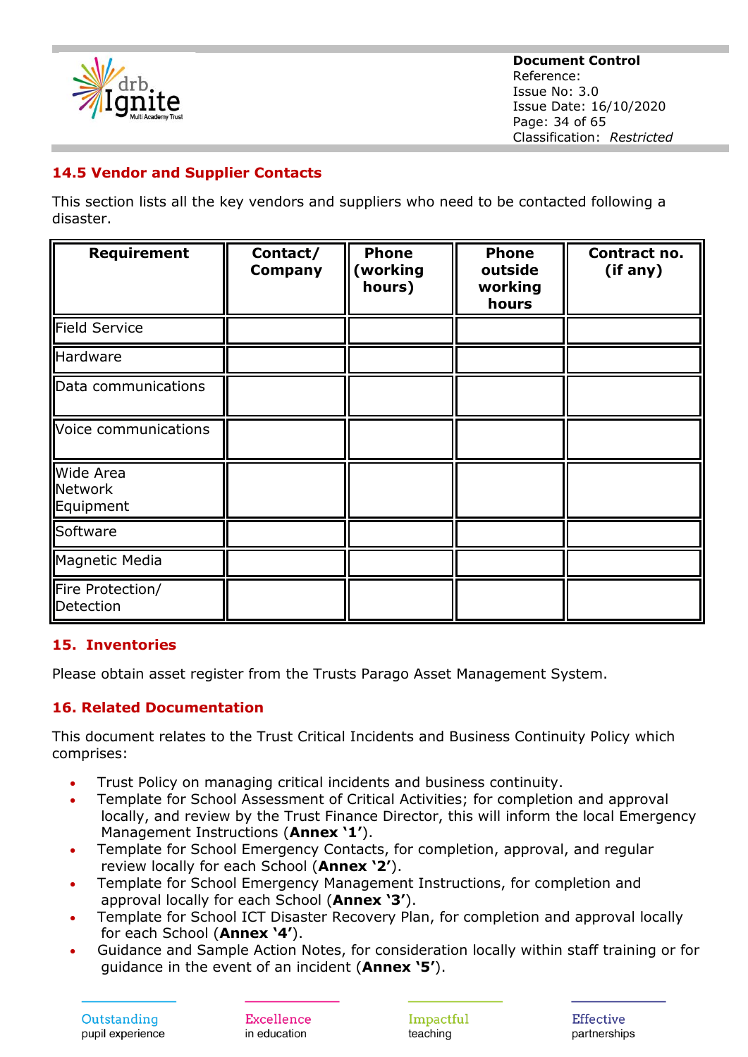### 14.5 Vendor and Supplier Contacts

This section lists all the key vendors and suppliers who need to be contacted following a disaster.

| Requirement | Contact/ Company | Phone (working hours) | Phone outside working hours | Contract no. (if any) |
|---|---|---|---|---|
| Field Service | | | | |
| Hardware | | | | |
| Data communications | | | | |
| Voice communications | | | | |
| Wide Area Network Equipment | | | | |
| Software | | | | |
| Magnetic Media | | | | |
| Fire Protection/ Detection | | | | |

## 15. Inventories

Please obtain asset register from the Trusts Parago Asset Management System.

## 16. Related Documentation

This document relates to the Trust Critical Incidents and Business Continuity Policy which comprises:

- Trust Policy on managing critical incidents and business continuity.
- Template for School Assessment of Critical Activities; for completion and approval locally, and review by the Trust Finance Director, this will inform the local Emergency Management Instructions (**Annex '1'**).
- Template for School Emergency Contacts, for completion, approval, and regular review locally for each School (**Annex '2'**).
- Template for School Emergency Management Instructions, for completion and approval locally for each School (**Annex '3'**).
- Template for School ICT Disaster Recovery Plan, for completion and approval locally for each School (**Annex '4'**).
- Guidance and Sample Action Notes, for consideration locally within staff training or for guidance in the event of an incident (**Annex '5'**).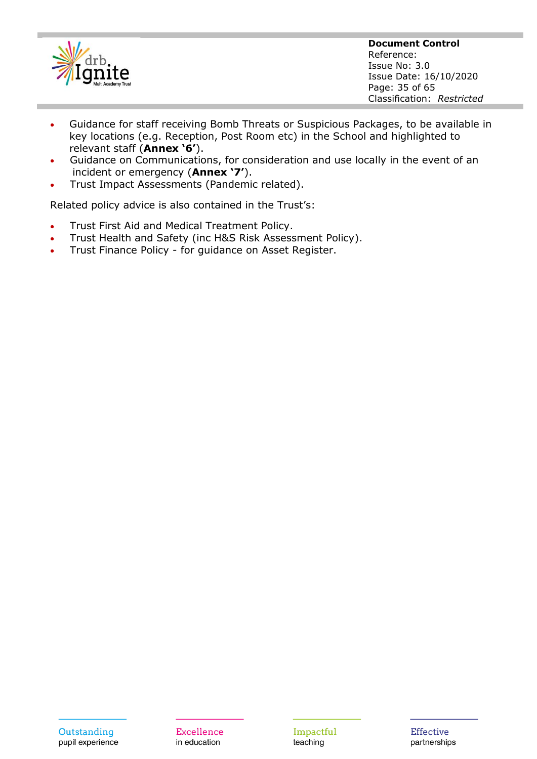- Guidance for staff receiving Bomb Threats or Suspicious Packages, to be available in key locations (e.g. Reception, Post Room etc) in the School and highlighted to relevant staff (**Annex '6'**).
- Guidance on Communications, for consideration and use locally in the event of an incident or emergency (**Annex '7'**).
- Trust Impact Assessments (Pandemic related).

Related policy advice is also contained in the Trust's:

- Trust First Aid and Medical Treatment Policy.
- Trust Health and Safety (inc H&S Risk Assessment Policy).
- Trust Finance Policy - for guidance on Asset Register.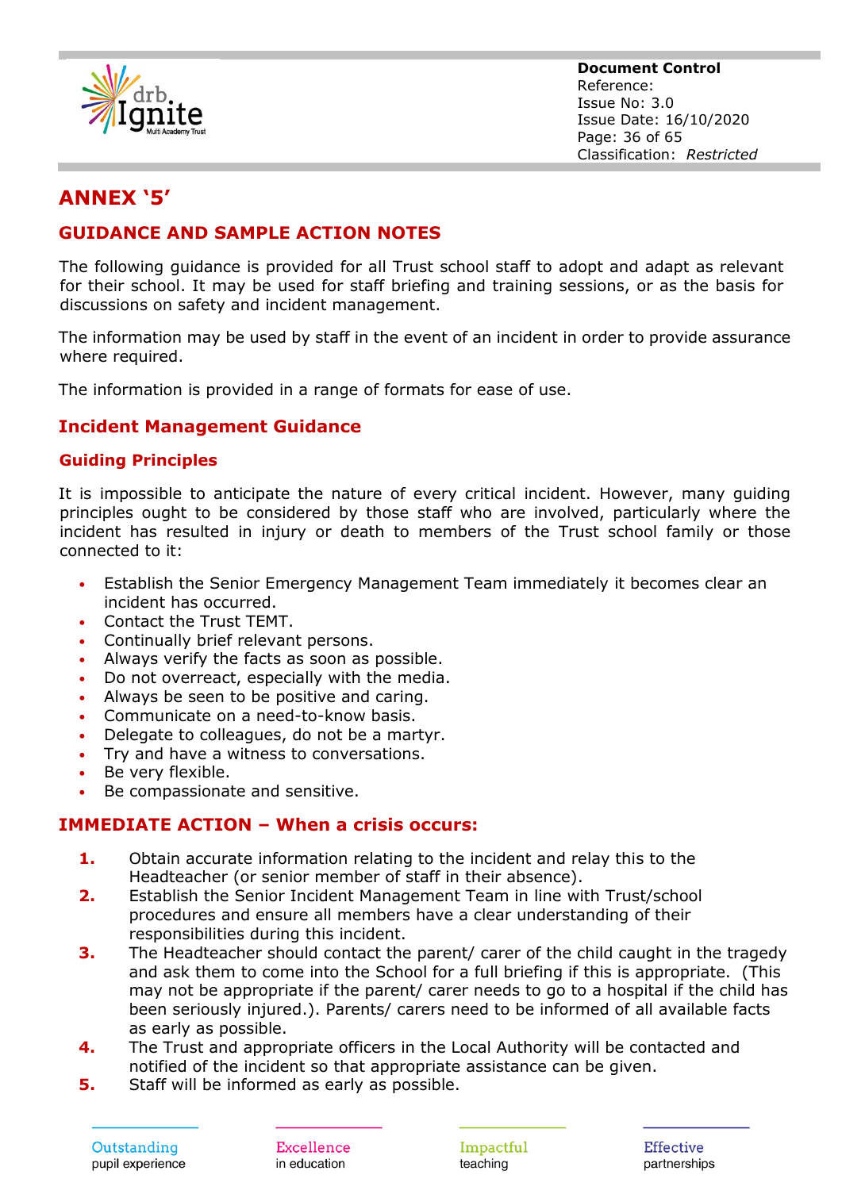# ANNEX '5'

## GUIDANCE AND SAMPLE ACTION NOTES

The following guidance is provided for all Trust school staff to adopt and adapt as relevant for their school. It may be used for staff briefing and training sessions, or as the basis for discussions on safety and incident management.

The information may be used by staff in the event of an incident in order to provide assurance where required.

The information is provided in a range of formats for ease of use.

### Incident Management Guidance

#### Guiding Principles

It is impossible to anticipate the nature of every critical incident. However, many guiding principles ought to be considered by those staff who are involved, particularly where the incident has resulted in injury or death to members of the Trust school family or those connected to it:

- Establish the Senior Emergency Management Team immediately it becomes clear an incident has occurred.
- Contact the Trust TEMT.
- Continually brief relevant persons.
- Always verify the facts as soon as possible.
- Do not overreact, especially with the media.
- Always be seen to be positive and caring.
- Communicate on a need-to-know basis.
- Delegate to colleagues, do not be a martyr.
- Try and have a witness to conversations.
- Be very flexible.
- Be compassionate and sensitive.

### IMMEDIATE ACTION – When a crisis occurs:

1. Obtain accurate information relating to the incident and relay this to the Headteacher (or senior member of staff in their absence).
2. Establish the Senior Incident Management Team in line with Trust/school procedures and ensure all members have a clear understanding of their responsibilities during this incident.
3. The Headteacher should contact the parent/ carer of the child caught in the tragedy and ask them to come into the School for a full briefing if this is appropriate. (This may not be appropriate if the parent/ carer needs to go to a hospital if the child has been seriously injured.). Parents/ carers need to be informed of all available facts as early as possible.
4. The Trust and appropriate officers in the Local Authority will be contacted and notified of the incident so that appropriate assistance can be given.
5. Staff will be informed as early as possible.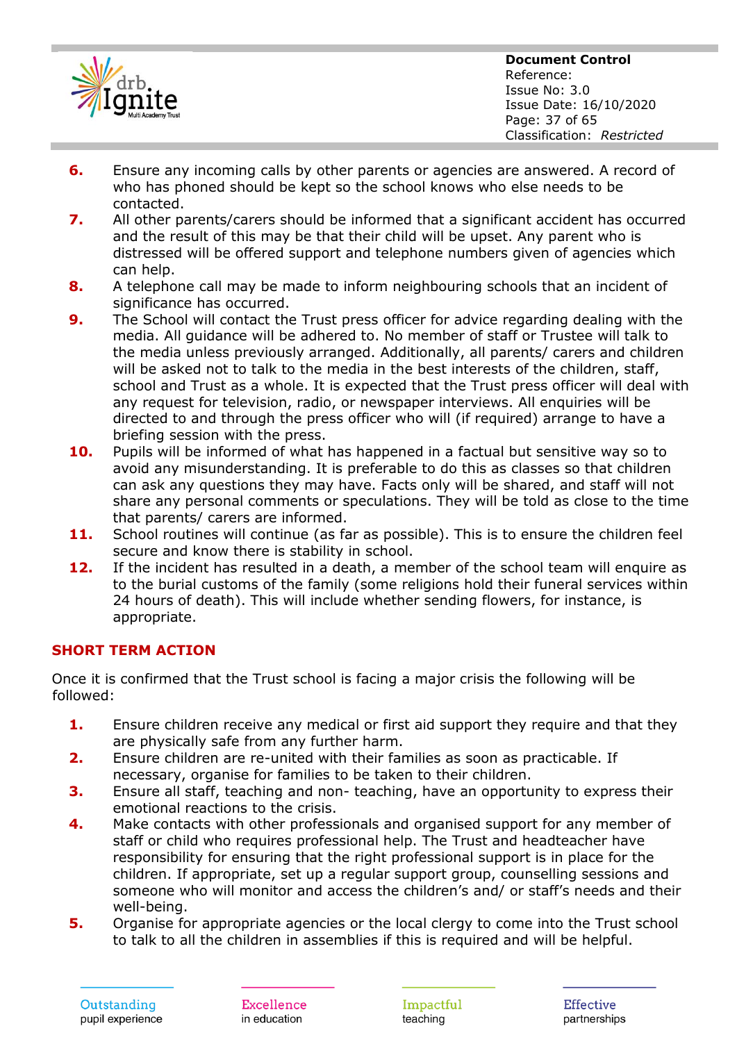6. Ensure any incoming calls by other parents or agencies are answered. A record of who has phoned should be kept so the school knows who else needs to be contacted.
7. All other parents/carers should be informed that a significant accident has occurred and the result of this may be that their child will be upset. Any parent who is distressed will be offered support and telephone numbers given of agencies which can help.
8. A telephone call may be made to inform neighbouring schools that an incident of significance has occurred.
9. The School will contact the Trust press officer for advice regarding dealing with the media. All guidance will be adhered to. No member of staff or Trustee will talk to the media unless previously arranged. Additionally, all parents/ carers and children will be asked not to talk to the media in the best interests of the children, staff, school and Trust as a whole. It is expected that the Trust press officer will deal with any request for television, radio, or newspaper interviews. All enquiries will be directed to and through the press officer who will (if required) arrange to have a briefing session with the press.
10. Pupils will be informed of what has happened in a factual but sensitive way so to avoid any misunderstanding. It is preferable to do this as classes so that children can ask any questions they may have. Facts only will be shared, and staff will not share any personal comments or speculations. They will be told as close to the time that parents/ carers are informed.
11. School routines will continue (as far as possible). This is to ensure the children feel secure and know there is stability in school.
12. If the incident has resulted in a death, a member of the school team will enquire as to the burial customs of the family (some religions hold their funeral services within 24 hours of death). This will include whether sending flowers, for instance, is appropriate.

## SHORT TERM ACTION

Once it is confirmed that the Trust school is facing a major crisis the following will be followed:

1. Ensure children receive any medical or first aid support they require and that they are physically safe from any further harm.
2. Ensure children are re-united with their families as soon as practicable. If necessary, organise for families to be taken to their children.
3. Ensure all staff, teaching and non- teaching, have an opportunity to express their emotional reactions to the crisis.
4. Make contacts with other professionals and organised support for any member of staff or child who requires professional help. The Trust and headteacher have responsibility for ensuring that the right professional support is in place for the children. If appropriate, set up a regular support group, counselling sessions and someone who will monitor and access the children's and/ or staff's needs and their well-being.
5. Organise for appropriate agencies or the local clergy to come into the Trust school to talk to all the children in assemblies if this is required and will be helpful.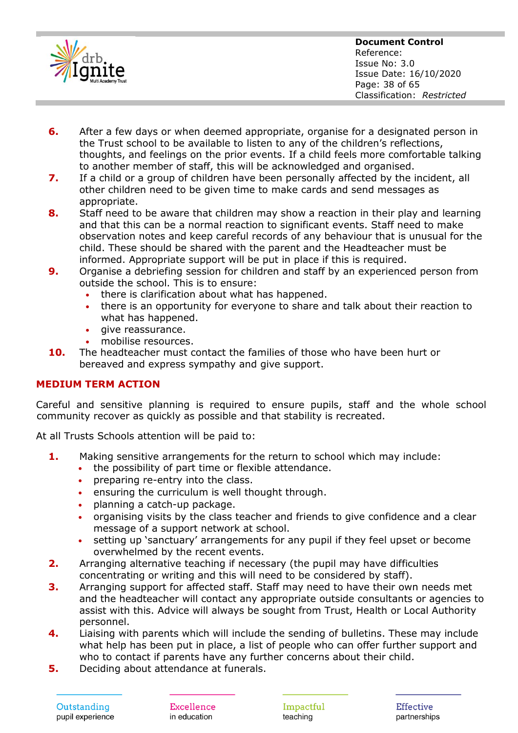6. After a few days or when deemed appropriate, organise for a designated person in the Trust school to be available to listen to any of the children's reflections, thoughts, and feelings on the prior events. If a child feels more comfortable talking to another member of staff, this will be acknowledged and organised.
7. If a child or a group of children have been personally affected by the incident, all other children need to be given time to make cards and send messages as appropriate.
8. Staff need to be aware that children may show a reaction in their play and learning and that this can be a normal reaction to significant events. Staff need to make observation notes and keep careful records of any behaviour that is unusual for the child. These should be shared with the parent and the Headteacher must be informed. Appropriate support will be put in place if this is required.
9. Organise a debriefing session for children and staff by an experienced person from outside the school. This is to ensure:
   - there is clarification about what has happened.
   - there is an opportunity for everyone to share and talk about their reaction to what has happened.
   - give reassurance.
   - mobilise resources.
10. The headteacher must contact the families of those who have been hurt or bereaved and express sympathy and give support.

## MEDIUM TERM ACTION

Careful and sensitive planning is required to ensure pupils, staff and the whole school community recover as quickly as possible and that stability is recreated.

At all Trusts Schools attention will be paid to:

1. Making sensitive arrangements for the return to school which may include:
   - the possibility of part time or flexible attendance.
   - preparing re-entry into the class.
   - ensuring the curriculum is well thought through.
   - planning a catch-up package.
   - organising visits by the class teacher and friends to give confidence and a clear message of a support network at school.
   - setting up 'sanctuary' arrangements for any pupil if they feel upset or become overwhelmed by the recent events.
2. Arranging alternative teaching if necessary (the pupil may have difficulties concentrating or writing and this will need to be considered by staff).
3. Arranging support for affected staff. Staff may need to have their own needs met and the headteacher will contact any appropriate outside consultants or agencies to assist with this. Advice will always be sought from Trust, Health or Local Authority personnel.
4. Liaising with parents which will include the sending of bulletins. These may include what help has been put in place, a list of people who can offer further support and who to contact if parents have any further concerns about their child.
5. Deciding about attendance at funerals.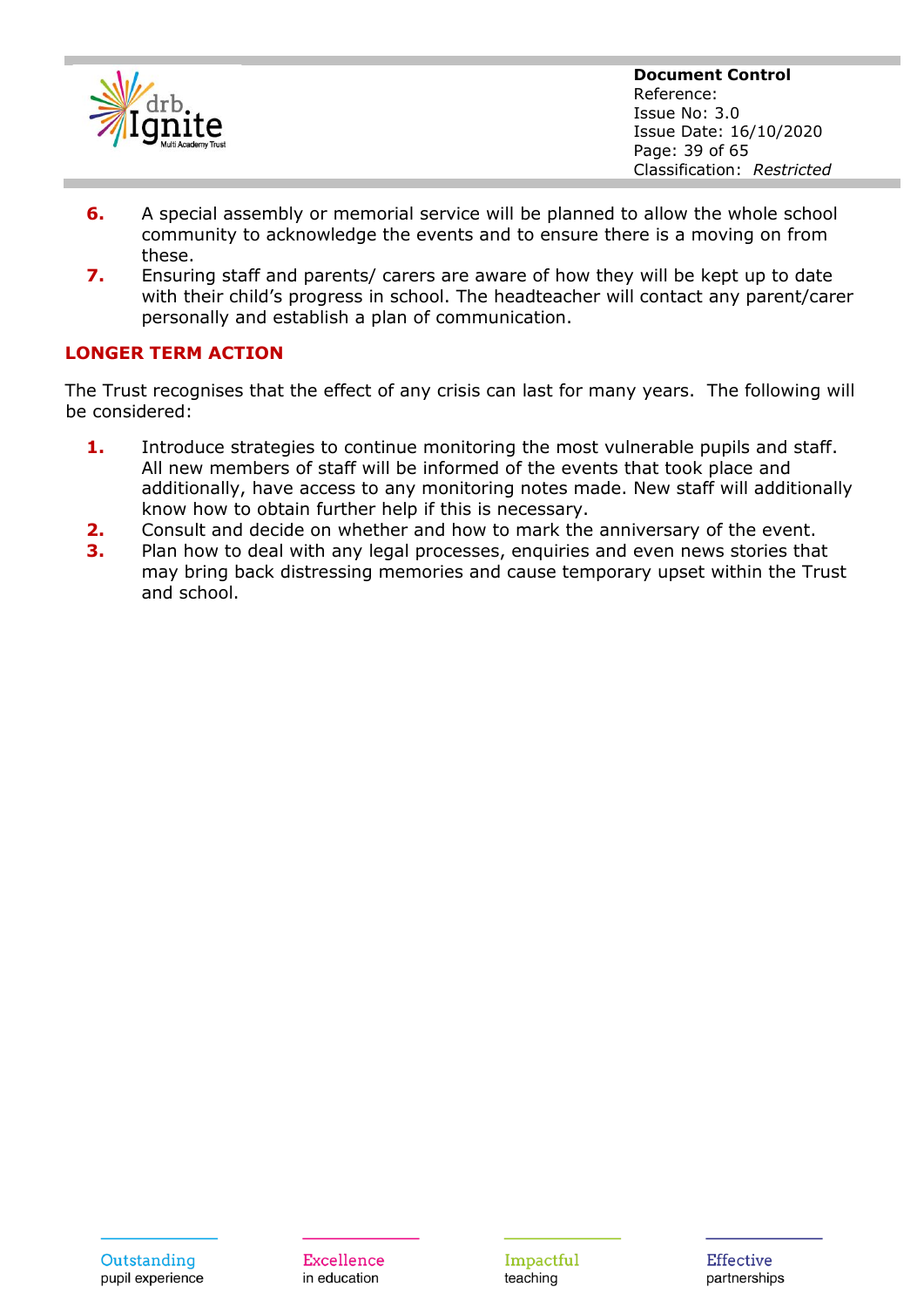6. A special assembly or memorial service will be planned to allow the whole school community to acknowledge the events and to ensure there is a moving on from these.
7. Ensuring staff and parents/ carers are aware of how they will be kept up to date with their child's progress in school. The headteacher will contact any parent/carer personally and establish a plan of communication.

## LONGER TERM ACTION

The Trust recognises that the effect of any crisis can last for many years. The following will be considered:

1. Introduce strategies to continue monitoring the most vulnerable pupils and staff. All new members of staff will be informed of the events that took place and additionally, have access to any monitoring notes made. New staff will additionally know how to obtain further help if this is necessary.
2. Consult and decide on whether and how to mark the anniversary of the event.
3. Plan how to deal with any legal processes, enquiries and even news stories that may bring back distressing memories and cause temporary upset within the Trust and school.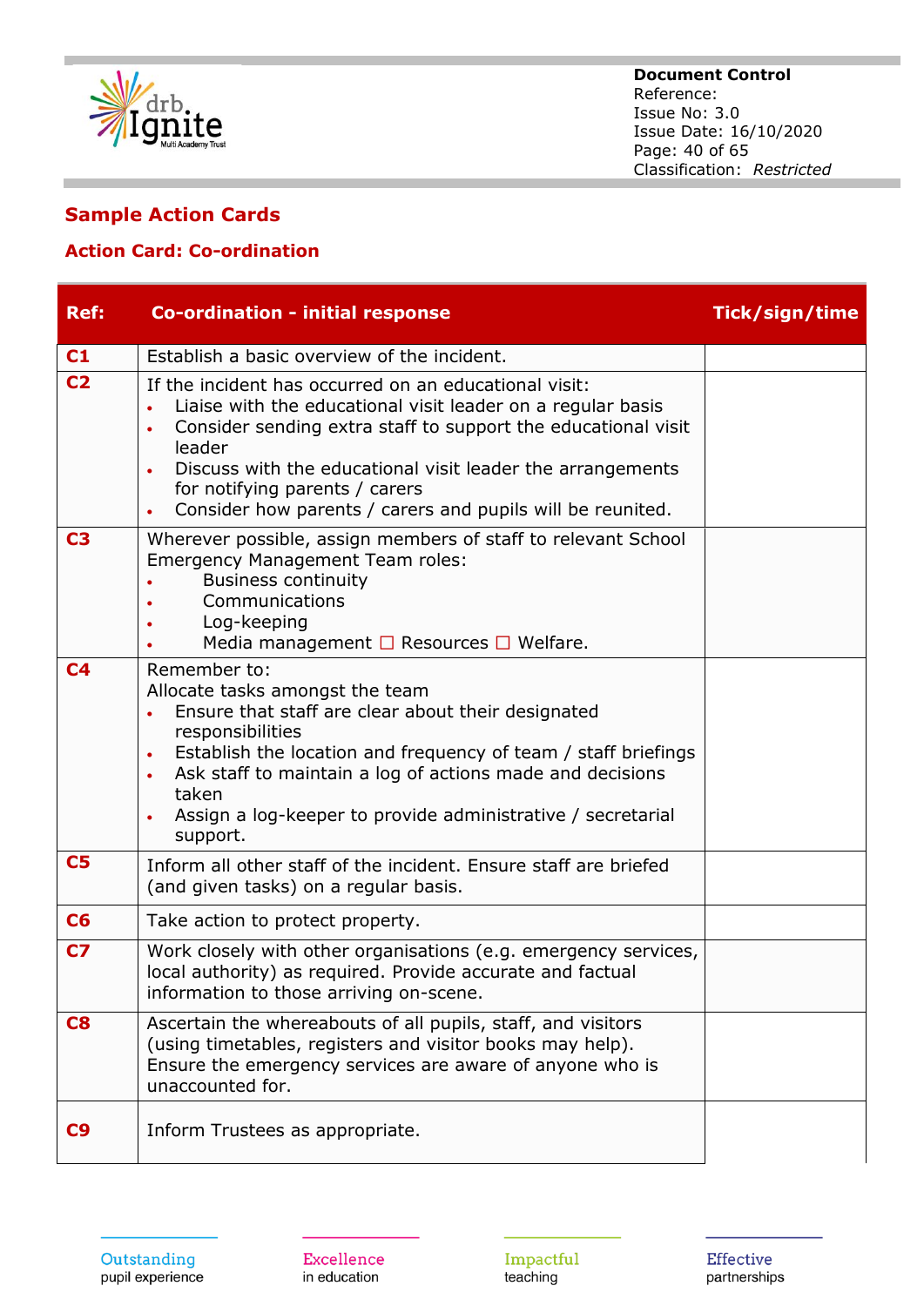## Sample Action Cards

### Action Card: Co-ordination

| Ref: | Co-ordination - initial response | Tick/sign/time |
|---|---|---|
| C1 | Establish a basic overview of the incident. | |
| C2 | If the incident has occurred on an educational visit:<br>• Liaise with the educational visit leader on a regular basis<br>• Consider sending extra staff to support the educational visit leader<br>• Discuss with the educational visit leader the arrangements for notifying parents / carers<br>• Consider how parents / carers and pupils will be reunited. | |
| C3 | Wherever possible, assign members of staff to relevant School Emergency Management Team roles:<br>• Business continuity<br>• Communications<br>• Log-keeping<br>• Media management ☐ Resources ☐ Welfare. | |
| C4 | Remember to:<br>Allocate tasks amongst the team<br>• Ensure that staff are clear about their designated responsibilities<br>• Establish the location and frequency of team / staff briefings<br>• Ask staff to maintain a log of actions made and decisions taken<br>• Assign a log-keeper to provide administrative / secretarial support. | |
| C5 | Inform all other staff of the incident. Ensure staff are briefed (and given tasks) on a regular basis. | |
| C6 | Take action to protect property. | |
| C7 | Work closely with other organisations (e.g. emergency services, local authority) as required. Provide accurate and factual information to those arriving on-scene. | |
| C8 | Ascertain the whereabouts of all pupils, staff, and visitors (using timetables, registers and visitor books may help). Ensure the emergency services are aware of anyone who is unaccounted for. | |
| C9 | Inform Trustees as appropriate. | |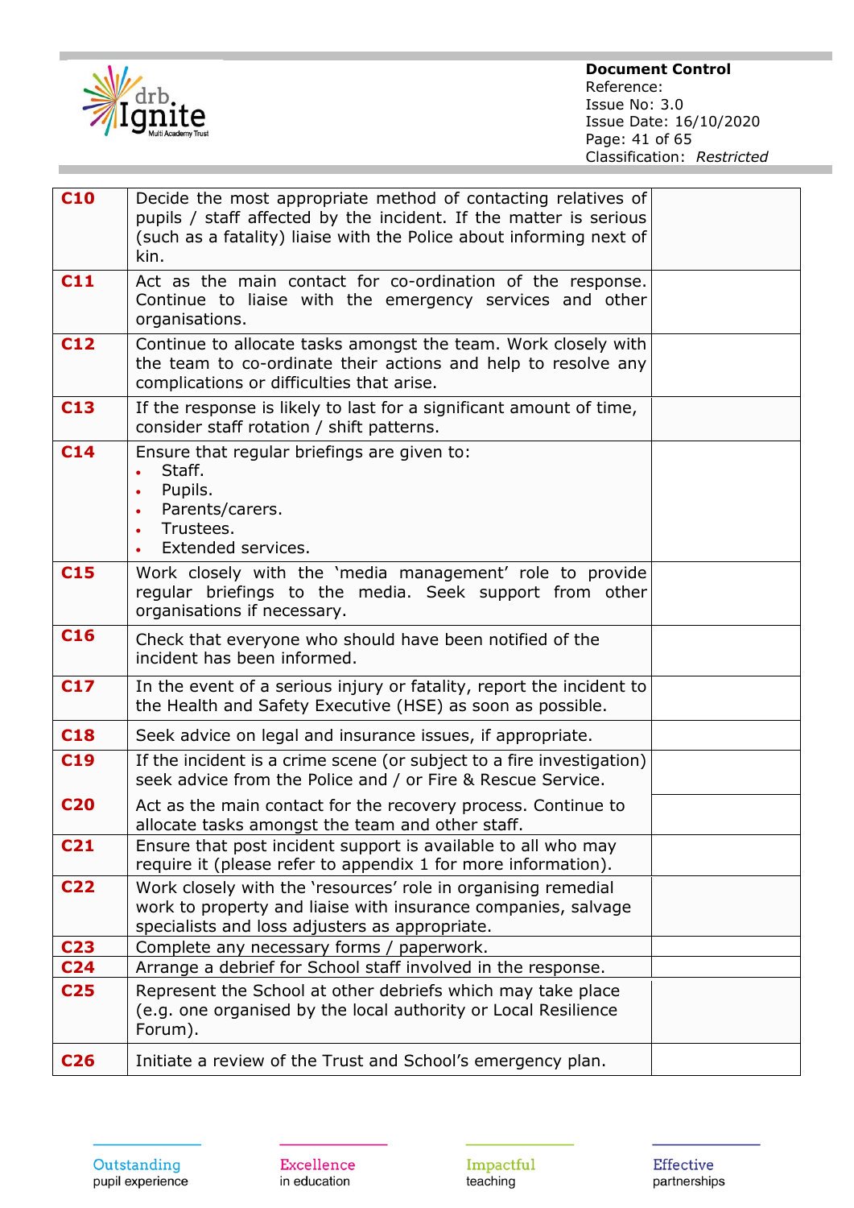| | | |
|---|---|---|
| **C10** | Decide the most appropriate method of contacting relatives of pupils / staff affected by the incident. If the matter is serious (such as a fatality) liaise with the Police about informing next of kin. | |
| **C11** | Act as the main contact for co-ordination of the response. Continue to liaise with the emergency services and other organisations. | |
| **C12** | Continue to allocate tasks amongst the team. Work closely with the team to co-ordinate their actions and help to resolve any complications or difficulties that arise. | |
| **C13** | If the response is likely to last for a significant amount of time, consider staff rotation / shift patterns. | |
| **C14** | Ensure that regular briefings are given to:<br>• Staff.<br>• Pupils.<br>• Parents/carers.<br>• Trustees.<br>• Extended services. | |
| **C15** | Work closely with the 'media management' role to provide regular briefings to the media. Seek support from other organisations if necessary. | |
| **C16** | Check that everyone who should have been notified of the incident has been informed. | |
| **C17** | In the event of a serious injury or fatality, report the incident to the Health and Safety Executive (HSE) as soon as possible. | |
| **C18** | Seek advice on legal and insurance issues, if appropriate. | |
| **C19** | If the incident is a crime scene (or subject to a fire investigation) seek advice from the Police and / or Fire & Rescue Service. | |
| **C20** | Act as the main contact for the recovery process. Continue to allocate tasks amongst the team and other staff. | |
| **C21** | Ensure that post incident support is available to all who may require it (please refer to appendix 1 for more information). | |
| **C22** | Work closely with the 'resources' role in organising remedial work to property and liaise with insurance companies, salvage specialists and loss adjusters as appropriate. | |
| **C23** | Complete any necessary forms / paperwork. | |
| **C24** | Arrange a debrief for School staff involved in the response. | |
| **C25** | Represent the School at other debriefs which may take place (e.g. one organised by the local authority or Local Resilience Forum). | |
| **C26** | Initiate a review of the Trust and School's emergency plan. | |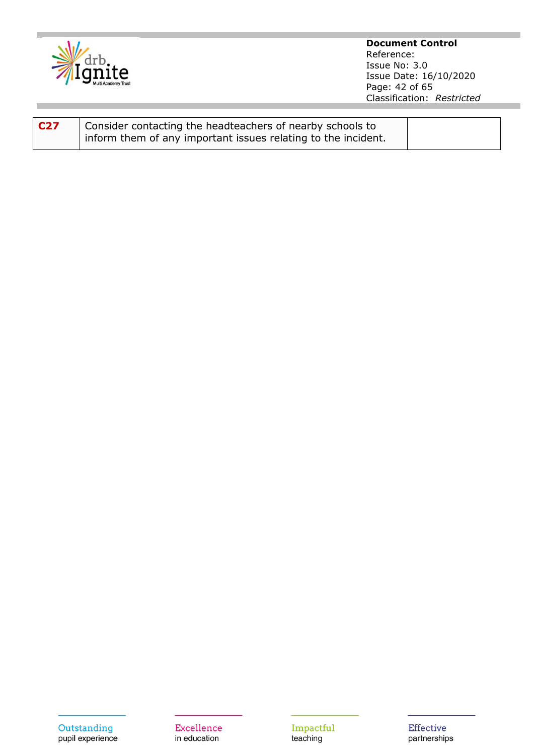| | | |
|---|---|---|
| **C27** | Consider contacting the headteachers of nearby schools to inform them of any important issues relating to the incident. | |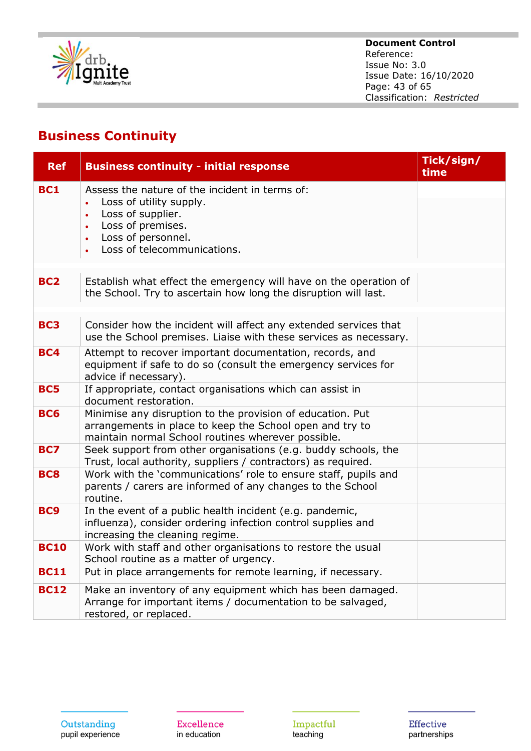## Business Continuity

| Ref | Business continuity - initial response | Tick/sign/time |
|---|---|---|
| **BC1** | Assess the nature of the incident in terms of:<br>• Loss of utility supply.<br>• Loss of supplier.<br>• Loss of premises.<br>• Loss of personnel.<br>• Loss of telecommunications. | |
| **BC2** | Establish what effect the emergency will have on the operation of the School. Try to ascertain how long the disruption will last. | |
| **BC3** | Consider how the incident will affect any extended services that use the School premises. Liaise with these services as necessary. | |
| **BC4** | Attempt to recover important documentation, records, and equipment if safe to do so (consult the emergency services for advice if necessary). | |
| **BC5** | If appropriate, contact organisations which can assist in document restoration. | |
| **BC6** | Minimise any disruption to the provision of education. Put arrangements in place to keep the School open and try to maintain normal School routines wherever possible. | |
| **BC7** | Seek support from other organisations (e.g. buddy schools, the Trust, local authority, suppliers / contractors) as required. | |
| **BC8** | Work with the 'communications' role to ensure staff, pupils and parents / carers are informed of any changes to the School routine. | |
| **BC9** | In the event of a public health incident (e.g. pandemic, influenza), consider ordering infection control supplies and increasing the cleaning regime. | |
| **BC10** | Work with staff and other organisations to restore the usual School routine as a matter of urgency. | |
| **BC11** | Put in place arrangements for remote learning, if necessary. | |
| **BC12** | Make an inventory of any equipment which has been damaged. Arrange for important items / documentation to be salvaged, restored, or replaced. | |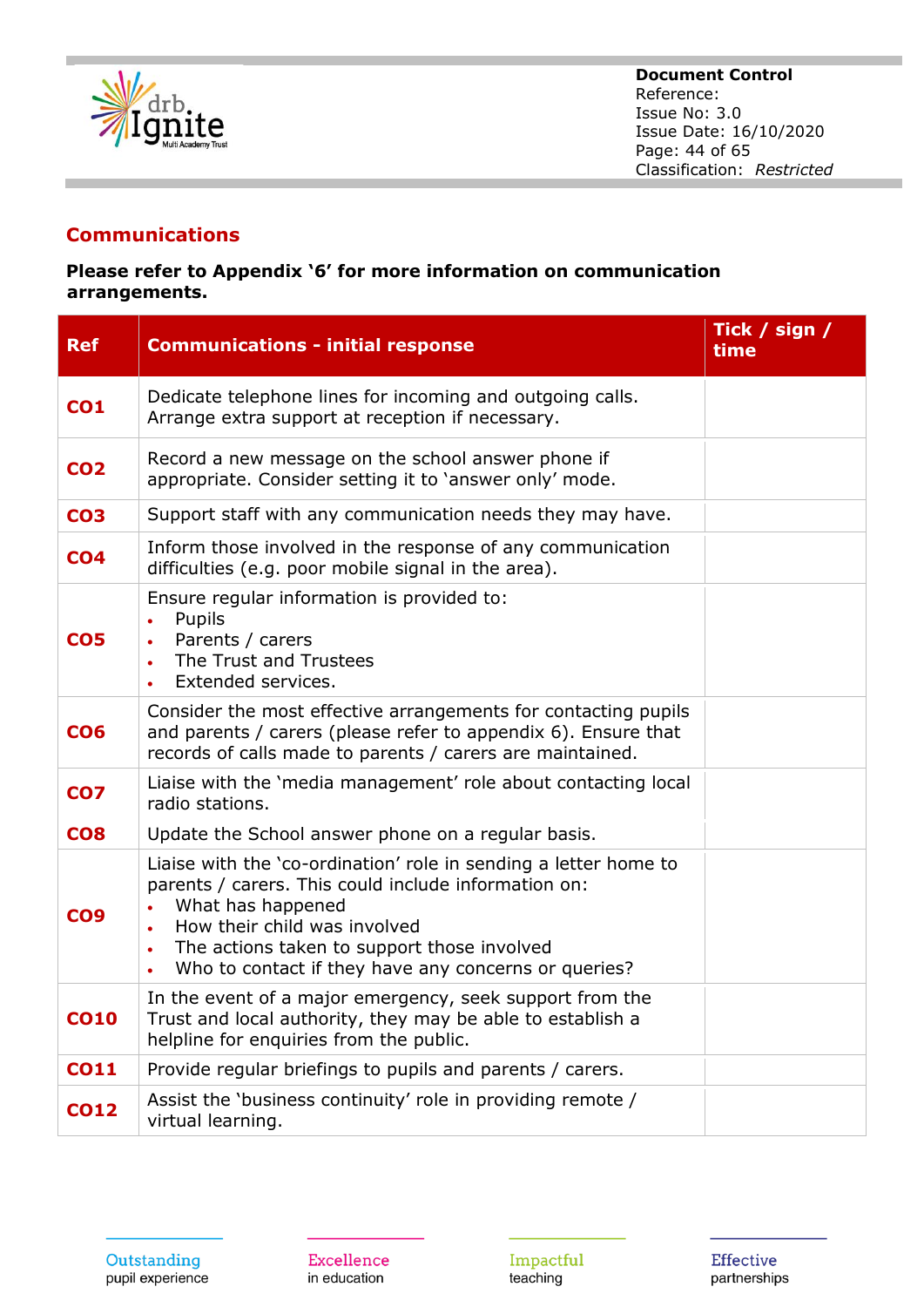## Communications

**Please refer to Appendix '6' for more information on communication arrangements.**

| Ref | Communications - initial response | Tick / sign / time |
|---|---|---|
| CO1 | Dedicate telephone lines for incoming and outgoing calls. Arrange extra support at reception if necessary. | |
| CO2 | Record a new message on the school answer phone if appropriate. Consider setting it to 'answer only' mode. | |
| CO3 | Support staff with any communication needs they may have. | |
| CO4 | Inform those involved in the response of any communication difficulties (e.g. poor mobile signal in the area). | |
| CO5 | Ensure regular information is provided to:<br>• Pupils<br>• Parents / carers<br>• The Trust and Trustees<br>• Extended services. | |
| CO6 | Consider the most effective arrangements for contacting pupils and parents / carers (please refer to appendix 6). Ensure that records of calls made to parents / carers are maintained. | |
| CO7 | Liaise with the 'media management' role about contacting local radio stations. | |
| CO8 | Update the School answer phone on a regular basis. | |
| CO9 | Liaise with the 'co-ordination' role in sending a letter home to parents / carers. This could include information on:<br>• What has happened<br>• How their child was involved<br>• The actions taken to support those involved<br>• Who to contact if they have any concerns or queries? | |
| CO10 | In the event of a major emergency, seek support from the Trust and local authority, they may be able to establish a helpline for enquiries from the public. | |
| CO11 | Provide regular briefings to pupils and parents / carers. | |
| CO12 | Assist the 'business continuity' role in providing remote / virtual learning. | |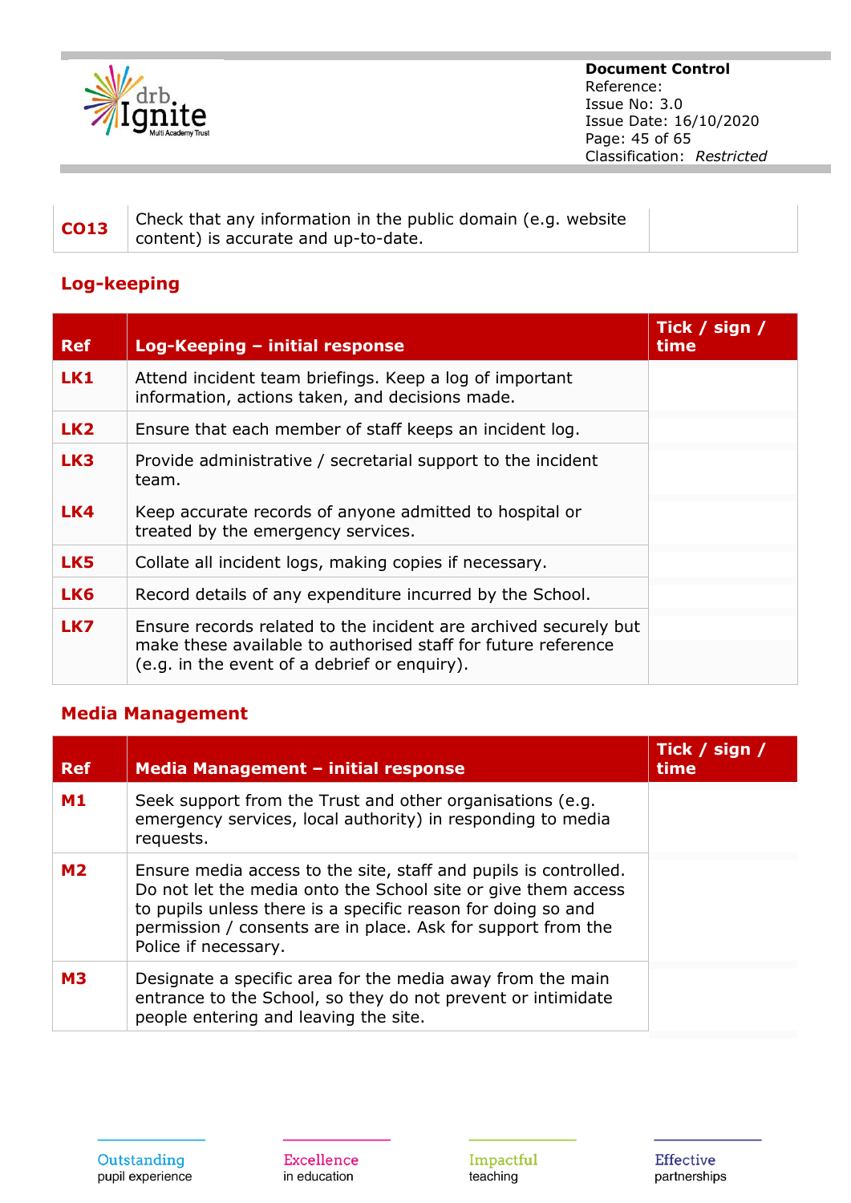| | | |
|---|---|---|
| **CO13** | Check that any information in the public domain (e.g. website content) is accurate and up-to-date. | |

## Log-keeping

| Ref | Log-Keeping – initial response | Tick / sign / time |
|---|---|---|
| **LK1** | Attend incident team briefings. Keep a log of important information, actions taken, and decisions made. | |
| **LK2** | Ensure that each member of staff keeps an incident log. | |
| **LK3** | Provide administrative / secretarial support to the incident team. | |
| **LK4** | Keep accurate records of anyone admitted to hospital or treated by the emergency services. | |
| **LK5** | Collate all incident logs, making copies if necessary. | |
| **LK6** | Record details of any expenditure incurred by the School. | |
| **LK7** | Ensure records related to the incident are archived securely but make these available to authorised staff for future reference (e.g. in the event of a debrief or enquiry). | |

## Media Management

| Ref | Media Management – initial response | Tick / sign / time |
|---|---|---|
| **M1** | Seek support from the Trust and other organisations (e.g. emergency services, local authority) in responding to media requests. | |
| **M2** | Ensure media access to the site, staff and pupils is controlled. Do not let the media onto the School site or give them access to pupils unless there is a specific reason for doing so and permission / consents are in place. Ask for support from the Police if necessary. | |
| **M3** | Designate a specific area for the media away from the main entrance to the School, so they do not prevent or intimidate people entering and leaving the site. | |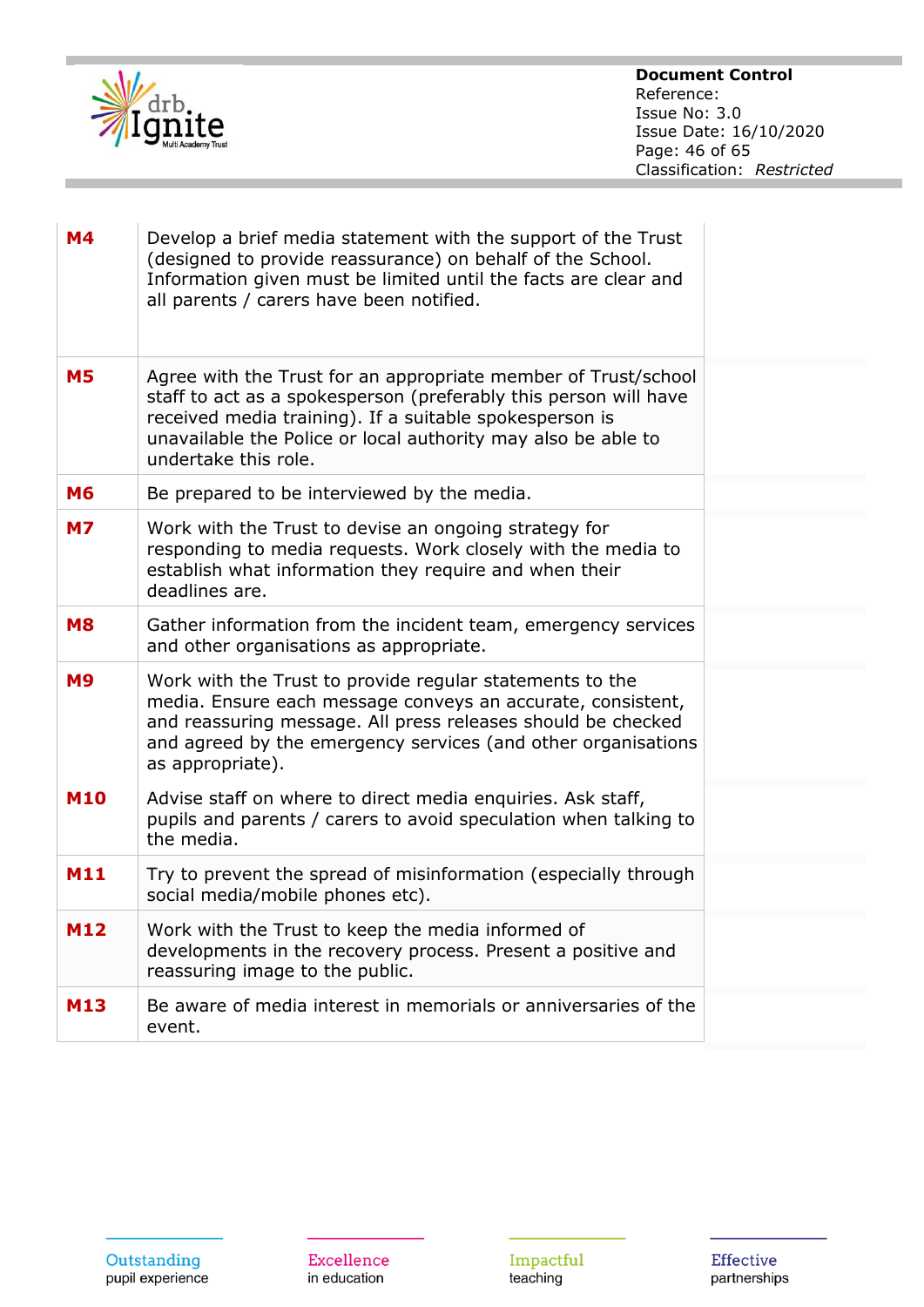| | | |
|---|---|---|
| **M4** | Develop a brief media statement with the support of the Trust (designed to provide reassurance) on behalf of the School. Information given must be limited until the facts are clear and all parents / carers have been notified. | |
| **M5** | Agree with the Trust for an appropriate member of Trust/school staff to act as a spokesperson (preferably this person will have received media training). If a suitable spokesperson is unavailable the Police or local authority may also be able to undertake this role. | |
| **M6** | Be prepared to be interviewed by the media. | |
| **M7** | Work with the Trust to devise an ongoing strategy for responding to media requests. Work closely with the media to establish what information they require and when their deadlines are. | |
| **M8** | Gather information from the incident team, emergency services and other organisations as appropriate. | |
| **M9** | Work with the Trust to provide regular statements to the media. Ensure each message conveys an accurate, consistent, and reassuring message. All press releases should be checked and agreed by the emergency services (and other organisations as appropriate). | |
| **M10** | Advise staff on where to direct media enquiries. Ask staff, pupils and parents / carers to avoid speculation when talking to the media. | |
| **M11** | Try to prevent the spread of misinformation (especially through social media/mobile phones etc). | |
| **M12** | Work with the Trust to keep the media informed of developments in the recovery process. Present a positive and reassuring image to the public. | |
| **M13** | Be aware of media interest in memorials or anniversaries of the event. | |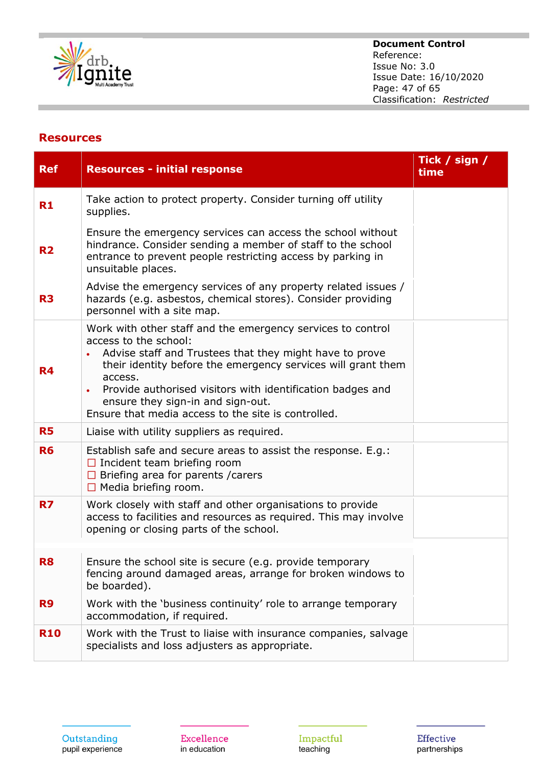## Resources

| Ref | Resources - initial response | Tick / sign / time |
|---|---|---|
| R1 | Take action to protect property. Consider turning off utility supplies. | |
| R2 | Ensure the emergency services can access the school without hindrance. Consider sending a member of staff to the school entrance to prevent people restricting access by parking in unsuitable places. | |
| R3 | Advise the emergency services of any property related issues / hazards (e.g. asbestos, chemical stores). Consider providing personnel with a site map. | |
| R4 | Work with other staff and the emergency services to control access to the school:<br>• Advise staff and Trustees that they might have to prove their identity before the emergency services will grant them access.<br>• Provide authorised visitors with identification badges and ensure they sign-in and sign-out.<br>Ensure that media access to the site is controlled. | |
| R5 | Liaise with utility suppliers as required. | |
| R6 | Establish safe and secure areas to assist the response. E.g.:<br>☐ Incident team briefing room<br>☐ Briefing area for parents /carers<br>☐ Media briefing room. | |
| R7 | Work closely with staff and other organisations to provide access to facilities and resources as required. This may involve opening or closing parts of the school. | |
| R8 | Ensure the school site is secure (e.g. provide temporary fencing around damaged areas, arrange for broken windows to be boarded). | |
| R9 | Work with the 'business continuity' role to arrange temporary accommodation, if required. | |
| R10 | Work with the Trust to liaise with insurance companies, salvage specialists and loss adjusters as appropriate. | |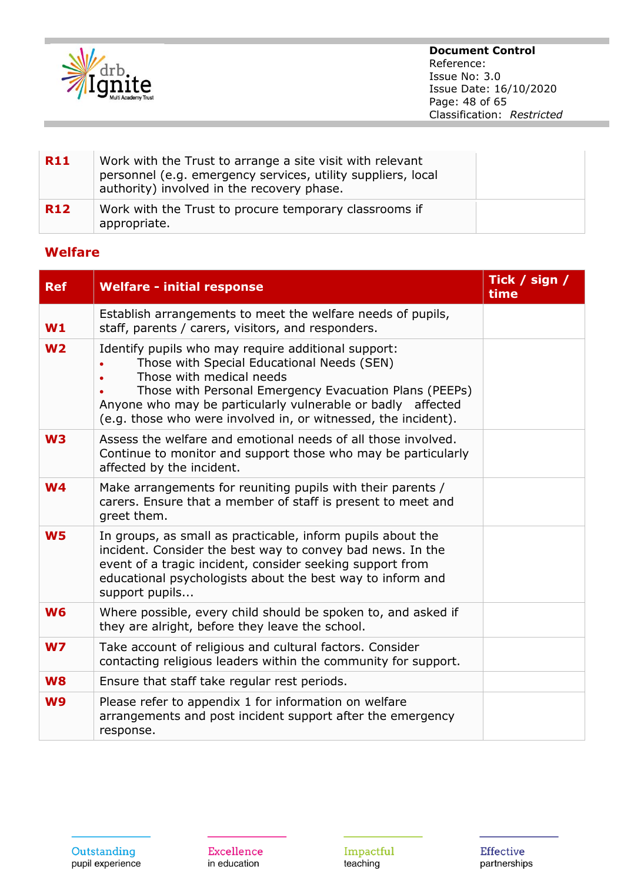| | | |
|---|---|---|
| **R11** | Work with the Trust to arrange a site visit with relevant personnel (e.g. emergency services, utility suppliers, local authority) involved in the recovery phase. | |
| **R12** | Work with the Trust to procure temporary classrooms if appropriate. | |

## Welfare

| Ref | Welfare - initial response | Tick / sign / time |
|---|---|---|
| **W1** | Establish arrangements to meet the welfare needs of pupils, staff, parents / carers, visitors, and responders. | |
| **W2** | Identify pupils who may require additional support:<br>• Those with Special Educational Needs (SEN)<br>• Those with medical needs<br>• Those with Personal Emergency Evacuation Plans (PEEPs)<br>Anyone who may be particularly vulnerable or badly affected (e.g. those who were involved in, or witnessed, the incident). | |
| **W3** | Assess the welfare and emotional needs of all those involved. Continue to monitor and support those who may be particularly affected by the incident. | |
| **W4** | Make arrangements for reuniting pupils with their parents / carers. Ensure that a member of staff is present to meet and greet them. | |
| **W5** | In groups, as small as practicable, inform pupils about the incident. Consider the best way to convey bad news. In the event of a tragic incident, consider seeking support from educational psychologists about the best way to inform and support pupils... | |
| **W6** | Where possible, every child should be spoken to, and asked if they are alright, before they leave the school. | |
| **W7** | Take account of religious and cultural factors. Consider contacting religious leaders within the community for support. | |
| **W8** | Ensure that staff take regular rest periods. | |
| **W9** | Please refer to appendix 1 for information on welfare arrangements and post incident support after the emergency response. | |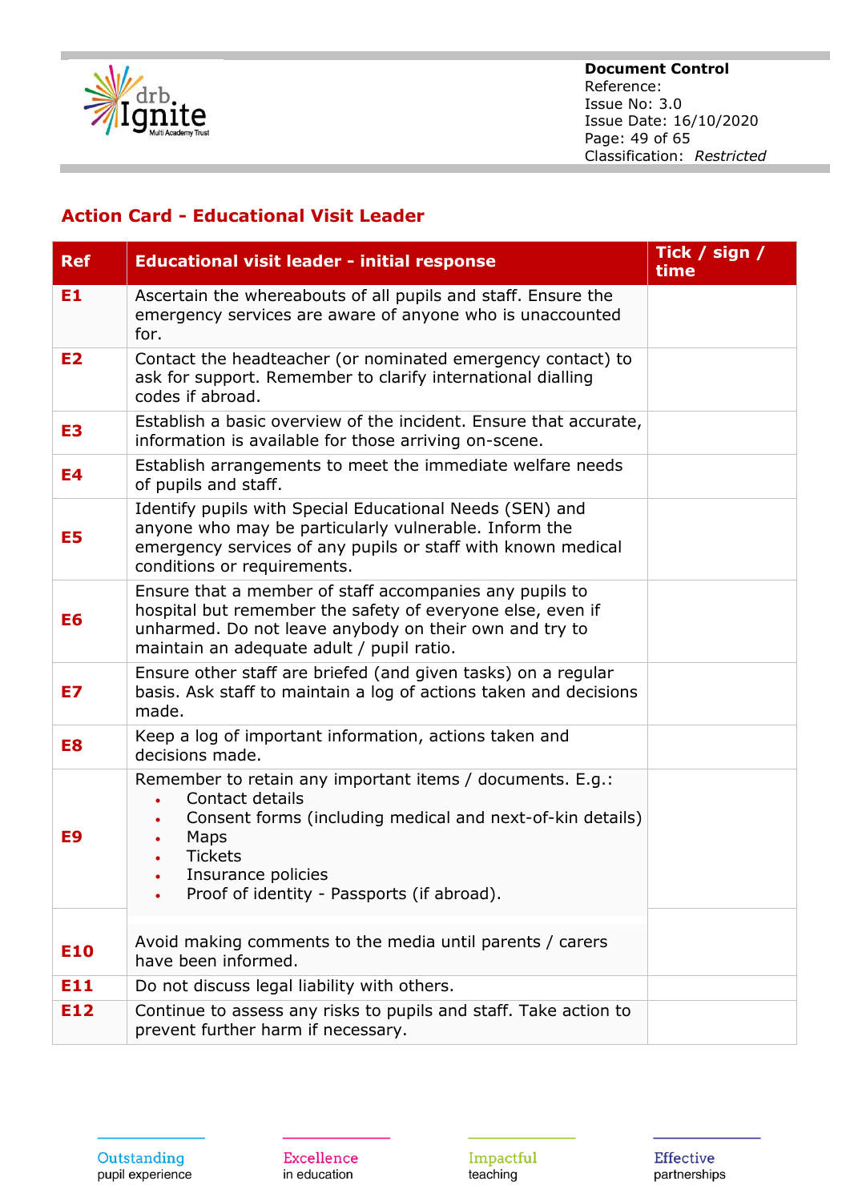## Action Card - Educational Visit Leader

| Ref | Educational visit leader - initial response | Tick / sign / time |
|---|---|---|
| E1 | Ascertain the whereabouts of all pupils and staff. Ensure the emergency services are aware of anyone who is unaccounted for. | |
| E2 | Contact the headteacher (or nominated emergency contact) to ask for support. Remember to clarify international dialling codes if abroad. | |
| E3 | Establish a basic overview of the incident. Ensure that accurate, information is available for those arriving on-scene. | |
| E4 | Establish arrangements to meet the immediate welfare needs of pupils and staff. | |
| E5 | Identify pupils with Special Educational Needs (SEN) and anyone who may be particularly vulnerable. Inform the emergency services of any pupils or staff with known medical conditions or requirements. | |
| E6 | Ensure that a member of staff accompanies any pupils to hospital but remember the safety of everyone else, even if unharmed. Do not leave anybody on their own and try to maintain an adequate adult / pupil ratio. | |
| E7 | Ensure other staff are briefed (and given tasks) on a regular basis. Ask staff to maintain a log of actions taken and decisions made. | |
| E8 | Keep a log of important information, actions taken and decisions made. | |
| E9 | Remember to retain any important items / documents. E.g.: <br>• Contact details <br>• Consent forms (including medical and next-of-kin details) <br>• Maps <br>• Tickets <br>• Insurance policies <br>• Proof of identity - Passports (if abroad). | |
| E10 | Avoid making comments to the media until parents / carers have been informed. | |
| E11 | Do not discuss legal liability with others. | |
| E12 | Continue to assess any risks to pupils and staff. Take action to prevent further harm if necessary. | |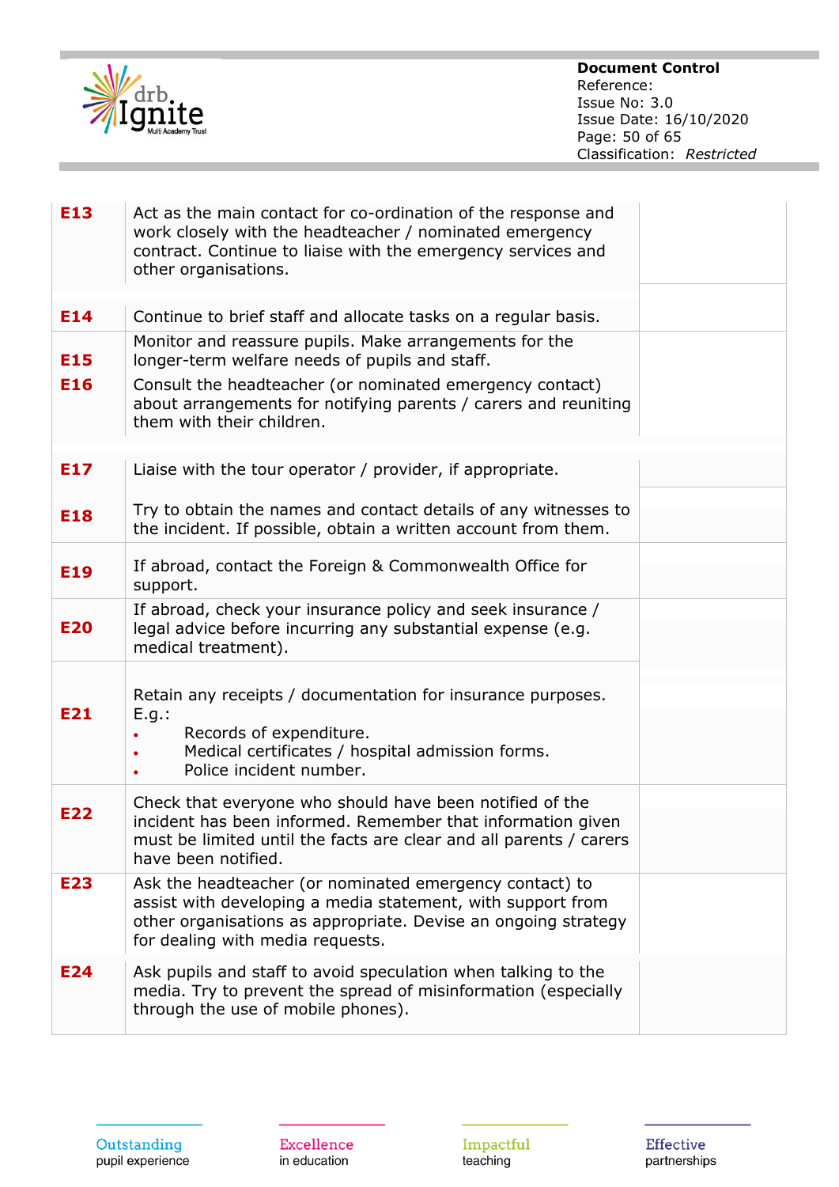| | | |
|---|---|---|
| **E13** | Act as the main contact for co-ordination of the response and work closely with the headteacher / nominated emergency contract. Continue to liaise with the emergency services and other organisations. | |
| **E14** | Continue to brief staff and allocate tasks on a regular basis. | |
| **E15** | Monitor and reassure pupils. Make arrangements for the longer-term welfare needs of pupils and staff. | |
| **E16** | Consult the headteacher (or nominated emergency contact) about arrangements for notifying parents / carers and reuniting them with their children. | |
| **E17** | Liaise with the tour operator / provider, if appropriate. | |
| **E18** | Try to obtain the names and contact details of any witnesses to the incident. If possible, obtain a written account from them. | |
| **E19** | If abroad, contact the Foreign & Commonwealth Office for support. | |
| **E20** | If abroad, check your insurance policy and seek insurance / legal advice before incurring any substantial expense (e.g. medical treatment). | |
| **E21** | Retain any receipts / documentation for insurance purposes. E.g.: <br>• Records of expenditure. <br>• Medical certificates / hospital admission forms. <br>• Police incident number. | |
| **E22** | Check that everyone who should have been notified of the incident has been informed. Remember that information given must be limited until the facts are clear and all parents / carers have been notified. | |
| **E23** | Ask the headteacher (or nominated emergency contact) to assist with developing a media statement, with support from other organisations as appropriate. Devise an ongoing strategy for dealing with media requests. | |
| **E24** | Ask pupils and staff to avoid speculation when talking to the media. Try to prevent the spread of misinformation (especially through the use of mobile phones). | |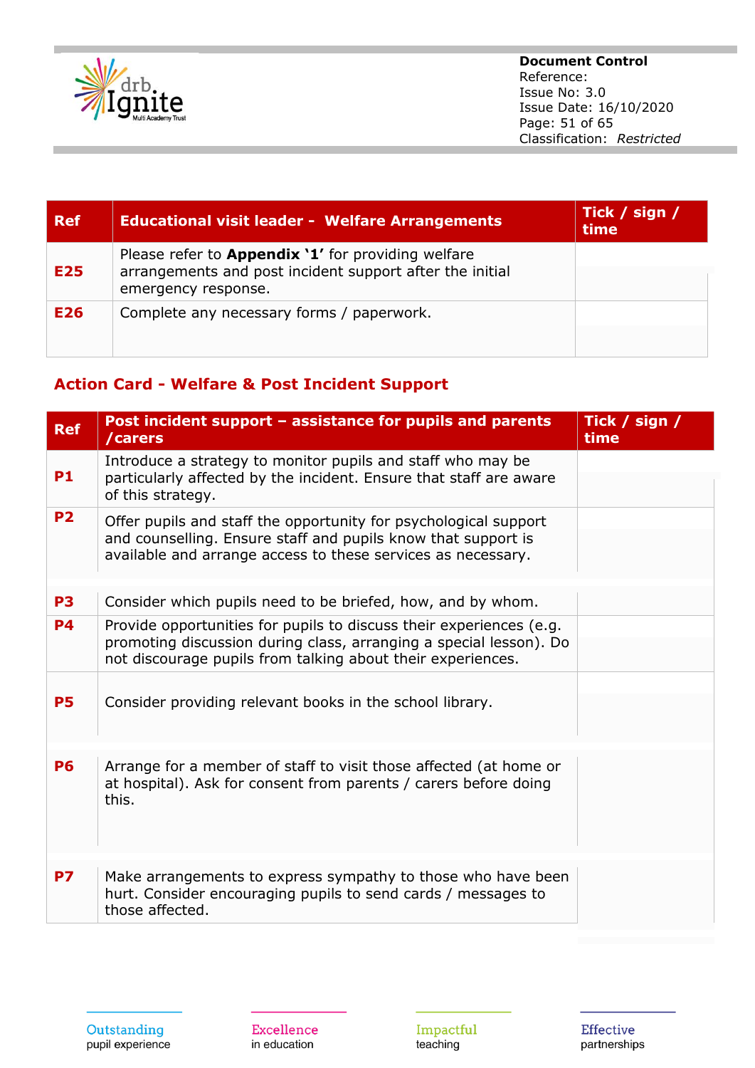| Ref | Educational visit leader - Welfare Arrangements | Tick / sign / time |
|---|---|---|
| E25 | Please refer to **Appendix '1'** for providing welfare arrangements and post incident support after the initial emergency response. | |
| E26 | Complete any necessary forms / paperwork. | |

## Action Card - Welfare & Post Incident Support

| Ref | Post incident support – assistance for pupils and parents /carers | Tick / sign / time |
|---|---|---|
| P1 | Introduce a strategy to monitor pupils and staff who may be particularly affected by the incident. Ensure that staff are aware of this strategy. | |
| P2 | Offer pupils and staff the opportunity for psychological support and counselling. Ensure staff and pupils know that support is available and arrange access to these services as necessary. | |
| P3 | Consider which pupils need to be briefed, how, and by whom. | |
| P4 | Provide opportunities for pupils to discuss their experiences (e.g. promoting discussion during class, arranging a special lesson). Do not discourage pupils from talking about their experiences. | |
| P5 | Consider providing relevant books in the school library. | |
| P6 | Arrange for a member of staff to visit those affected (at home or at hospital). Ask for consent from parents / carers before doing this. | |
| P7 | Make arrangements to express sympathy to those who have been hurt. Consider encouraging pupils to send cards / messages to those affected. | |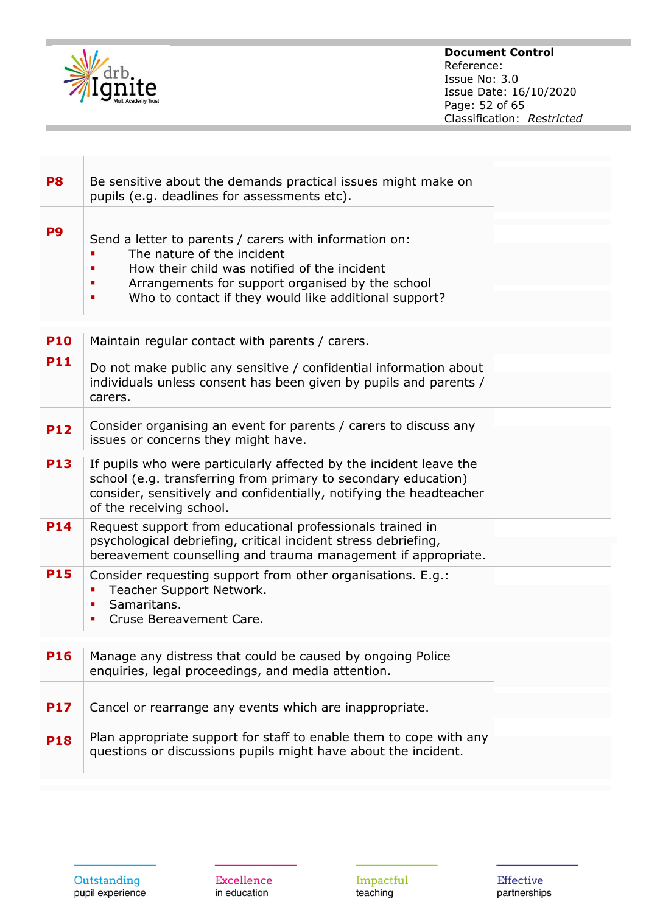| | | |
|---|---|---|
| **P8** | Be sensitive about the demands practical issues might make on pupils (e.g. deadlines for assessments etc). | |
| **P9** | Send a letter to parents / carers with information on:<br>▪ The nature of the incident<br>▪ How their child was notified of the incident<br>▪ Arrangements for support organised by the school<br>▪ Who to contact if they would like additional support? | |
| **P10** | Maintain regular contact with parents / carers. | |
| **P11** | Do not make public any sensitive / confidential information about individuals unless consent has been given by pupils and parents / carers. | |
| **P12** | Consider organising an event for parents / carers to discuss any issues or concerns they might have. | |
| **P13** | If pupils who were particularly affected by the incident leave the school (e.g. transferring from primary to secondary education) consider, sensitively and confidentially, notifying the headteacher of the receiving school. | |
| **P14** | Request support from educational professionals trained in psychological debriefing, critical incident stress debriefing, bereavement counselling and trauma management if appropriate. | |
| **P15** | Consider requesting support from other organisations. E.g.:<br>▪ Teacher Support Network.<br>▪ Samaritans.<br>▪ Cruse Bereavement Care. | |
| **P16** | Manage any distress that could be caused by ongoing Police enquiries, legal proceedings, and media attention. | |
| **P17** | Cancel or rearrange any events which are inappropriate. | |
| **P18** | Plan appropriate support for staff to enable them to cope with any questions or discussions pupils might have about the incident. | |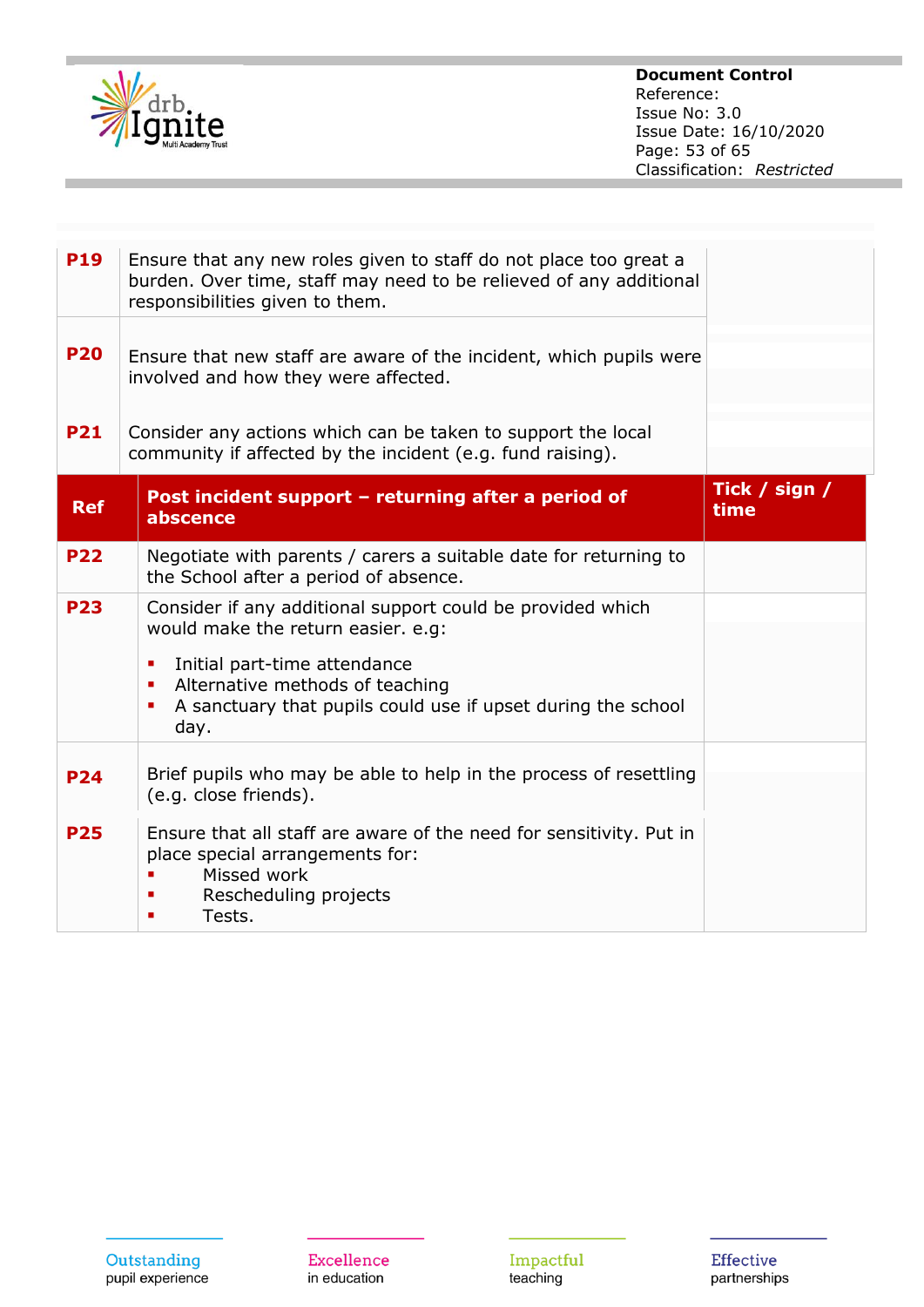| | | |
|---|---|---|
| **P19** | Ensure that any new roles given to staff do not place too great a burden. Over time, staff may need to be relieved of any additional responsibilities given to them. | |
| **P20** | Ensure that new staff are aware of the incident, which pupils were involved and how they were affected. | |
| **P21** | Consider any actions which can be taken to support the local community if affected by the incident (e.g. fund raising). | |

| Ref | Post incident support – returning after a period of absence | Tick / sign / time |
|---|---|---|
| **P22** | Negotiate with parents / carers a suitable date for returning to the School after a period of absence. | |
| **P23** | Consider if any additional support could be provided which would make the return easier. e.g:<br>▪ Initial part-time attendance<br>▪ Alternative methods of teaching<br>▪ A sanctuary that pupils could use if upset during the school day. | |
| **P24** | Brief pupils who may be able to help in the process of resettling (e.g. close friends). | |
| **P25** | Ensure that all staff are aware of the need for sensitivity. Put in place special arrangements for:<br>▪ Missed work<br>▪ Rescheduling projects<br>▪ Tests. | |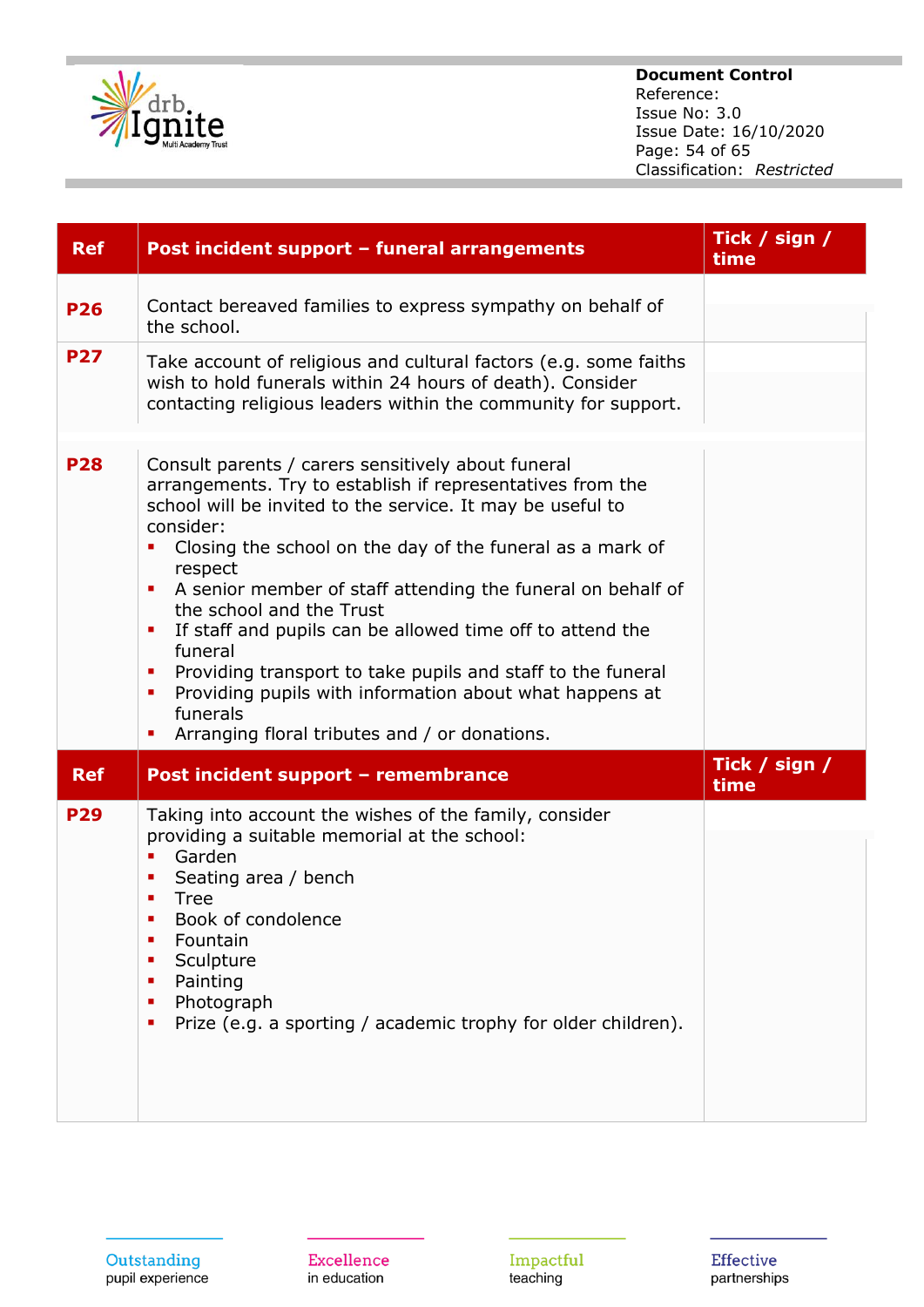| Ref | Post incident support – funeral arrangements | Tick / sign / time |
|---|---|---|
| P26 | Contact bereaved families to express sympathy on behalf of the school. | |
| P27 | Take account of religious and cultural factors (e.g. some faiths wish to hold funerals within 24 hours of death). Consider contacting religious leaders within the community for support. | |
| P28 | Consult parents / carers sensitively about funeral arrangements. Try to establish if representatives from the school will be invited to the service. It may be useful to consider:<br>▪ Closing the school on the day of the funeral as a mark of respect<br>▪ A senior member of staff attending the funeral on behalf of the school and the Trust<br>▪ If staff and pupils can be allowed time off to attend the funeral<br>▪ Providing transport to take pupils and staff to the funeral<br>▪ Providing pupils with information about what happens at funerals<br>▪ Arranging floral tributes and / or donations. | |

| Ref | Post incident support – remembrance | Tick / sign / time |
|---|---|---|
| P29 | Taking into account the wishes of the family, consider providing a suitable memorial at the school:<br>▪ Garden<br>▪ Seating area / bench<br>▪ Tree<br>▪ Book of condolence<br>▪ Fountain<br>▪ Sculpture<br>▪ Painting<br>▪ Photograph<br>▪ Prize (e.g. a sporting / academic trophy for older children). | |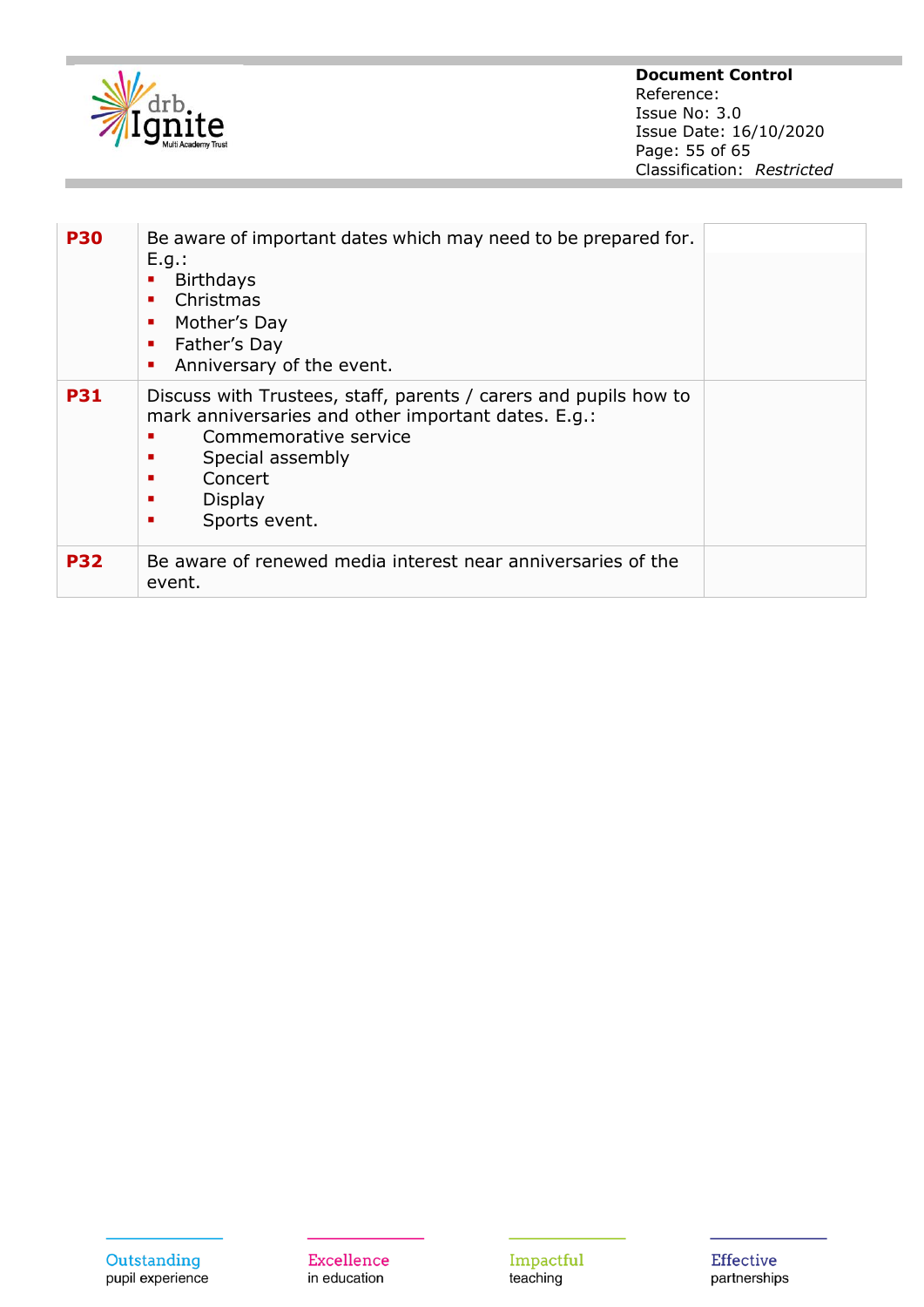| | | |
|---|---|---|
| **P30** | Be aware of important dates which may need to be prepared for. E.g.:<br>▪ Birthdays<br>▪ Christmas<br>▪ Mother's Day<br>▪ Father's Day<br>▪ Anniversary of the event. | |
| **P31** | Discuss with Trustees, staff, parents / carers and pupils how to mark anniversaries and other important dates. E.g.:<br>▪ Commemorative service<br>▪ Special assembly<br>▪ Concert<br>▪ Display<br>▪ Sports event. | |
| **P32** | Be aware of renewed media interest near anniversaries of the event. | |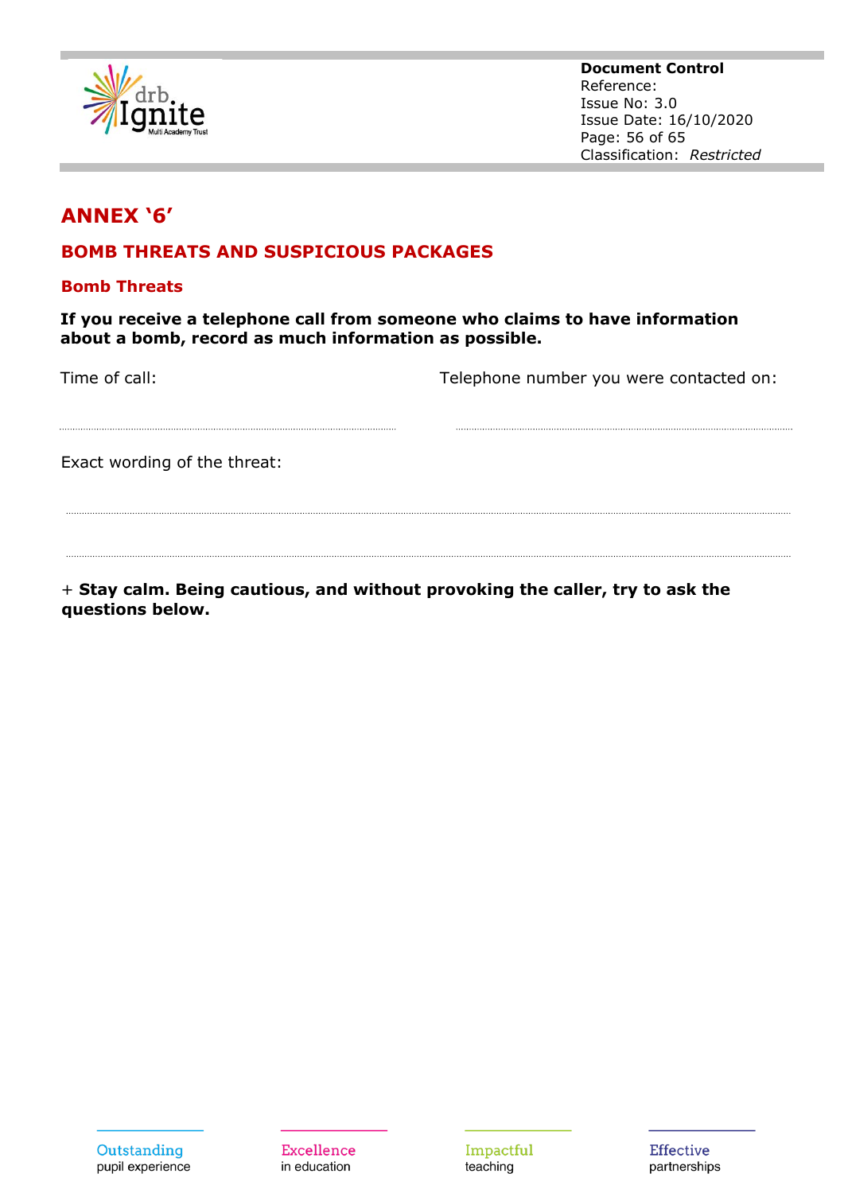## ANNEX '6'

### BOMB THREATS AND SUSPICIOUS PACKAGES

#### Bomb Threats

**If you receive a telephone call from someone who claims to have information about a bomb, record as much information as possible.**

Time of call: ........................................................

Telephone number you were contacted on: ........................................................

Exact wording of the threat:

........................................................................................................................

........................................................................................................................

+ **Stay calm. Being cautious, and without provoking the caller, try to ask the questions below.**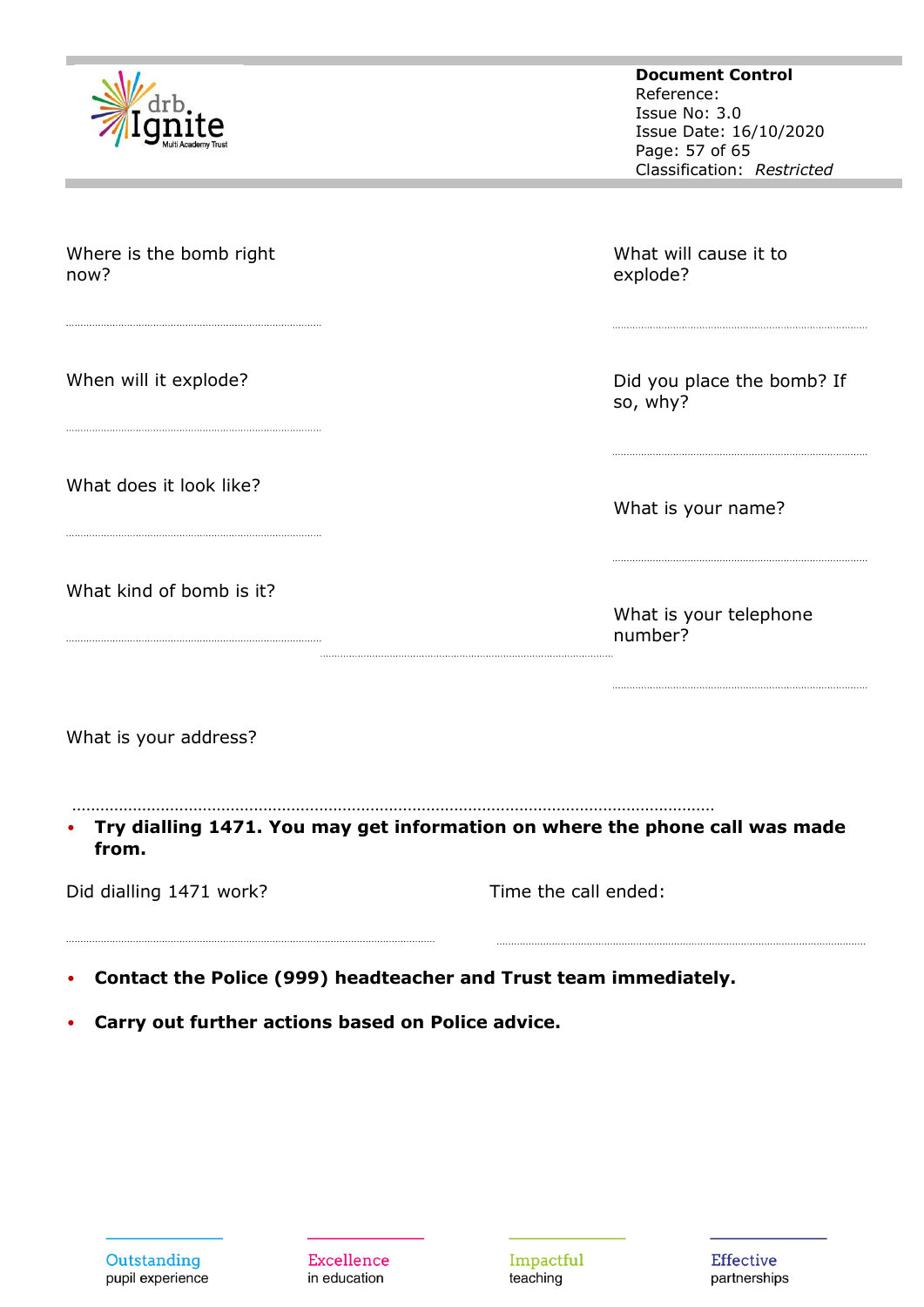Where is the bomb right now?

……………………………………………………………

What will cause it to explode?

……………………………………………………………

When will it explode?

……………………………………………………………

Did you place the bomb? If so, why?

……………………………………………………………

What does it look like?

……………………………………………………………

What is your name?

……………………………………………………………

What kind of bomb is it?

……………………………………………………………

What is your telephone number?

……………………………………………………………

What is your address?

………………………………………………………………………………………………………………………………

- **Try dialling 1471. You may get information on where the phone call was made from.**

Did dialling 1471 work?

……………………………………………………………

Time the call ended:

……………………………………………………………

- **Contact the Police (999) headteacher and Trust team immediately.**
- **Carry out further actions based on Police advice.**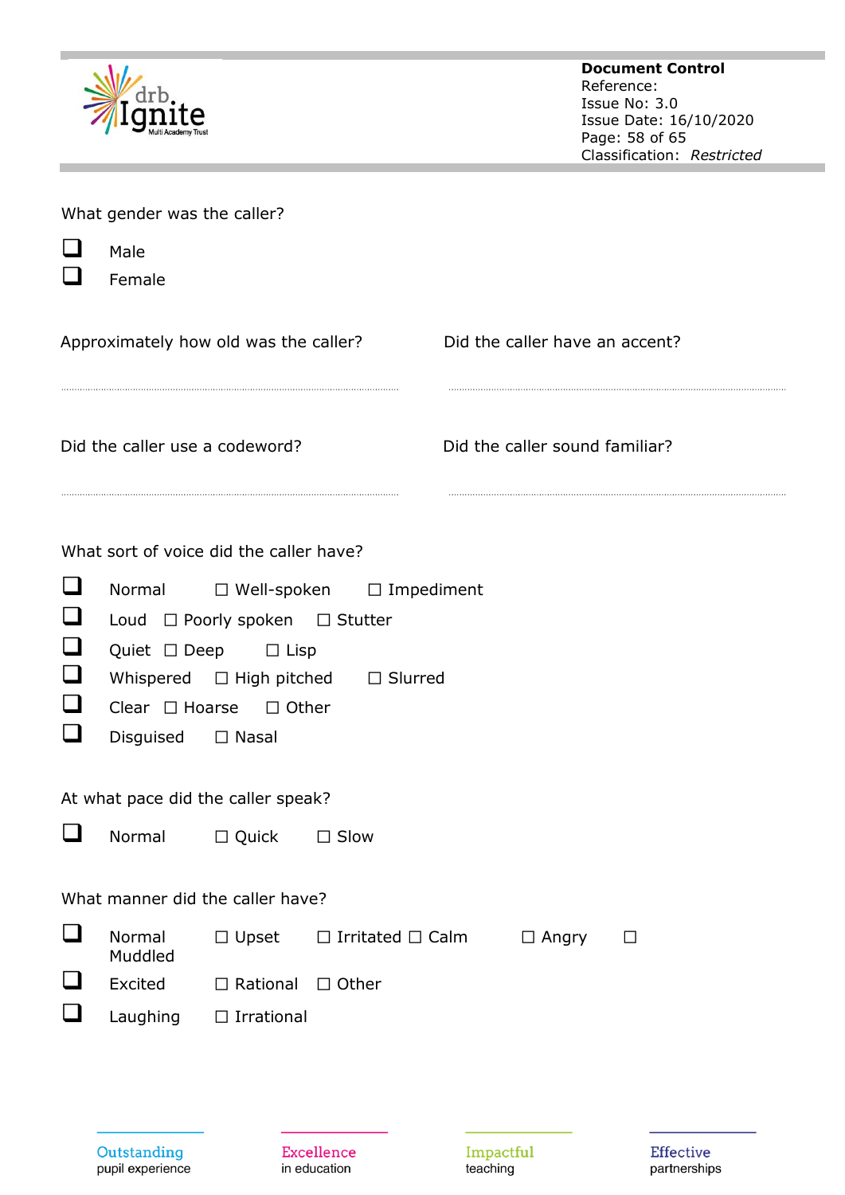What gender was the caller?

- ☐ Male
- ☐ Female

Approximately how old was the caller?

......................................................................................................

Did the caller have an accent?

......................................................................................................

Did the caller use a codeword?

......................................................................................................

Did the caller sound familiar?

......................................................................................................

What sort of voice did the caller have?

| | | |
|---|---|---|
| ☐ Normal | ☐ Well-spoken | ☐ Impediment |
| ☐ Loud | ☐ Poorly spoken | ☐ Stutter |
| ☐ Quiet | ☐ Deep | ☐ Lisp |
| ☐ Whispered | ☐ High pitched | ☐ Slurred |
| ☐ Clear | ☐ Hoarse | ☐ Other |
| ☐ Disguised | ☐ Nasal | |

At what pace did the caller speak?

☐ Normal ☐ Quick ☐ Slow

What manner did the caller have?

☐ Normal ☐ Upset ☐ Irritated ☐ Calm ☐ Angry ☐ Muddled

☐ Excited ☐ Rational ☐ Other

☐ Laughing ☐ Irrational

Outstanding pupil experience | Excellence in education | Impactful teaching | Effective partnerships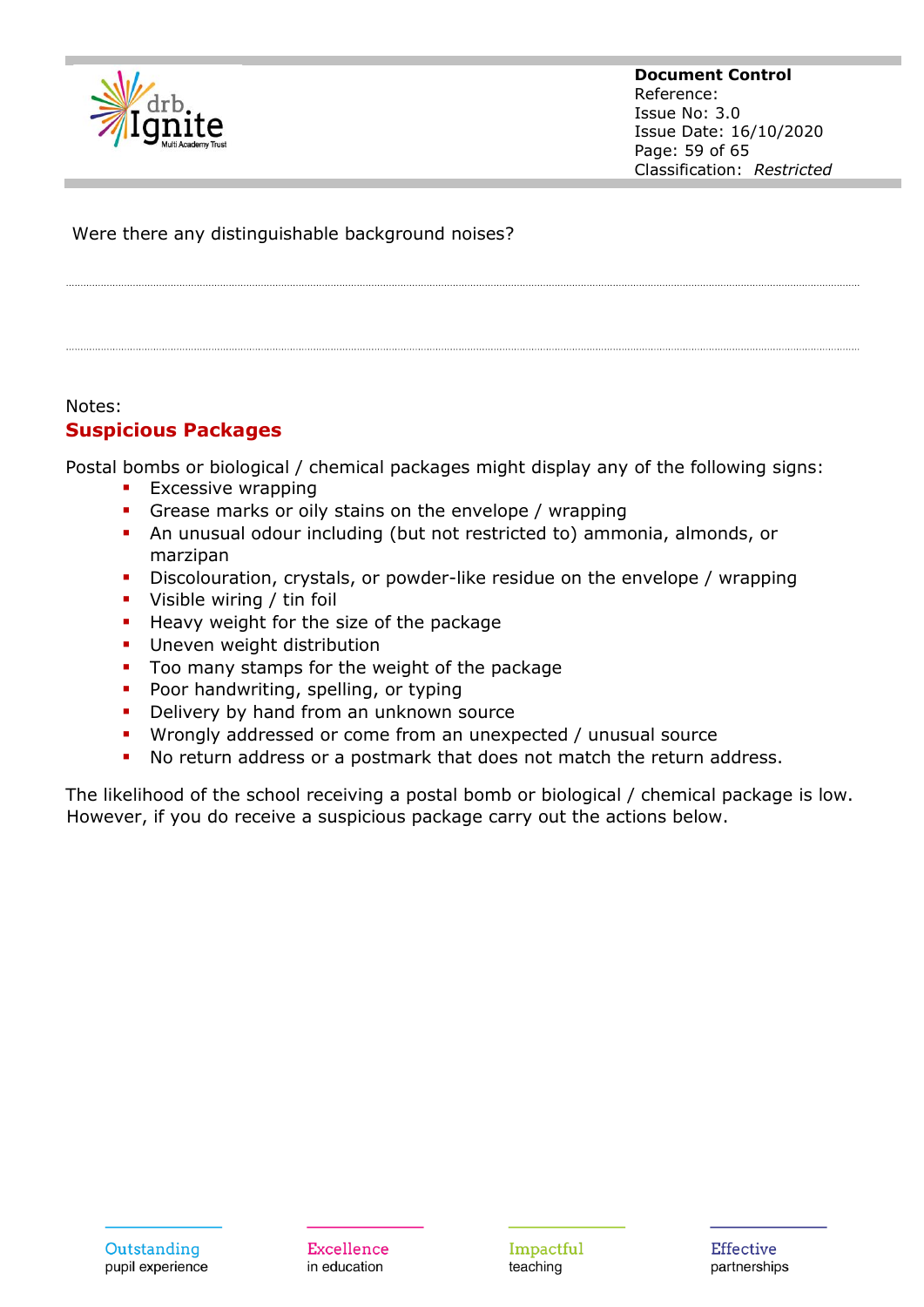Were there any distinguishable background noises?

.............................................................................................................................................

.............................................................................................................................................

Notes:

## Suspicious Packages

Postal bombs or biological / chemical packages might display any of the following signs:

- Excessive wrapping
- Grease marks or oily stains on the envelope / wrapping
- An unusual odour including (but not restricted to) ammonia, almonds, or marzipan
- Discolouration, crystals, or powder-like residue on the envelope / wrapping
- Visible wiring / tin foil
- Heavy weight for the size of the package
- Uneven weight distribution
- Too many stamps for the weight of the package
- Poor handwriting, spelling, or typing
- Delivery by hand from an unknown source
- Wrongly addressed or come from an unexpected / unusual source
- No return address or a postmark that does not match the return address.

The likelihood of the school receiving a postal bomb or biological / chemical package is low. However, if you do receive a suspicious package carry out the actions below.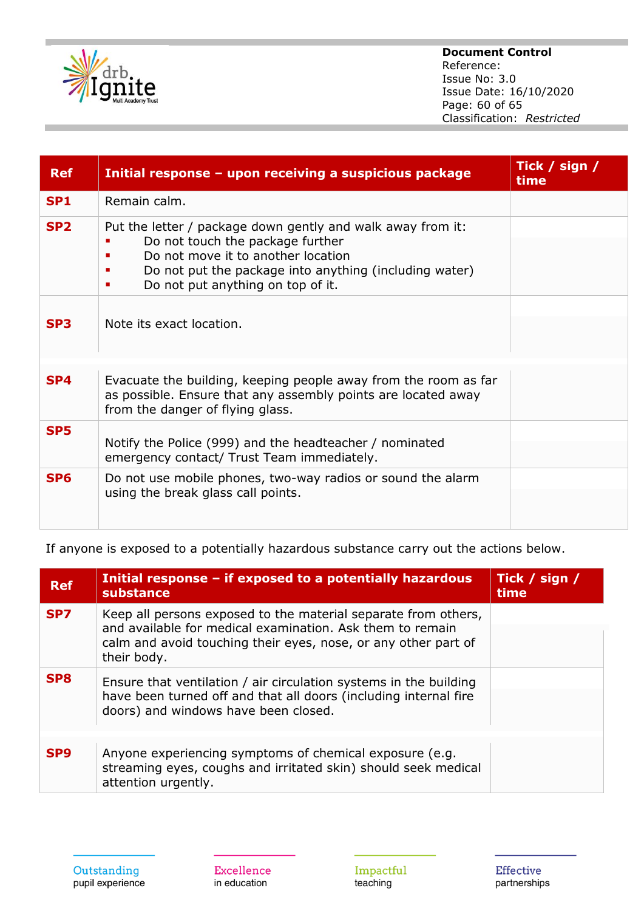| Ref | Initial response – upon receiving a suspicious package | Tick / sign / time |
|---|---|---|
| SP1 | Remain calm. | |
| SP2 | Put the letter / package down gently and walk away from it:<br>▪ Do not touch the package further<br>▪ Do not move it to another location<br>▪ Do not put the package into anything (including water)<br>▪ Do not put anything on top of it. | |
| SP3 | Note its exact location. | |
| SP4 | Evacuate the building, keeping people away from the room as far as possible. Ensure that any assembly points are located away from the danger of flying glass. | |
| SP5 | Notify the Police (999) and the headteacher / nominated emergency contact/ Trust Team immediately. | |
| SP6 | Do not use mobile phones, two-way radios or sound the alarm using the break glass call points. | |

If anyone is exposed to a potentially hazardous substance carry out the actions below.

| Ref | Initial response – if exposed to a potentially hazardous substance | Tick / sign / time |
|---|---|---|
| SP7 | Keep all persons exposed to the material separate from others, and available for medical examination. Ask them to remain calm and avoid touching their eyes, nose, or any other part of their body. | |
| SP8 | Ensure that ventilation / air circulation systems in the building have been turned off and that all doors (including internal fire doors) and windows have been closed. | |
| SP9 | Anyone experiencing symptoms of chemical exposure (e.g. streaming eyes, coughs and irritated skin) should seek medical attention urgently. | |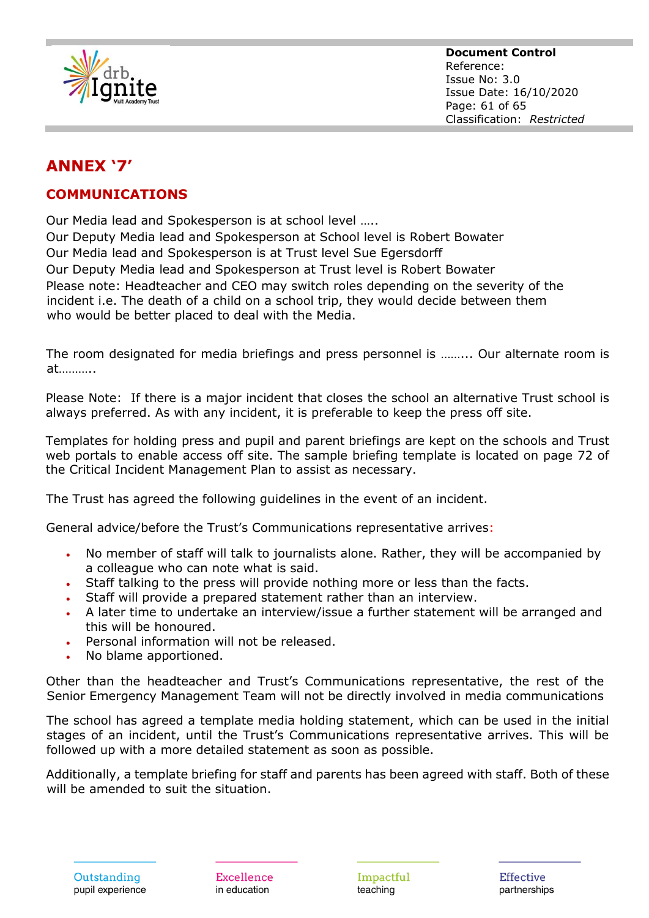## ANNEX '7'

### COMMUNICATIONS

Our Media lead and Spokesperson is at school level …..
Our Deputy Media lead and Spokesperson at School level is Robert Bowater
Our Media lead and Spokesperson is at Trust level Sue Egersdorff
Our Deputy Media lead and Spokesperson at Trust level is Robert Bowater
Please note: Headteacher and CEO may switch roles depending on the severity of the incident i.e. The death of a child on a school trip, they would decide between them who would be better placed to deal with the Media.

The room designated for media briefings and press personnel is …….. Our alternate room is at………..

Please Note: If there is a major incident that closes the school an alternative Trust school is always preferred. As with any incident, it is preferable to keep the press off site.

Templates for holding press and pupil and parent briefings are kept on the schools and Trust web portals to enable access off site. The sample briefing template is located on page 72 of the Critical Incident Management Plan to assist as necessary.

The Trust has agreed the following guidelines in the event of an incident.

General advice/before the Trust's Communications representative arrives:

- No member of staff will talk to journalists alone. Rather, they will be accompanied by a colleague who can note what is said.
- Staff talking to the press will provide nothing more or less than the facts.
- Staff will provide a prepared statement rather than an interview.
- A later time to undertake an interview/issue a further statement will be arranged and this will be honoured.
- Personal information will not be released.
- No blame apportioned.

Other than the headteacher and Trust's Communications representative, the rest of the Senior Emergency Management Team will not be directly involved in media communications

The school has agreed a template media holding statement, which can be used in the initial stages of an incident, until the Trust's Communications representative arrives. This will be followed up with a more detailed statement as soon as possible.

Additionally, a template briefing for staff and parents has been agreed with staff. Both of these will be amended to suit the situation.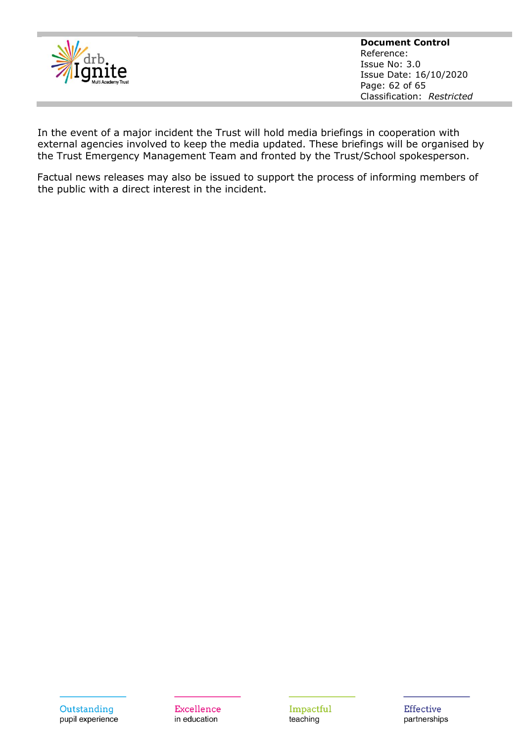In the event of a major incident the Trust will hold media briefings in cooperation with external agencies involved to keep the media updated. These briefings will be organised by the Trust Emergency Management Team and fronted by the Trust/School spokesperson.

Factual news releases may also be issued to support the process of informing members of the public with a direct interest in the incident.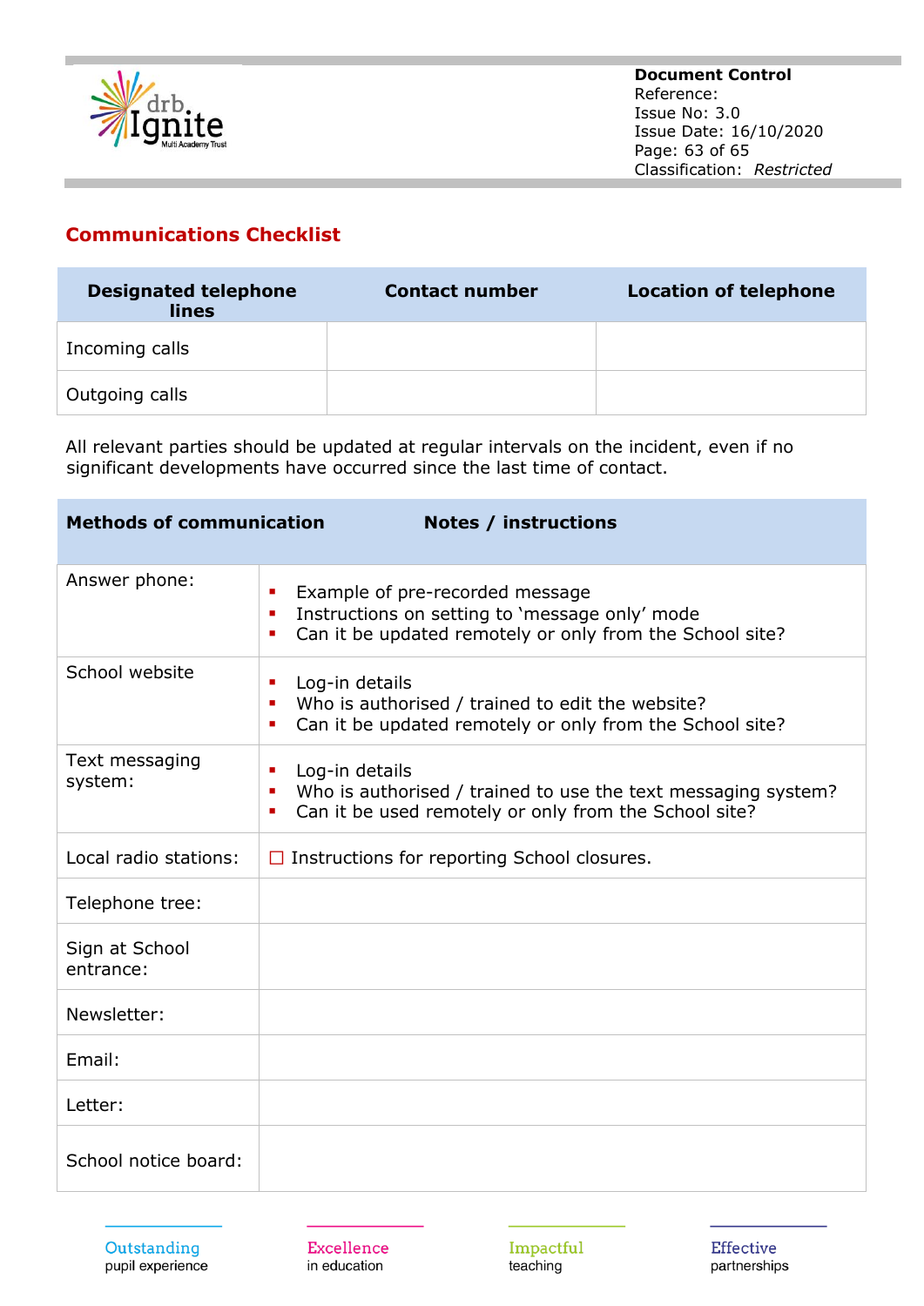## Communications Checklist

| Designated telephone lines | Contact number | Location of telephone |
|---|---|---|
| Incoming calls | | |
| Outgoing calls | | |

All relevant parties should be updated at regular intervals on the incident, even if no significant developments have occurred since the last time of contact.

| Methods of communication | Notes / instructions |
|---|---|
| Answer phone: | ▪ Example of pre-recorded message<br>▪ Instructions on setting to 'message only' mode<br>▪ Can it be updated remotely or only from the School site? |
| School website | ▪ Log-in details<br>▪ Who is authorised / trained to edit the website?<br>▪ Can it be updated remotely or only from the School site? |
| Text messaging system: | ▪ Log-in details<br>▪ Who is authorised / trained to use the text messaging system?<br>▪ Can it be used remotely or only from the School site? |
| Local radio stations: | ☐ Instructions for reporting School closures. |
| Telephone tree: | |
| Sign at School entrance: | |
| Newsletter: | |
| Email: | |
| Letter: | |
| School notice board: | |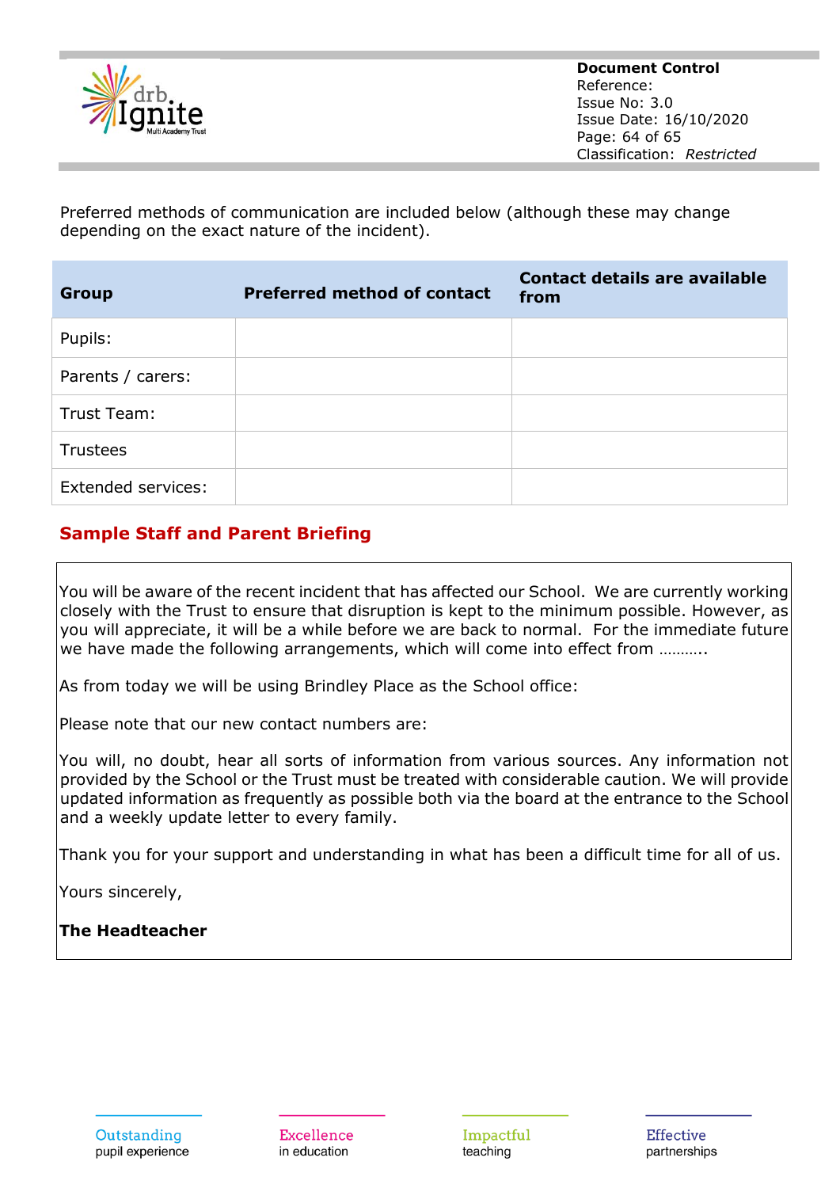Preferred methods of communication are included below (although these may change depending on the exact nature of the incident).

| Group | Preferred method of contact | Contact details are available from |
|---|---|---|
| Pupils: | | |
| Parents / carers: | | |
| Trust Team: | | |
| Trustees | | |
| Extended services: | | |

## Sample Staff and Parent Briefing

You will be aware of the recent incident that has affected our School. We are currently working closely with the Trust to ensure that disruption is kept to the minimum possible. However, as you will appreciate, it will be a while before we are back to normal. For the immediate future we have made the following arrangements, which will come into effect from ………..

As from today we will be using Brindley Place as the School office:

Please note that our new contact numbers are:

You will, no doubt, hear all sorts of information from various sources. Any information not provided by the School or the Trust must be treated with considerable caution. We will provide updated information as frequently as possible both via the board at the entrance to the School and a weekly update letter to every family.

Thank you for your support and understanding in what has been a difficult time for all of us.

Yours sincerely,

**The Headteacher**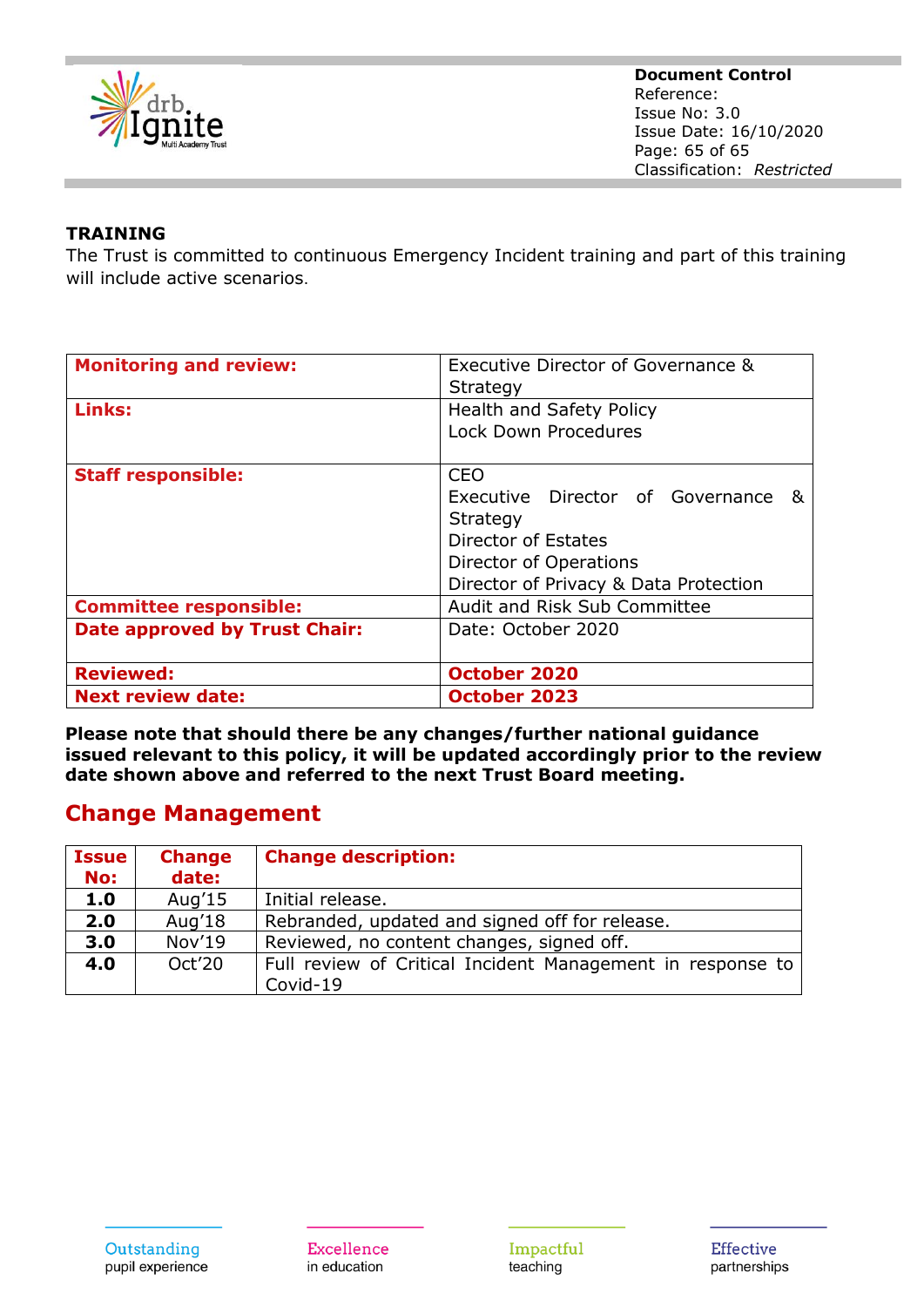**TRAINING**

The Trust is committed to continuous Emergency Incident training and part of this training will include active scenarios.

| | |
|---|---|
| **Monitoring and review:** | Executive Director of Governance & Strategy |
| **Links:** | Health and Safety Policy<br>Lock Down Procedures |
| **Staff responsible:** | CEO<br>Executive Director of Governance & Strategy<br>Director of Estates<br>Director of Operations<br>Director of Privacy & Data Protection |
| **Committee responsible:** | Audit and Risk Sub Committee |
| **Date approved by Trust Chair:** | Date: October 2020 |
| **Reviewed:** | **October 2020** |
| **Next review date:** | **October 2023** |

**Please note that should there be any changes/further national guidance issued relevant to this policy, it will be updated accordingly prior to the review date shown above and referred to the next Trust Board meeting.**

## Change Management

| Issue No: | Change date: | Change description: |
|---|---|---|
| **1.0** | Aug'15 | Initial release. |
| **2.0** | Aug'18 | Rebranded, updated and signed off for release. |
| **3.0** | Nov'19 | Reviewed, no content changes, signed off. |
| **4.0** | Oct'20 | Full review of Critical Incident Management in response to Covid-19 |